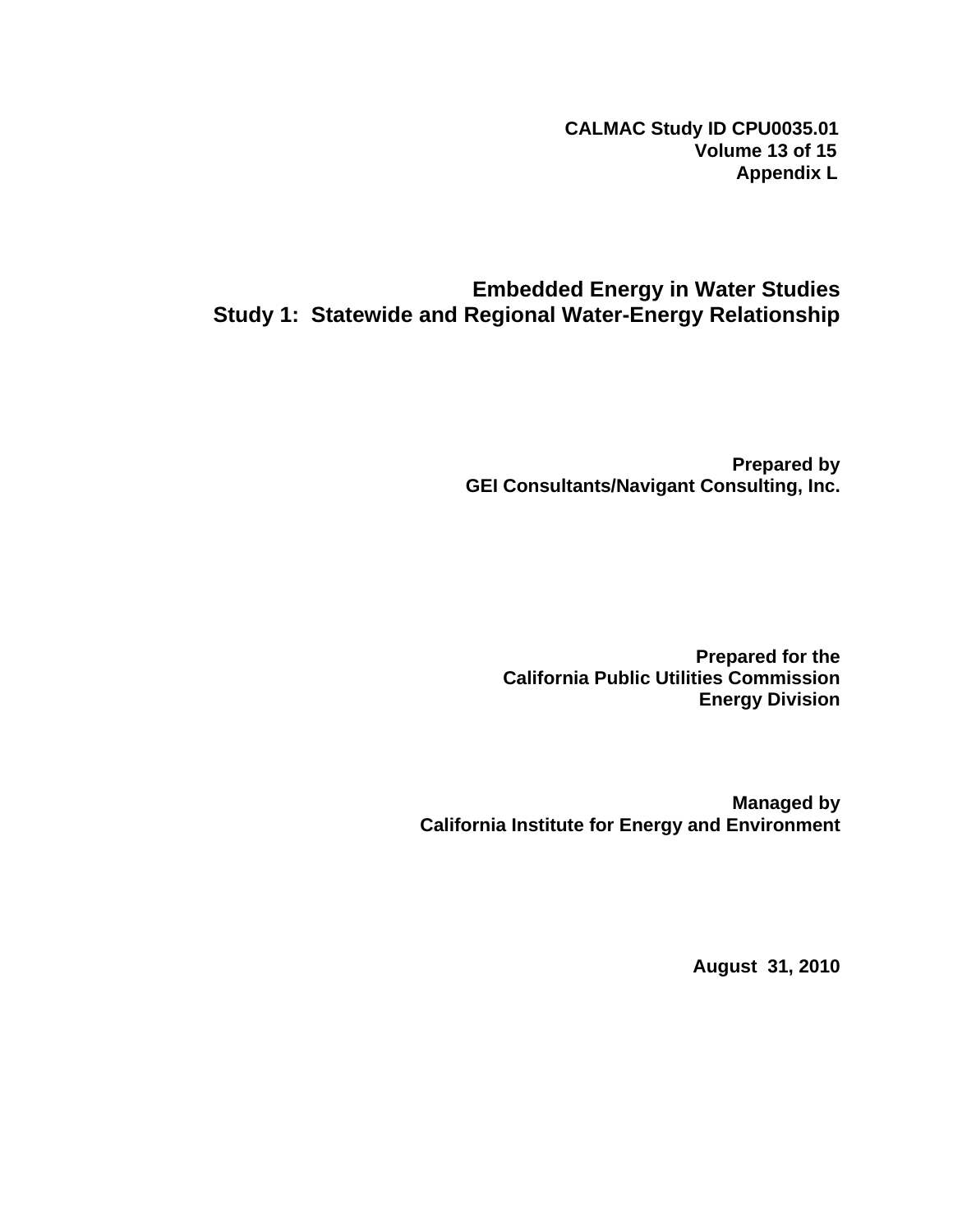**CALMAC Study ID CPU0035.01**
**Volume 13 of 15**
**Appendix L**

# Embedded Energy in Water Studies
# Study 1: Statewide and Regional Water-Energy Relationship

**Prepared by**
**GEI Consultants/Navigant Consulting, Inc.**

**Prepared for the**
**California Public Utilities Commission**
**Energy Division**

**Managed by**
**California Institute for Energy and Environment**

**August 31, 2010**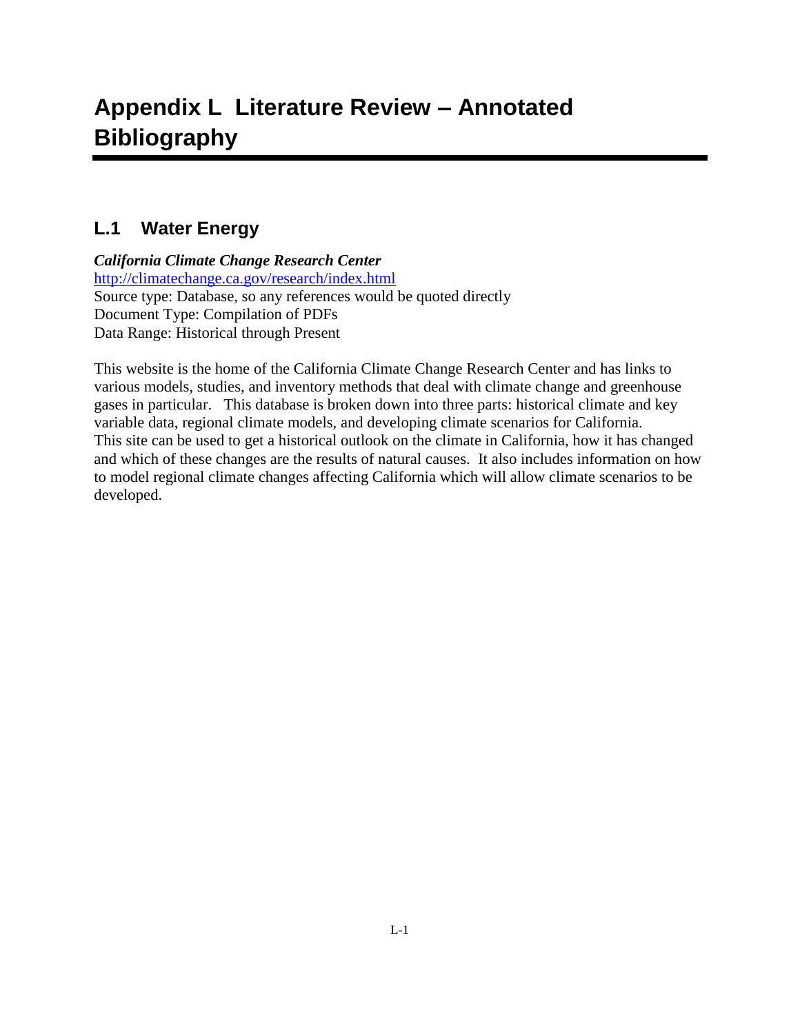# Appendix L Literature Review – Annotated Bibliography

## L.1 Water Energy

***California Climate Change Research Center***
[http://climatechange.ca.gov/research/index.html](http://climatechange.ca.gov/research/index.html)
Source type: Database, so any references would be quoted directly
Document Type: Compilation of PDFs
Data Range: Historical through Present

This website is the home of the California Climate Change Research Center and has links to various models, studies, and inventory methods that deal with climate change and greenhouse gases in particular. This database is broken down into three parts: historical climate and key variable data, regional climate models, and developing climate scenarios for California. This site can be used to get a historical outlook on the climate in California, how it has changed and which of these changes are the results of natural causes. It also includes information on how to model regional climate changes affecting California which will allow climate scenarios to be developed.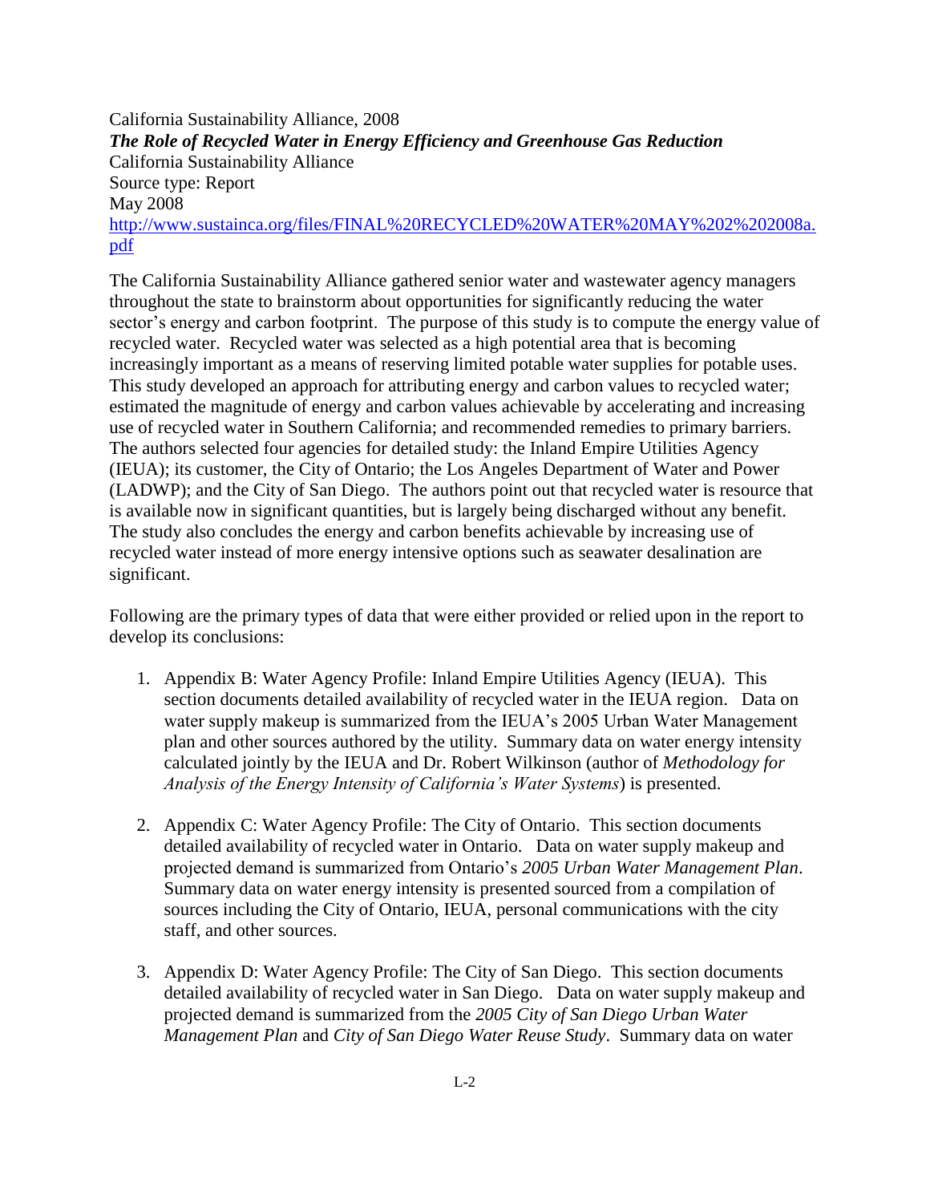California Sustainability Alliance, 2008

***The Role of Recycled Water in Energy Efficiency and Greenhouse Gas Reduction***

California Sustainability Alliance

Source type: Report

May 2008

[http://www.sustainca.org/files/FINAL%20RECYCLED%20WATER%20MAY%202%202008a.pdf](http://www.sustainca.org/files/FINAL%20RECYCLED%20WATER%20MAY%202%202008a.pdf)

The California Sustainability Alliance gathered senior water and wastewater agency managers throughout the state to brainstorm about opportunities for significantly reducing the water sector's energy and carbon footprint. The purpose of this study is to compute the energy value of recycled water. Recycled water was selected as a high potential area that is becoming increasingly important as a means of reserving limited potable water supplies for potable uses. This study developed an approach for attributing energy and carbon values to recycled water; estimated the magnitude of energy and carbon values achievable by accelerating and increasing use of recycled water in Southern California; and recommended remedies to primary barriers. The authors selected four agencies for detailed study: the Inland Empire Utilities Agency (IEUA); its customer, the City of Ontario; the Los Angeles Department of Water and Power (LADWP); and the City of San Diego. The authors point out that recycled water is resource that is available now in significant quantities, but is largely being discharged without any benefit. The study also concludes the energy and carbon benefits achievable by increasing use of recycled water instead of more energy intensive options such as seawater desalination are significant.

Following are the primary types of data that were either provided or relied upon in the report to develop its conclusions:

1. Appendix B: Water Agency Profile: Inland Empire Utilities Agency (IEUA). This section documents detailed availability of recycled water in the IEUA region. Data on water supply makeup is summarized from the IEUA's 2005 Urban Water Management plan and other sources authored by the utility. Summary data on water energy intensity calculated jointly by the IEUA and Dr. Robert Wilkinson (author of *Methodology for Analysis of the Energy Intensity of California's Water Systems*) is presented.

2. Appendix C: Water Agency Profile: The City of Ontario. This section documents detailed availability of recycled water in Ontario. Data on water supply makeup and projected demand is summarized from Ontario's *2005 Urban Water Management Plan*. Summary data on water energy intensity is presented sourced from a compilation of sources including the City of Ontario, IEUA, personal communications with the city staff, and other sources.

3. Appendix D: Water Agency Profile: The City of San Diego. This section documents detailed availability of recycled water in San Diego. Data on water supply makeup and projected demand is summarized from the *2005 City of San Diego Urban Water Management Plan* and *City of San Diego Water Reuse Study*. Summary data on water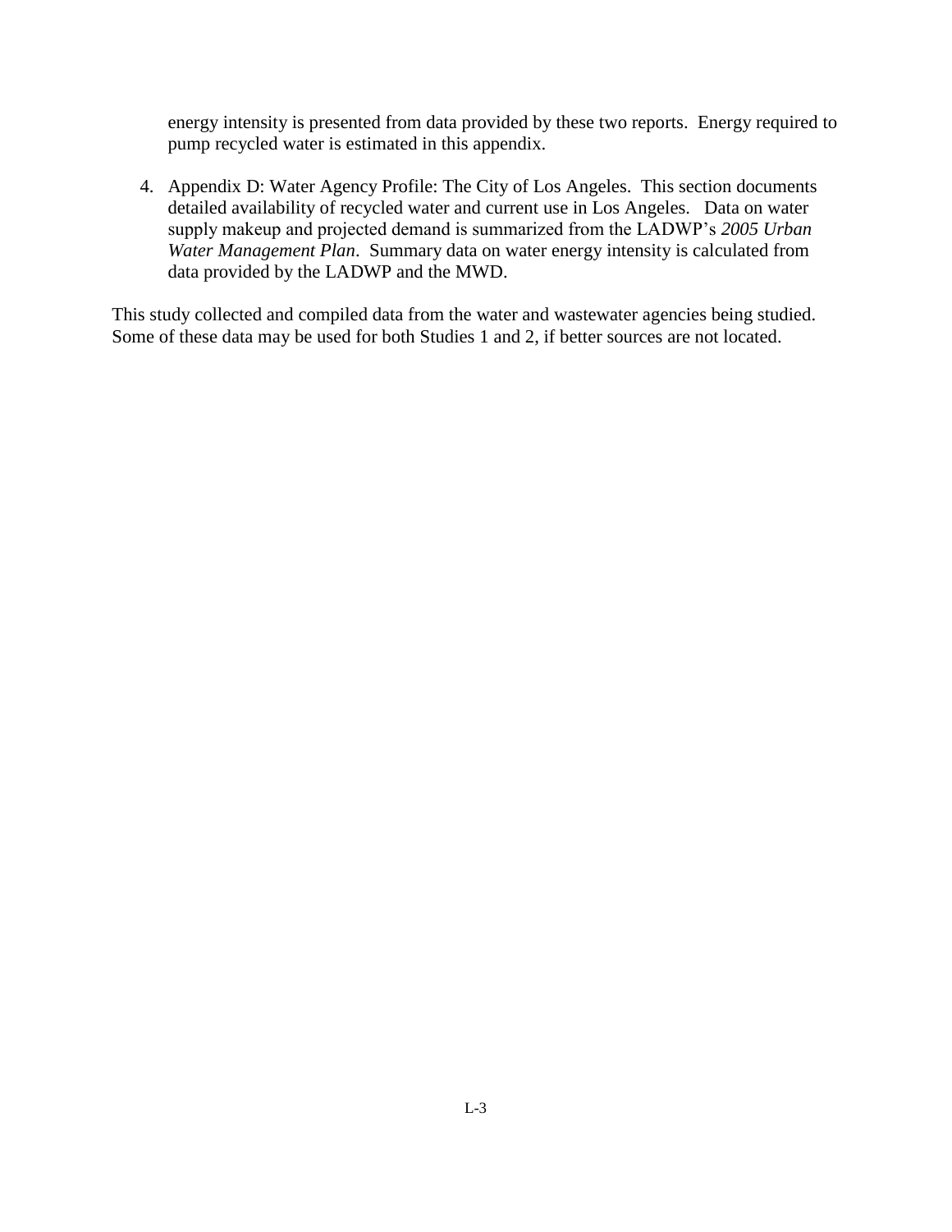energy intensity is presented from data provided by these two reports. Energy required to pump recycled water is estimated in this appendix.

4. Appendix D: Water Agency Profile: The City of Los Angeles. This section documents detailed availability of recycled water and current use in Los Angeles. Data on water supply makeup and projected demand is summarized from the LADWP's *2005 Urban Water Management Plan*. Summary data on water energy intensity is calculated from data provided by the LADWP and the MWD.

This study collected and compiled data from the water and wastewater agencies being studied. Some of these data may be used for both Studies 1 and 2, if better sources are not located.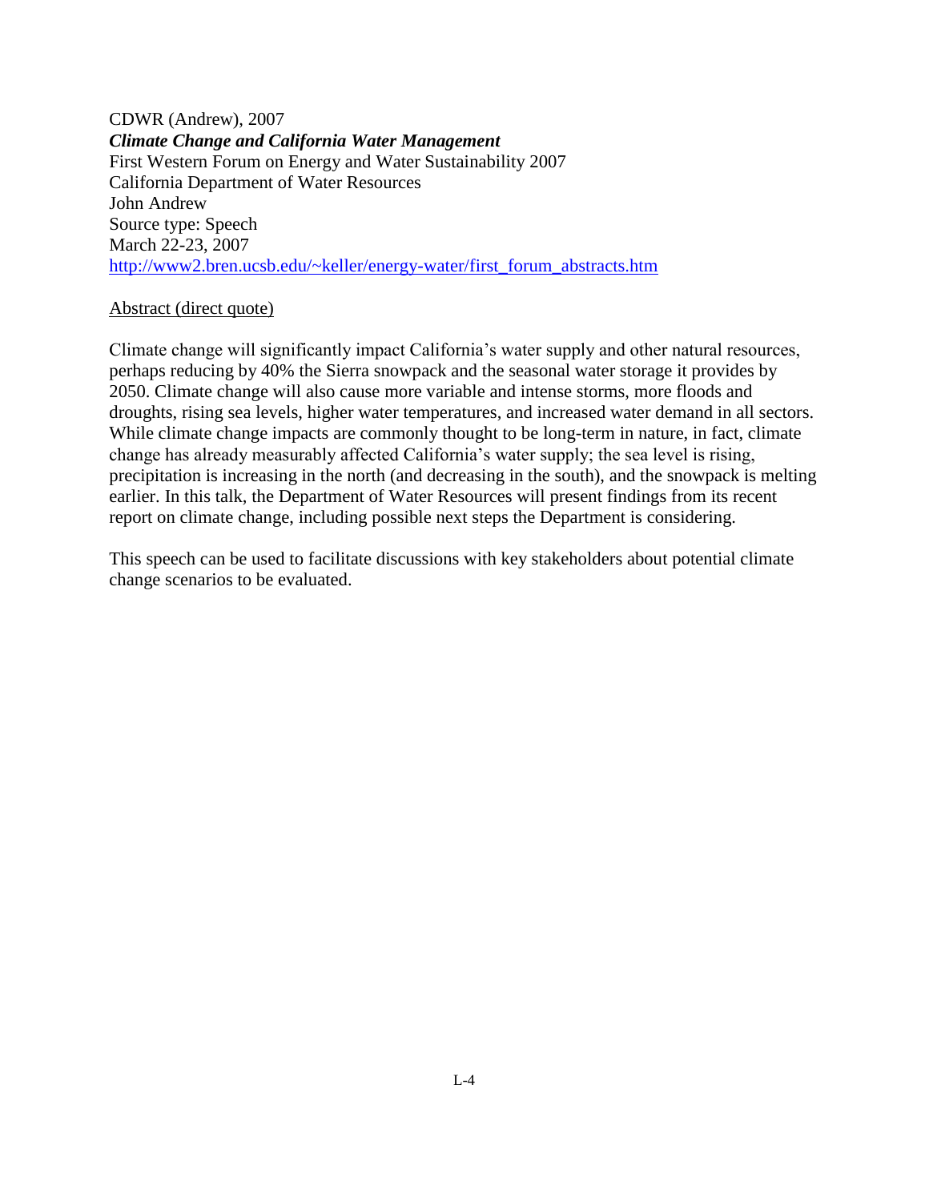CDWR (Andrew), 2007
***Climate Change and California Water Management***
First Western Forum on Energy and Water Sustainability 2007
California Department of Water Resources
John Andrew
Source type: Speech
March 22-23, 2007
http://www2.bren.ucsb.edu/~keller/energy-water/first_forum_abstracts.htm

<u>Abstract (direct quote)</u>

Climate change will significantly impact California's water supply and other natural resources, perhaps reducing by 40% the Sierra snowpack and the seasonal water storage it provides by 2050. Climate change will also cause more variable and intense storms, more floods and droughts, rising sea levels, higher water temperatures, and increased water demand in all sectors. While climate change impacts are commonly thought to be long-term in nature, in fact, climate change has already measurably affected California's water supply; the sea level is rising, precipitation is increasing in the north (and decreasing in the south), and the snowpack is melting earlier. In this talk, the Department of Water Resources will present findings from its recent report on climate change, including possible next steps the Department is considering.

This speech can be used to facilitate discussions with key stakeholders about potential climate change scenarios to be evaluated.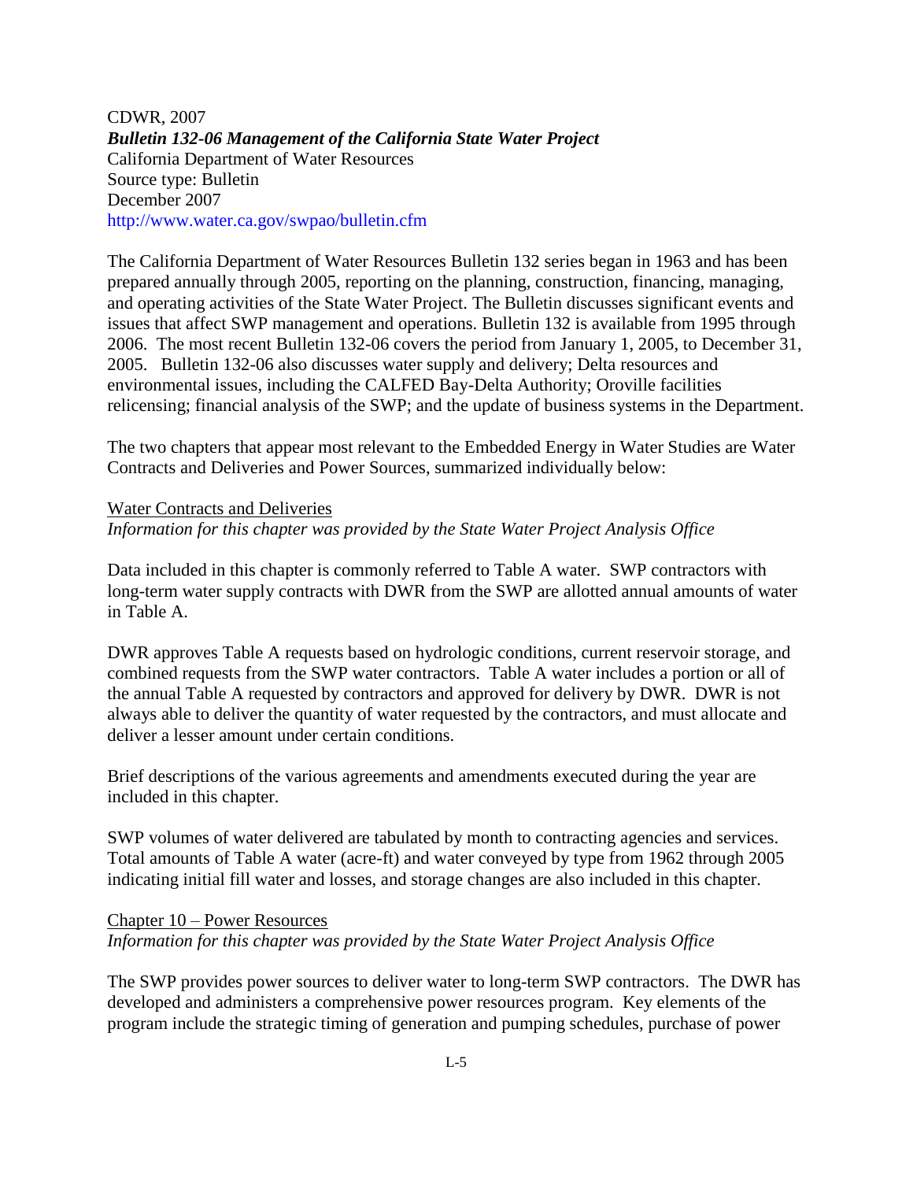CDWR, 2007
***Bulletin 132-06 Management of the California State Water Project***
California Department of Water Resources
Source type: Bulletin
December 2007
http://www.water.ca.gov/swpao/bulletin.cfm

The California Department of Water Resources Bulletin 132 series began in 1963 and has been prepared annually through 2005, reporting on the planning, construction, financing, managing, and operating activities of the State Water Project. The Bulletin discusses significant events and issues that affect SWP management and operations. Bulletin 132 is available from 1995 through 2006. The most recent Bulletin 132-06 covers the period from January 1, 2005, to December 31, 2005. Bulletin 132-06 also discusses water supply and delivery; Delta resources and environmental issues, including the CALFED Bay-Delta Authority; Oroville facilities relicensing; financial analysis of the SWP; and the update of business systems in the Department.

The two chapters that appear most relevant to the Embedded Energy in Water Studies are Water Contracts and Deliveries and Power Sources, summarized individually below:

<u>Water Contracts and Deliveries</u>
*Information for this chapter was provided by the State Water Project Analysis Office*

Data included in this chapter is commonly referred to Table A water. SWP contractors with long-term water supply contracts with DWR from the SWP are allotted annual amounts of water in Table A.

DWR approves Table A requests based on hydrologic conditions, current reservoir storage, and combined requests from the SWP water contractors. Table A water includes a portion or all of the annual Table A requested by contractors and approved for delivery by DWR. DWR is not always able to deliver the quantity of water requested by the contractors, and must allocate and deliver a lesser amount under certain conditions.

Brief descriptions of the various agreements and amendments executed during the year are included in this chapter.

SWP volumes of water delivered are tabulated by month to contracting agencies and services. Total amounts of Table A water (acre-ft) and water conveyed by type from 1962 through 2005 indicating initial fill water and losses, and storage changes are also included in this chapter.

<u>Chapter 10 – Power Resources</u>
*Information for this chapter was provided by the State Water Project Analysis Office*

The SWP provides power sources to deliver water to long-term SWP contractors. The DWR has developed and administers a comprehensive power resources program. Key elements of the program include the strategic timing of generation and pumping schedules, purchase of power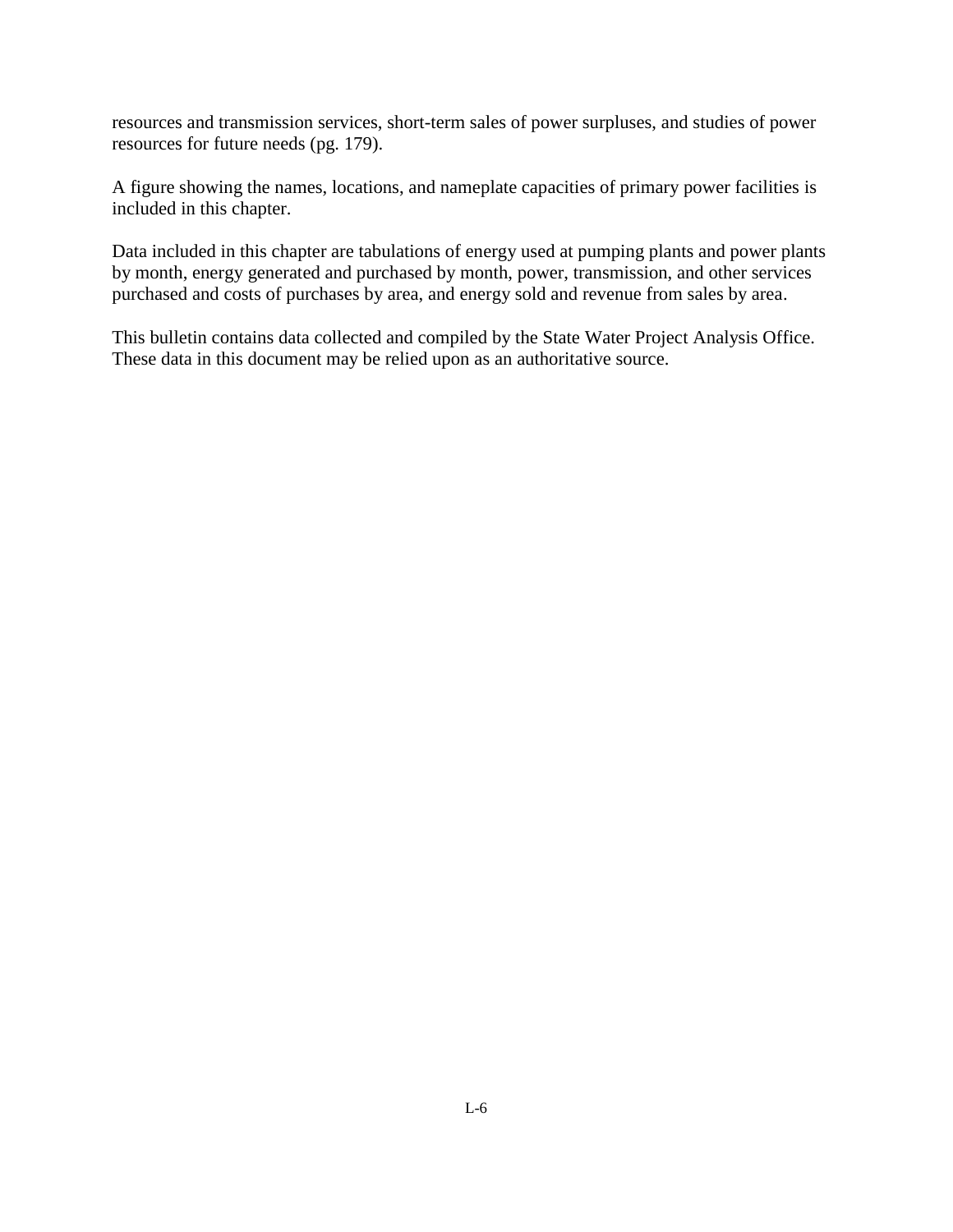resources and transmission services, short-term sales of power surpluses, and studies of power resources for future needs (pg. 179).

A figure showing the names, locations, and nameplate capacities of primary power facilities is included in this chapter.

Data included in this chapter are tabulations of energy used at pumping plants and power plants by month, energy generated and purchased by month, power, transmission, and other services purchased and costs of purchases by area, and energy sold and revenue from sales by area.

This bulletin contains data collected and compiled by the State Water Project Analysis Office. These data in this document may be relied upon as an authoritative source.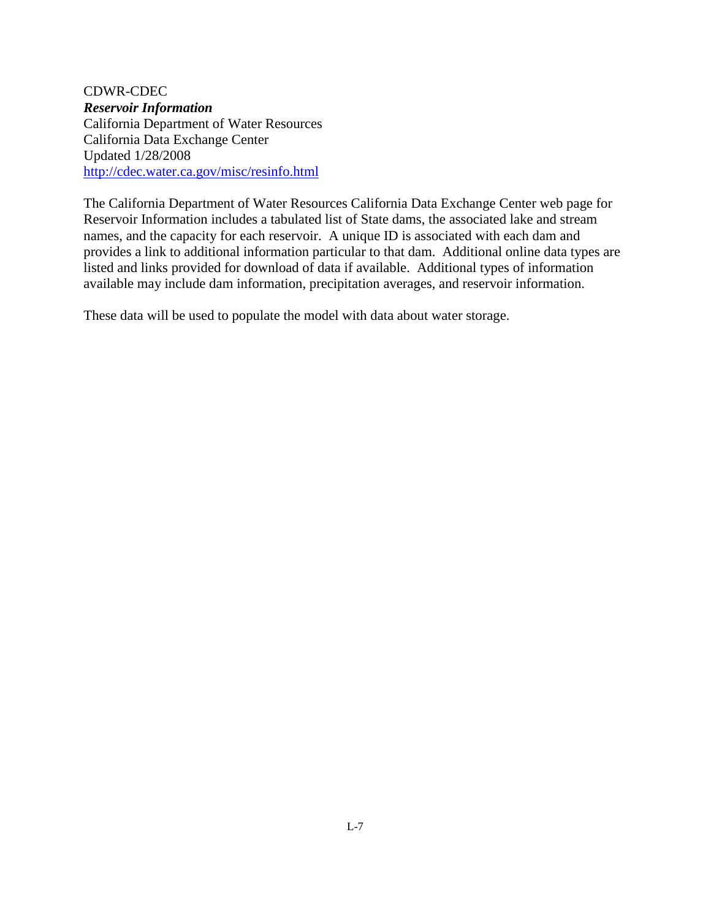CDWR-CDEC
***Reservoir Information***
California Department of Water Resources
California Data Exchange Center
Updated 1/28/2008
[http://cdec.water.ca.gov/misc/resinfo.html](http://cdec.water.ca.gov/misc/resinfo.html)

The California Department of Water Resources California Data Exchange Center web page for Reservoir Information includes a tabulated list of State dams, the associated lake and stream names, and the capacity for each reservoir. A unique ID is associated with each dam and provides a link to additional information particular to that dam. Additional online data types are listed and links provided for download of data if available. Additional types of information available may include dam information, precipitation averages, and reservoir information.

These data will be used to populate the model with data about water storage.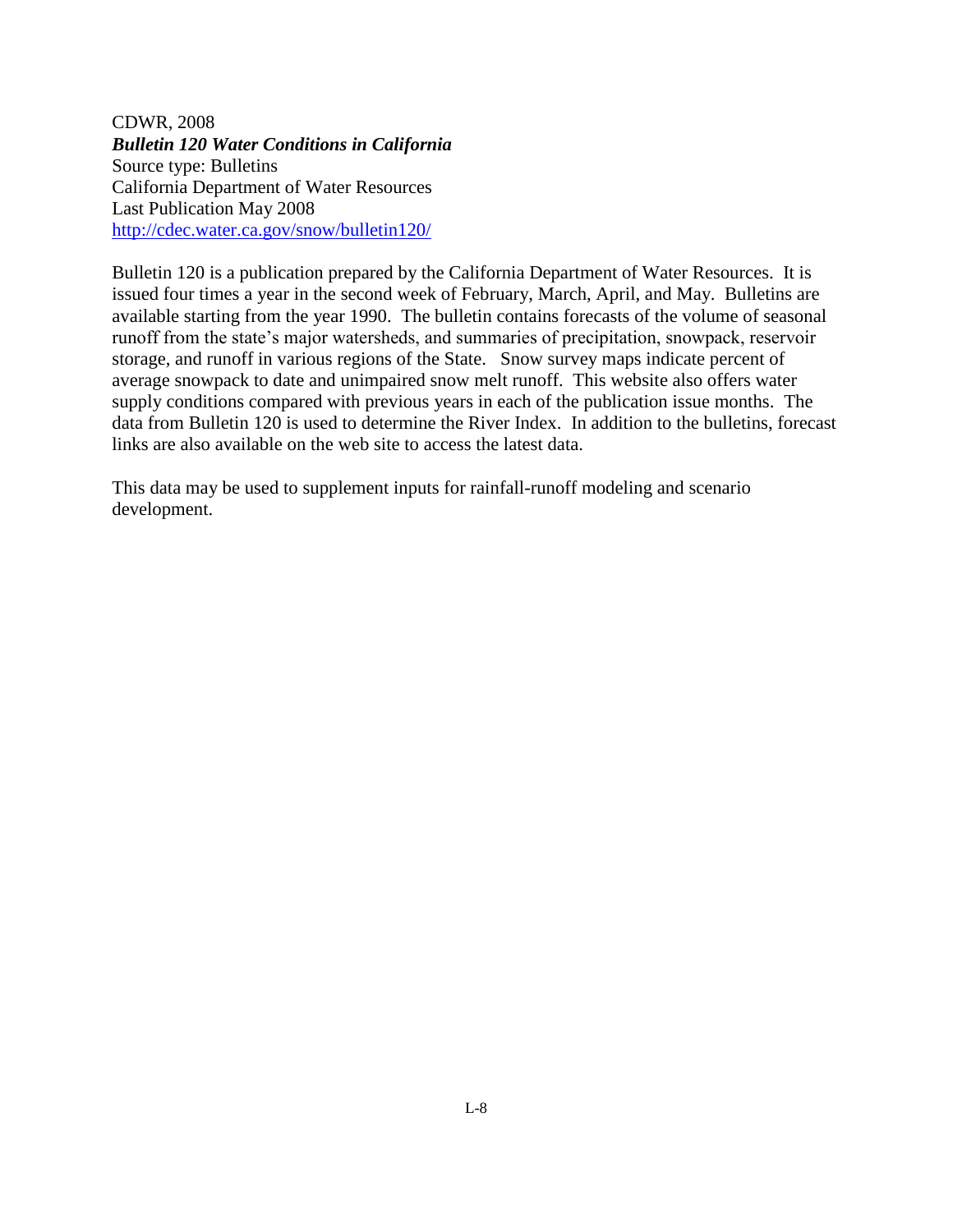CDWR, 2008
***Bulletin 120 Water Conditions in California***
Source type: Bulletins
California Department of Water Resources
Last Publication May 2008
http://cdec.water.ca.gov/snow/bulletin120/

Bulletin 120 is a publication prepared by the California Department of Water Resources. It is issued four times a year in the second week of February, March, April, and May. Bulletins are available starting from the year 1990. The bulletin contains forecasts of the volume of seasonal runoff from the state's major watersheds, and summaries of precipitation, snowpack, reservoir storage, and runoff in various regions of the State. Snow survey maps indicate percent of average snowpack to date and unimpaired snow melt runoff. This website also offers water supply conditions compared with previous years in each of the publication issue months. The data from Bulletin 120 is used to determine the River Index. In addition to the bulletins, forecast links are also available on the web site to access the latest data.

This data may be used to supplement inputs for rainfall-runoff modeling and scenario development.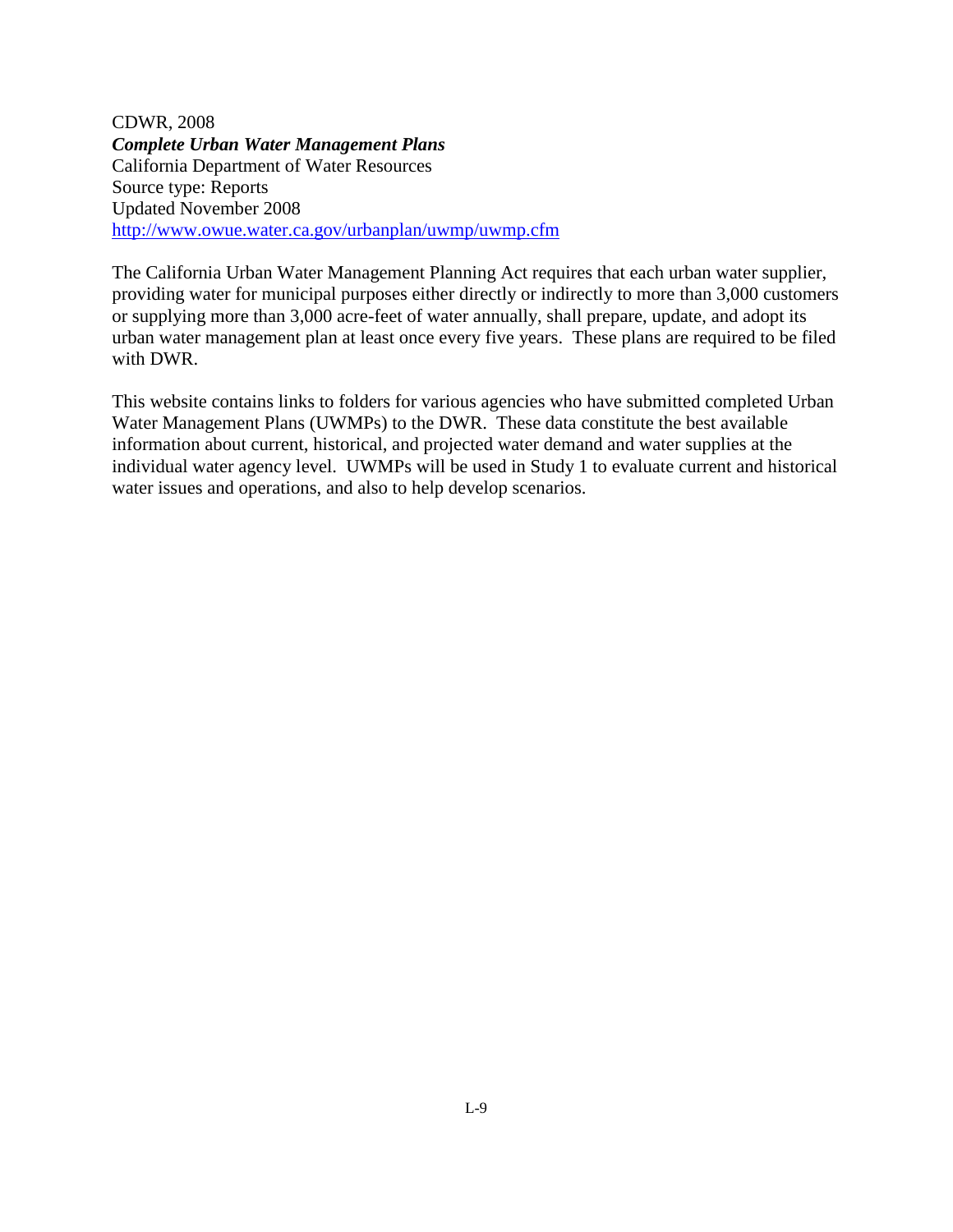CDWR, 2008
***Complete Urban Water Management Plans***
California Department of Water Resources
Source type: Reports
Updated November 2008
http://www.owue.water.ca.gov/urbanplan/uwmp/uwmp.cfm

The California Urban Water Management Planning Act requires that each urban water supplier, providing water for municipal purposes either directly or indirectly to more than 3,000 customers or supplying more than 3,000 acre-feet of water annually, shall prepare, update, and adopt its urban water management plan at least once every five years. These plans are required to be filed with DWR.

This website contains links to folders for various agencies who have submitted completed Urban Water Management Plans (UWMPs) to the DWR. These data constitute the best available information about current, historical, and projected water demand and water supplies at the individual water agency level. UWMPs will be used in Study 1 to evaluate current and historical water issues and operations, and also to help develop scenarios.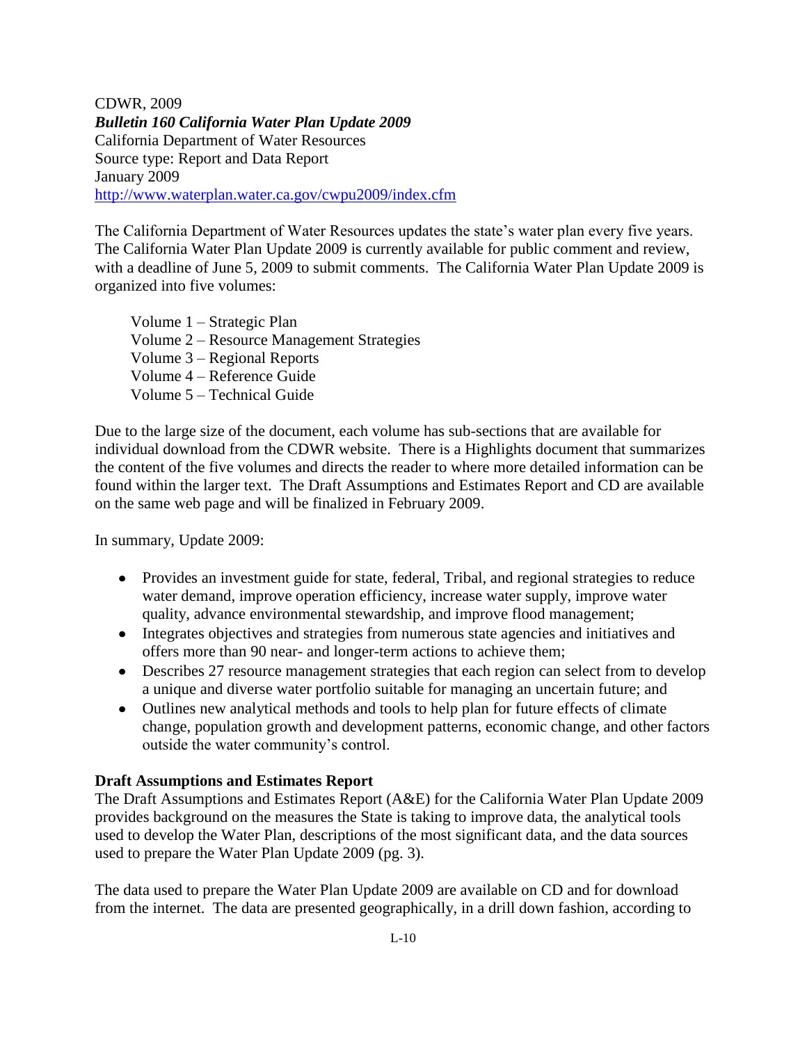CDWR, 2009  
***Bulletin 160 California Water Plan Update 2009***  
California Department of Water Resources  
Source type: Report and Data Report  
January 2009  
http://www.waterplan.water.ca.gov/cwpu2009/index.cfm

The California Department of Water Resources updates the state's water plan every five years. The California Water Plan Update 2009 is currently available for public comment and review, with a deadline of June 5, 2009 to submit comments. The California Water Plan Update 2009 is organized into five volumes:

Volume 1 – Strategic Plan  
Volume 2 – Resource Management Strategies  
Volume 3 – Regional Reports  
Volume 4 – Reference Guide  
Volume 5 – Technical Guide

Due to the large size of the document, each volume has sub-sections that are available for individual download from the CDWR website. There is a Highlights document that summarizes the content of the five volumes and directs the reader to where more detailed information can be found within the larger text. The Draft Assumptions and Estimates Report and CD are available on the same web page and will be finalized in February 2009.

In summary, Update 2009:

- Provides an investment guide for state, federal, Tribal, and regional strategies to reduce water demand, improve operation efficiency, increase water supply, improve water quality, advance environmental stewardship, and improve flood management;
- Integrates objectives and strategies from numerous state agencies and initiatives and offers more than 90 near- and longer-term actions to achieve them;
- Describes 27 resource management strategies that each region can select from to develop a unique and diverse water portfolio suitable for managing an uncertain future; and
- Outlines new analytical methods and tools to help plan for future effects of climate change, population growth and development patterns, economic change, and other factors outside the water community's control.

**Draft Assumptions and Estimates Report**  
The Draft Assumptions and Estimates Report (A&E) for the California Water Plan Update 2009 provides background on the measures the State is taking to improve data, the analytical tools used to develop the Water Plan, descriptions of the most significant data, and the data sources used to prepare the Water Plan Update 2009 (pg. 3).

The data used to prepare the Water Plan Update 2009 are available on CD and for download from the internet. The data are presented geographically, in a drill down fashion, according to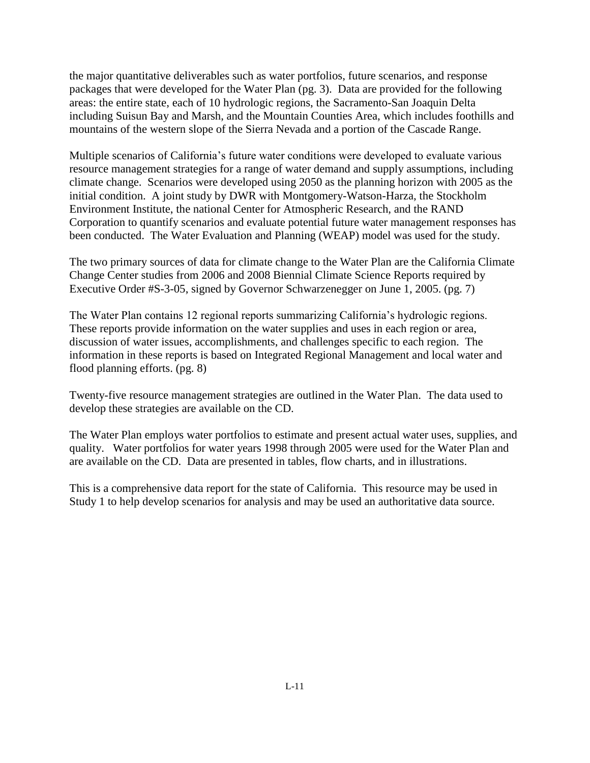the major quantitative deliverables such as water portfolios, future scenarios, and response packages that were developed for the Water Plan (pg. 3). Data are provided for the following areas: the entire state, each of 10 hydrologic regions, the Sacramento-San Joaquin Delta including Suisun Bay and Marsh, and the Mountain Counties Area, which includes foothills and mountains of the western slope of the Sierra Nevada and a portion of the Cascade Range.

Multiple scenarios of California's future water conditions were developed to evaluate various resource management strategies for a range of water demand and supply assumptions, including climate change. Scenarios were developed using 2050 as the planning horizon with 2005 as the initial condition. A joint study by DWR with Montgomery-Watson-Harza, the Stockholm Environment Institute, the national Center for Atmospheric Research, and the RAND Corporation to quantify scenarios and evaluate potential future water management responses has been conducted. The Water Evaluation and Planning (WEAP) model was used for the study.

The two primary sources of data for climate change to the Water Plan are the California Climate Change Center studies from 2006 and 2008 Biennial Climate Science Reports required by Executive Order #S-3-05, signed by Governor Schwarzenegger on June 1, 2005. (pg. 7)

The Water Plan contains 12 regional reports summarizing California's hydrologic regions. These reports provide information on the water supplies and uses in each region or area, discussion of water issues, accomplishments, and challenges specific to each region. The information in these reports is based on Integrated Regional Management and local water and flood planning efforts. (pg. 8)

Twenty-five resource management strategies are outlined in the Water Plan. The data used to develop these strategies are available on the CD.

The Water Plan employs water portfolios to estimate and present actual water uses, supplies, and quality. Water portfolios for water years 1998 through 2005 were used for the Water Plan and are available on the CD. Data are presented in tables, flow charts, and in illustrations.

This is a comprehensive data report for the state of California. This resource may be used in Study 1 to help develop scenarios for analysis and may be used an authoritative data source.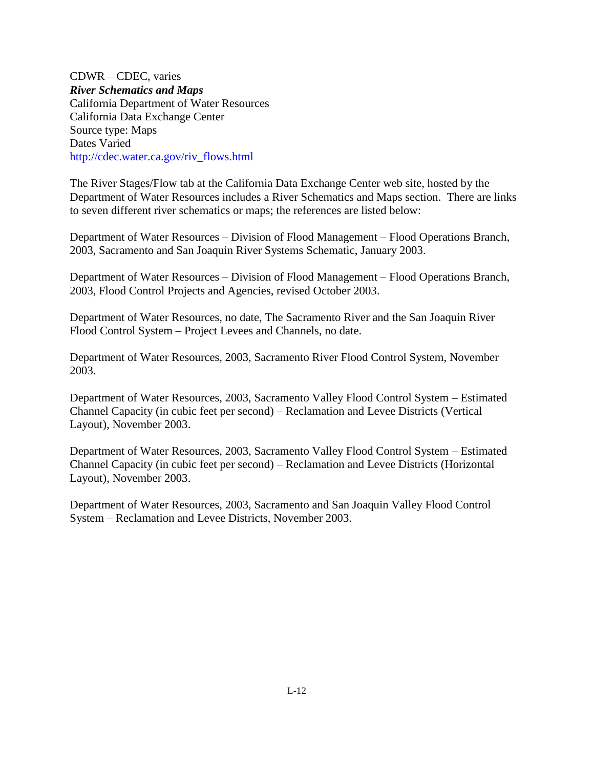CDWR – CDEC, varies  
***River Schematics and Maps***  
California Department of Water Resources  
California Data Exchange Center  
Source type: Maps  
Dates Varied  
http://cdec.water.ca.gov/riv_flows.html

The River Stages/Flow tab at the California Data Exchange Center web site, hosted by the Department of Water Resources includes a River Schematics and Maps section. There are links to seven different river schematics or maps; the references are listed below:

Department of Water Resources – Division of Flood Management – Flood Operations Branch, 2003, Sacramento and San Joaquin River Systems Schematic, January 2003.

Department of Water Resources – Division of Flood Management – Flood Operations Branch, 2003, Flood Control Projects and Agencies, revised October 2003.

Department of Water Resources, no date, The Sacramento River and the San Joaquin River Flood Control System – Project Levees and Channels, no date.

Department of Water Resources, 2003, Sacramento River Flood Control System, November 2003.

Department of Water Resources, 2003, Sacramento Valley Flood Control System – Estimated Channel Capacity (in cubic feet per second) – Reclamation and Levee Districts (Vertical Layout), November 2003.

Department of Water Resources, 2003, Sacramento Valley Flood Control System – Estimated Channel Capacity (in cubic feet per second) – Reclamation and Levee Districts (Horizontal Layout), November 2003.

Department of Water Resources, 2003, Sacramento and San Joaquin Valley Flood Control System – Reclamation and Levee Districts, November 2003.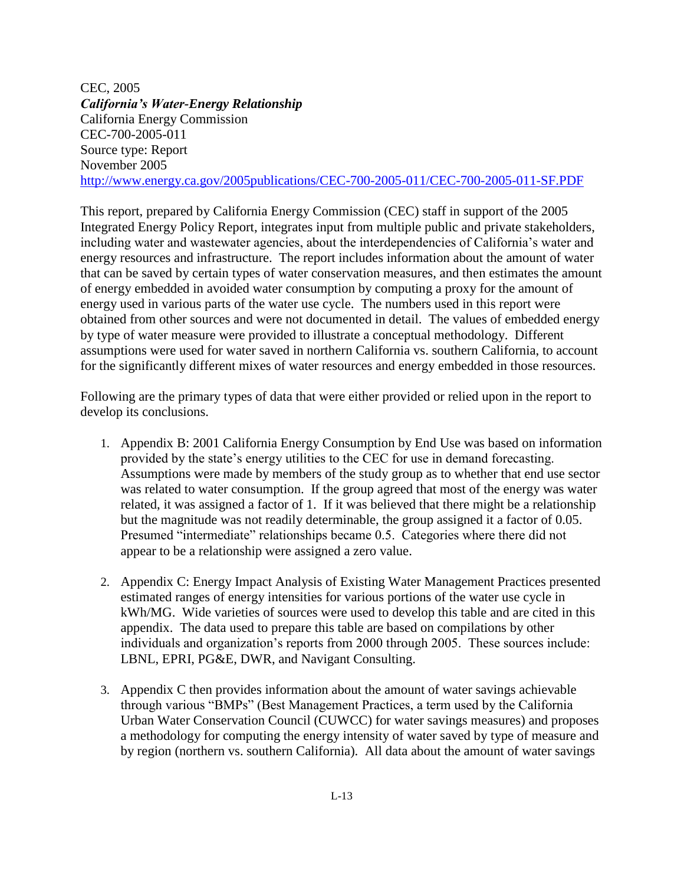CEC, 2005
***California's Water-Energy Relationship***
California Energy Commission
CEC-700-2005-011
Source type: Report
November 2005
http://www.energy.ca.gov/2005publications/CEC-700-2005-011/CEC-700-2005-011-SF.PDF

This report, prepared by California Energy Commission (CEC) staff in support of the 2005 Integrated Energy Policy Report, integrates input from multiple public and private stakeholders, including water and wastewater agencies, about the interdependencies of California's water and energy resources and infrastructure. The report includes information about the amount of water that can be saved by certain types of water conservation measures, and then estimates the amount of energy embedded in avoided water consumption by computing a proxy for the amount of energy used in various parts of the water use cycle. The numbers used in this report were obtained from other sources and were not documented in detail. The values of embedded energy by type of water measure were provided to illustrate a conceptual methodology. Different assumptions were used for water saved in northern California vs. southern California, to account for the significantly different mixes of water resources and energy embedded in those resources.

Following are the primary types of data that were either provided or relied upon in the report to develop its conclusions.

1. Appendix B: 2001 California Energy Consumption by End Use was based on information provided by the state's energy utilities to the CEC for use in demand forecasting. Assumptions were made by members of the study group as to whether that end use sector was related to water consumption. If the group agreed that most of the energy was water related, it was assigned a factor of 1. If it was believed that there might be a relationship but the magnitude was not readily determinable, the group assigned it a factor of 0.05. Presumed "intermediate" relationships became 0.5. Categories where there did not appear to be a relationship were assigned a zero value.

2. Appendix C: Energy Impact Analysis of Existing Water Management Practices presented estimated ranges of energy intensities for various portions of the water use cycle in kWh/MG. Wide varieties of sources were used to develop this table and are cited in this appendix. The data used to prepare this table are based on compilations by other individuals and organization's reports from 2000 through 2005. These sources include: LBNL, EPRI, PG&E, DWR, and Navigant Consulting.

3. Appendix C then provides information about the amount of water savings achievable through various "BMPs" (Best Management Practices, a term used by the California Urban Water Conservation Council (CUWCC) for water savings measures) and proposes a methodology for computing the energy intensity of water saved by type of measure and by region (northern vs. southern California). All data about the amount of water savings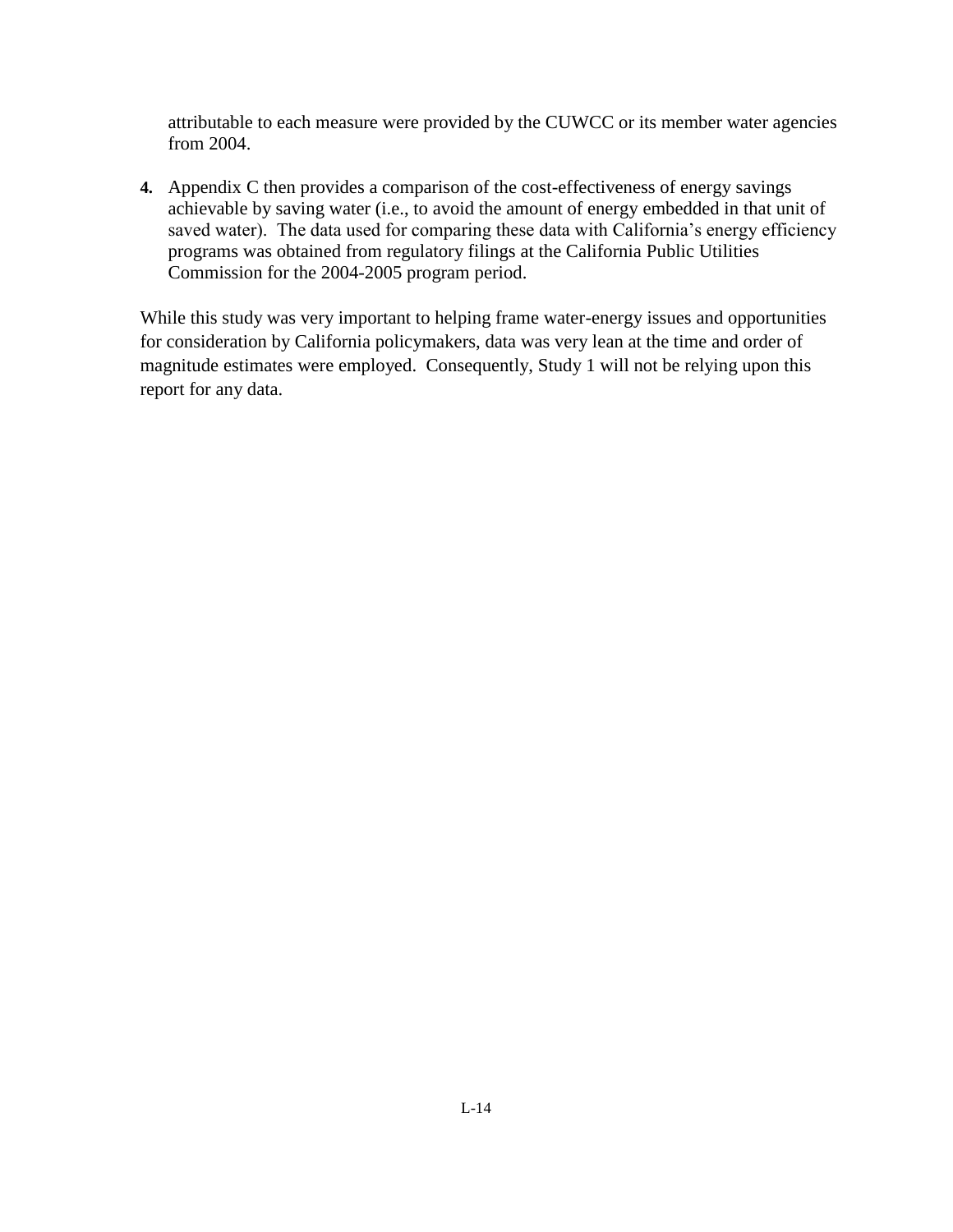attributable to each measure were provided by the CUWCC or its member water agencies from 2004.

4. Appendix C then provides a comparison of the cost-effectiveness of energy savings achievable by saving water (i.e., to avoid the amount of energy embedded in that unit of saved water). The data used for comparing these data with California's energy efficiency programs was obtained from regulatory filings at the California Public Utilities Commission for the 2004-2005 program period.

While this study was very important to helping frame water-energy issues and opportunities for consideration by California policymakers, data was very lean at the time and order of magnitude estimates were employed. Consequently, Study 1 will not be relying upon this report for any data.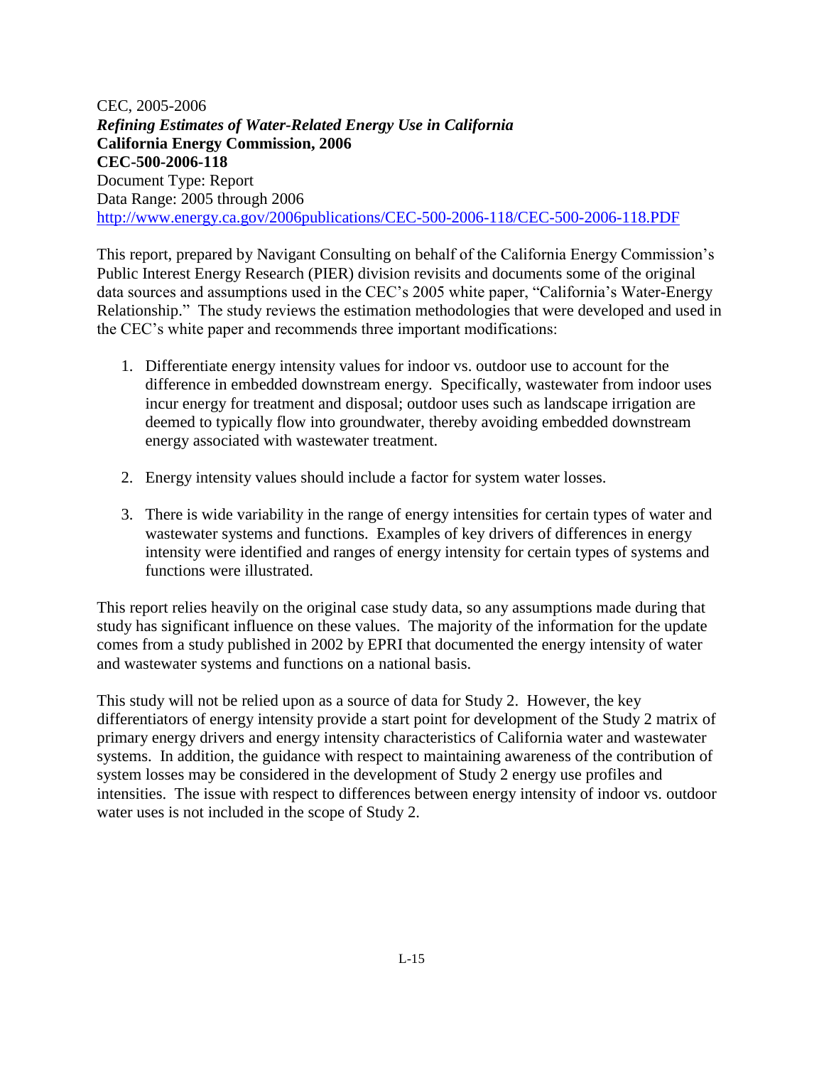CEC, 2005-2006
***Refining Estimates of Water-Related Energy Use in California***
**California Energy Commission, 2006**
**CEC-500-2006-118**
Document Type: Report
Data Range: 2005 through 2006
http://www.energy.ca.gov/2006publications/CEC-500-2006-118/CEC-500-2006-118.PDF

This report, prepared by Navigant Consulting on behalf of the California Energy Commission's Public Interest Energy Research (PIER) division revisits and documents some of the original data sources and assumptions used in the CEC's 2005 white paper, "California's Water-Energy Relationship." The study reviews the estimation methodologies that were developed and used in the CEC's white paper and recommends three important modifications:

1. Differentiate energy intensity values for indoor vs. outdoor use to account for the difference in embedded downstream energy. Specifically, wastewater from indoor uses incur energy for treatment and disposal; outdoor uses such as landscape irrigation are deemed to typically flow into groundwater, thereby avoiding embedded downstream energy associated with wastewater treatment.

2. Energy intensity values should include a factor for system water losses.

3. There is wide variability in the range of energy intensities for certain types of water and wastewater systems and functions. Examples of key drivers of differences in energy intensity were identified and ranges of energy intensity for certain types of systems and functions were illustrated.

This report relies heavily on the original case study data, so any assumptions made during that study has significant influence on these values. The majority of the information for the update comes from a study published in 2002 by EPRI that documented the energy intensity of water and wastewater systems and functions on a national basis.

This study will not be relied upon as a source of data for Study 2. However, the key differentiators of energy intensity provide a start point for development of the Study 2 matrix of primary energy drivers and energy intensity characteristics of California water and wastewater systems. In addition, the guidance with respect to maintaining awareness of the contribution of system losses may be considered in the development of Study 2 energy use profiles and intensities. The issue with respect to differences between energy intensity of indoor vs. outdoor water uses is not included in the scope of Study 2.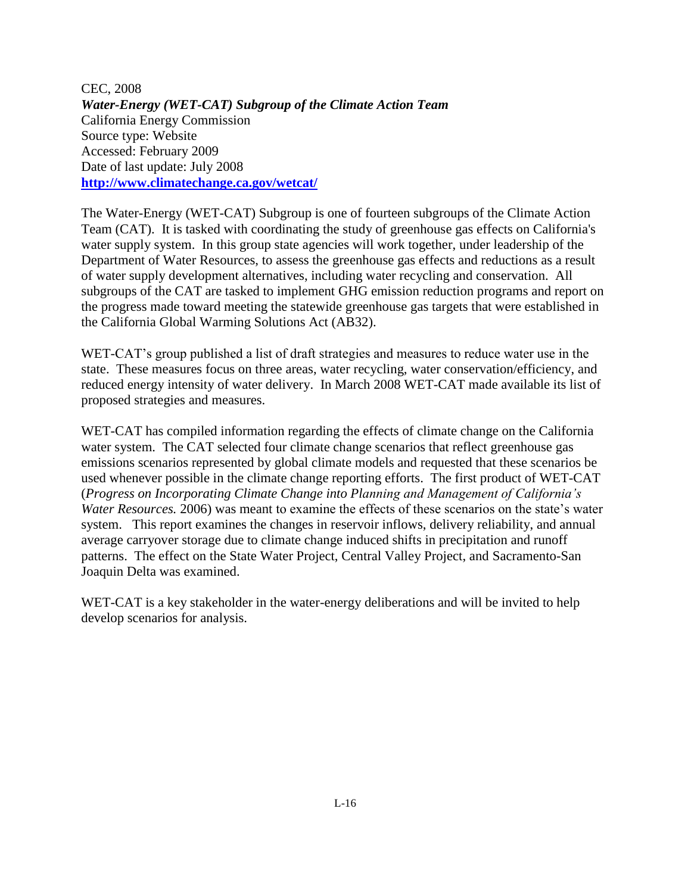CEC, 2008
***Water-Energy (WET-CAT) Subgroup of the Climate Action Team***
California Energy Commission
Source type: Website
Accessed: February 2009
Date of last update: July 2008
**http://www.climatechange.ca.gov/wetcat/**

The Water-Energy (WET-CAT) Subgroup is one of fourteen subgroups of the Climate Action Team (CAT). It is tasked with coordinating the study of greenhouse gas effects on California's water supply system. In this group state agencies will work together, under leadership of the Department of Water Resources, to assess the greenhouse gas effects and reductions as a result of water supply development alternatives, including water recycling and conservation. All subgroups of the CAT are tasked to implement GHG emission reduction programs and report on the progress made toward meeting the statewide greenhouse gas targets that were established in the California Global Warming Solutions Act (AB32).

WET-CAT's group published a list of draft strategies and measures to reduce water use in the state. These measures focus on three areas, water recycling, water conservation/efficiency, and reduced energy intensity of water delivery. In March 2008 WET-CAT made available its list of proposed strategies and measures.

WET-CAT has compiled information regarding the effects of climate change on the California water system. The CAT selected four climate change scenarios that reflect greenhouse gas emissions scenarios represented by global climate models and requested that these scenarios be used whenever possible in the climate change reporting efforts. The first product of WET-CAT (*Progress on Incorporating Climate Change into Planning and Management of California's Water Resources.* 2006) was meant to examine the effects of these scenarios on the state's water system. This report examines the changes in reservoir inflows, delivery reliability, and annual average carryover storage due to climate change induced shifts in precipitation and runoff patterns. The effect on the State Water Project, Central Valley Project, and Sacramento-San Joaquin Delta was examined.

WET-CAT is a key stakeholder in the water-energy deliberations and will be invited to help develop scenarios for analysis.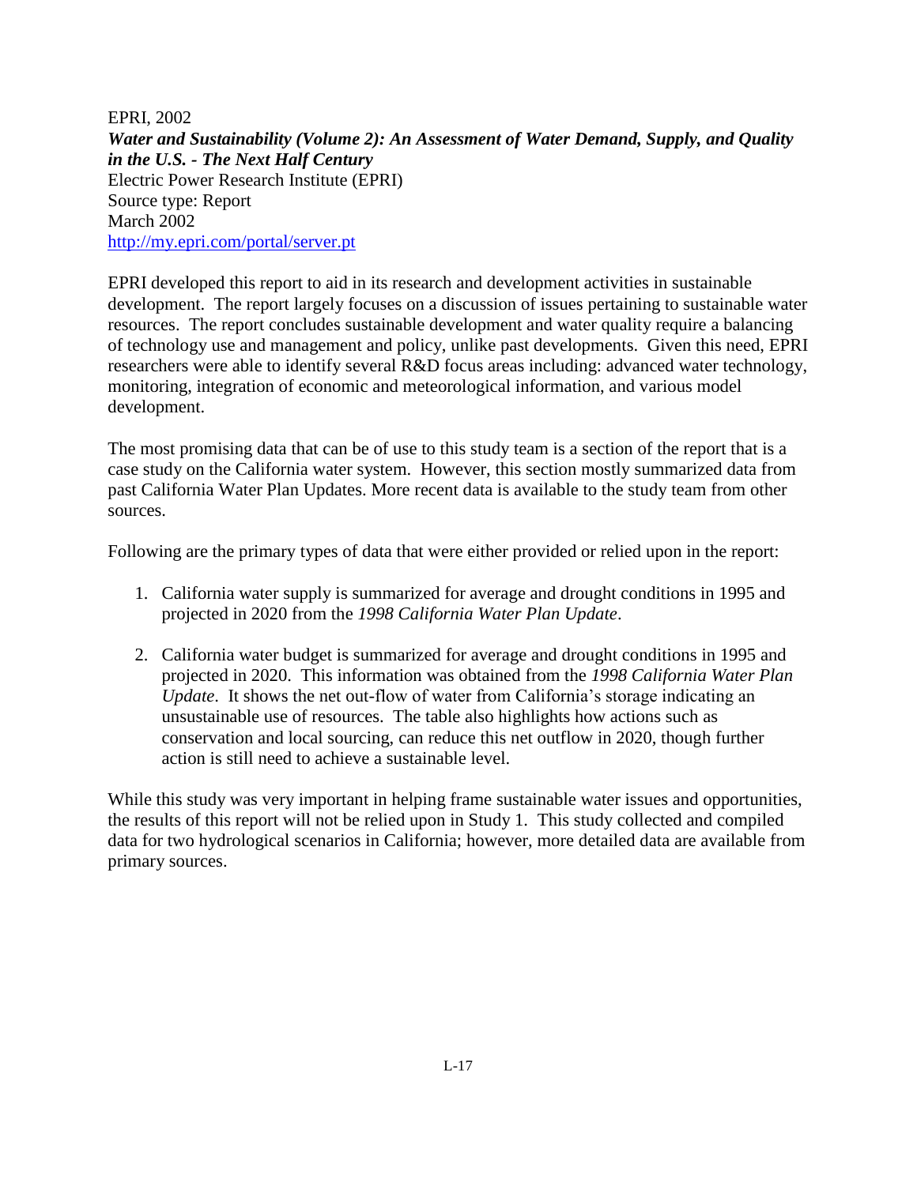EPRI, 2002
***Water and Sustainability (Volume 2): An Assessment of Water Demand, Supply, and Quality in the U.S. - The Next Half Century***
Electric Power Research Institute (EPRI)
Source type: Report
March 2002
http://my.epri.com/portal/server.pt

EPRI developed this report to aid in its research and development activities in sustainable development. The report largely focuses on a discussion of issues pertaining to sustainable water resources. The report concludes sustainable development and water quality require a balancing of technology use and management and policy, unlike past developments. Given this need, EPRI researchers were able to identify several R&D focus areas including: advanced water technology, monitoring, integration of economic and meteorological information, and various model development.

The most promising data that can be of use to this study team is a section of the report that is a case study on the California water system. However, this section mostly summarized data from past California Water Plan Updates. More recent data is available to the study team from other sources.

Following are the primary types of data that were either provided or relied upon in the report:

1. California water supply is summarized for average and drought conditions in 1995 and projected in 2020 from the *1998 California Water Plan Update*.

2. California water budget is summarized for average and drought conditions in 1995 and projected in 2020. This information was obtained from the *1998 California Water Plan Update*. It shows the net out-flow of water from California's storage indicating an unsustainable use of resources. The table also highlights how actions such as conservation and local sourcing, can reduce this net outflow in 2020, though further action is still need to achieve a sustainable level.

While this study was very important in helping frame sustainable water issues and opportunities, the results of this report will not be relied upon in Study 1. This study collected and compiled data for two hydrological scenarios in California; however, more detailed data are available from primary sources.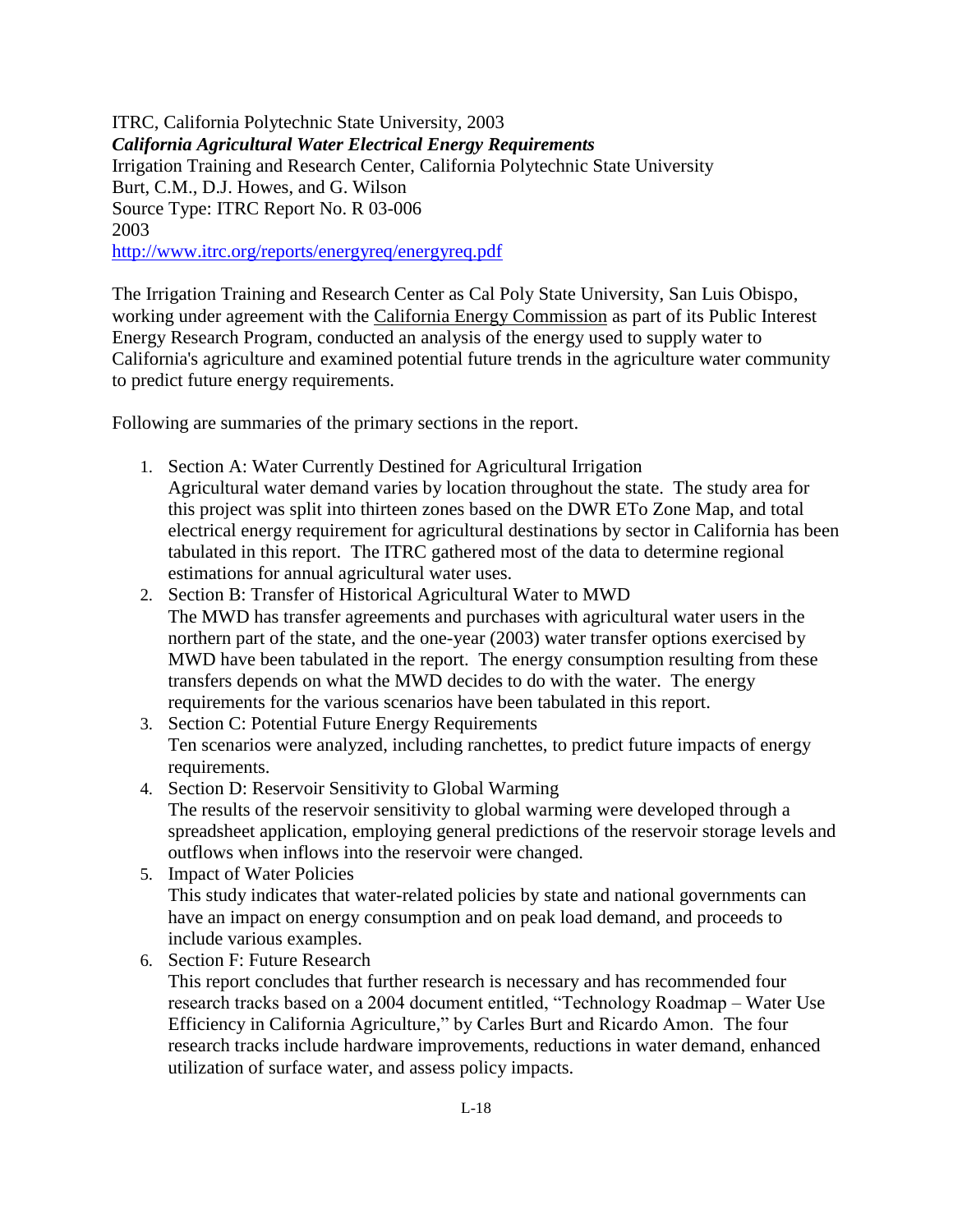ITRC, California Polytechnic State University, 2003

***California Agricultural Water Electrical Energy Requirements***

Irrigation Training and Research Center, California Polytechnic State University

Burt, C.M., D.J. Howes, and G. Wilson

Source Type: ITRC Report No. R 03-006

2003

http://www.itrc.org/reports/energyreq/energyreq.pdf

The Irrigation Training and Research Center as Cal Poly State University, San Luis Obispo, working under agreement with the California Energy Commission as part of its Public Interest Energy Research Program, conducted an analysis of the energy used to supply water to California's agriculture and examined potential future trends in the agriculture water community to predict future energy requirements.

Following are summaries of the primary sections in the report.

1. Section A: Water Currently Destined for Agricultural Irrigation
   Agricultural water demand varies by location throughout the state. The study area for this project was split into thirteen zones based on the DWR ETo Zone Map, and total electrical energy requirement for agricultural destinations by sector in California has been tabulated in this report. The ITRC gathered most of the data to determine regional estimations for annual agricultural water uses.
2. Section B: Transfer of Historical Agricultural Water to MWD
   The MWD has transfer agreements and purchases with agricultural water users in the northern part of the state, and the one-year (2003) water transfer options exercised by MWD have been tabulated in the report. The energy consumption resulting from these transfers depends on what the MWD decides to do with the water. The energy requirements for the various scenarios have been tabulated in this report.
3. Section C: Potential Future Energy Requirements
   Ten scenarios were analyzed, including ranchettes, to predict future impacts of energy requirements.
4. Section D: Reservoir Sensitivity to Global Warming
   The results of the reservoir sensitivity to global warming were developed through a spreadsheet application, employing general predictions of the reservoir storage levels and outflows when inflows into the reservoir were changed.
5. Impact of Water Policies
   This study indicates that water-related policies by state and national governments can have an impact on energy consumption and on peak load demand, and proceeds to include various examples.
6. Section F: Future Research
   This report concludes that further research is necessary and has recommended four research tracks based on a 2004 document entitled, "Technology Roadmap – Water Use Efficiency in California Agriculture," by Carles Burt and Ricardo Amon. The four research tracks include hardware improvements, reductions in water demand, enhanced utilization of surface water, and assess policy impacts.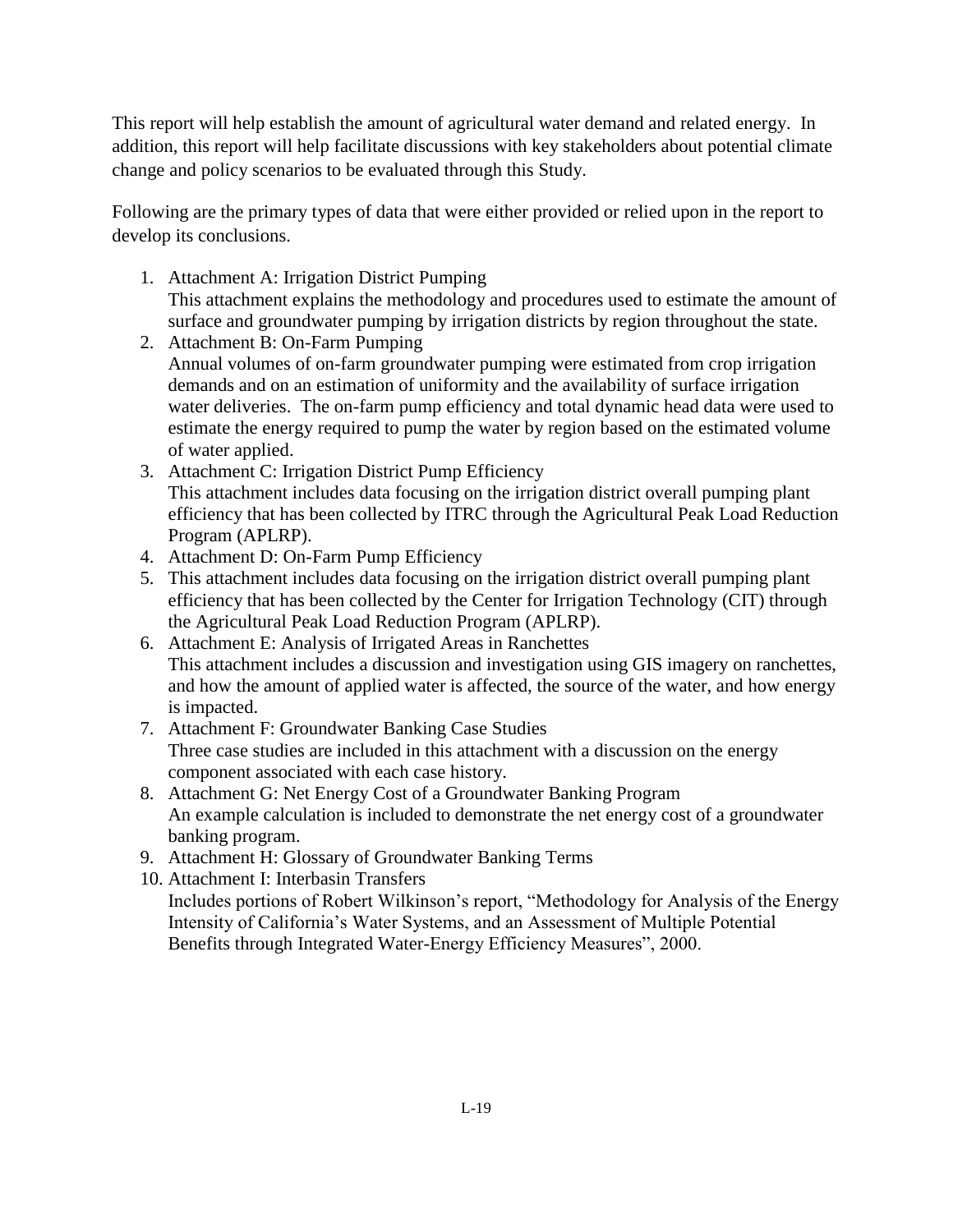This report will help establish the amount of agricultural water demand and related energy. In addition, this report will help facilitate discussions with key stakeholders about potential climate change and policy scenarios to be evaluated through this Study.

Following are the primary types of data that were either provided or relied upon in the report to develop its conclusions.

1. Attachment A: Irrigation District Pumping
   This attachment explains the methodology and procedures used to estimate the amount of surface and groundwater pumping by irrigation districts by region throughout the state.
2. Attachment B: On-Farm Pumping
   Annual volumes of on-farm groundwater pumping were estimated from crop irrigation demands and on an estimation of uniformity and the availability of surface irrigation water deliveries. The on-farm pump efficiency and total dynamic head data were used to estimate the energy required to pump the water by region based on the estimated volume of water applied.
3. Attachment C: Irrigation District Pump Efficiency
   This attachment includes data focusing on the irrigation district overall pumping plant efficiency that has been collected by ITRC through the Agricultural Peak Load Reduction Program (APLRP).
4. Attachment D: On-Farm Pump Efficiency
5. This attachment includes data focusing on the irrigation district overall pumping plant efficiency that has been collected by the Center for Irrigation Technology (CIT) through the Agricultural Peak Load Reduction Program (APLRP).
6. Attachment E: Analysis of Irrigated Areas in Ranchettes
   This attachment includes a discussion and investigation using GIS imagery on ranchettes, and how the amount of applied water is affected, the source of the water, and how energy is impacted.
7. Attachment F: Groundwater Banking Case Studies
   Three case studies are included in this attachment with a discussion on the energy component associated with each case history.
8. Attachment G: Net Energy Cost of a Groundwater Banking Program
   An example calculation is included to demonstrate the net energy cost of a groundwater banking program.
9. Attachment H: Glossary of Groundwater Banking Terms
10. Attachment I: Interbasin Transfers
    Includes portions of Robert Wilkinson's report, "Methodology for Analysis of the Energy Intensity of California's Water Systems, and an Assessment of Multiple Potential Benefits through Integrated Water-Energy Efficiency Measures", 2000.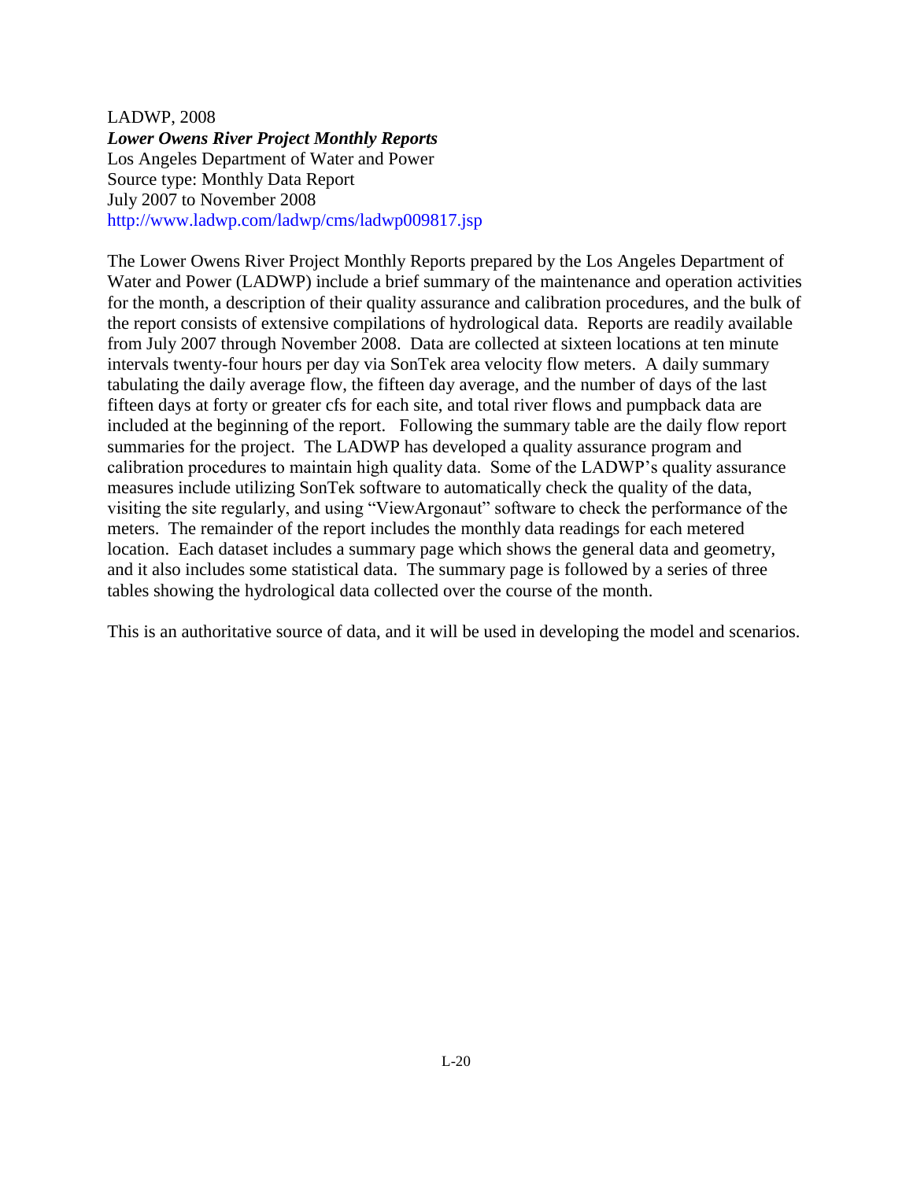LADWP, 2008
***Lower Owens River Project Monthly Reports***
Los Angeles Department of Water and Power
Source type: Monthly Data Report
July 2007 to November 2008
http://www.ladwp.com/ladwp/cms/ladwp009817.jsp

The Lower Owens River Project Monthly Reports prepared by the Los Angeles Department of Water and Power (LADWP) include a brief summary of the maintenance and operation activities for the month, a description of their quality assurance and calibration procedures, and the bulk of the report consists of extensive compilations of hydrological data. Reports are readily available from July 2007 through November 2008. Data are collected at sixteen locations at ten minute intervals twenty-four hours per day via SonTek area velocity flow meters. A daily summary tabulating the daily average flow, the fifteen day average, and the number of days of the last fifteen days at forty or greater cfs for each site, and total river flows and pumpback data are included at the beginning of the report. Following the summary table are the daily flow report summaries for the project. The LADWP has developed a quality assurance program and calibration procedures to maintain high quality data. Some of the LADWP's quality assurance measures include utilizing SonTek software to automatically check the quality of the data, visiting the site regularly, and using "ViewArgonaut" software to check the performance of the meters. The remainder of the report includes the monthly data readings for each metered location. Each dataset includes a summary page which shows the general data and geometry, and it also includes some statistical data. The summary page is followed by a series of three tables showing the hydrological data collected over the course of the month.

This is an authoritative source of data, and it will be used in developing the model and scenarios.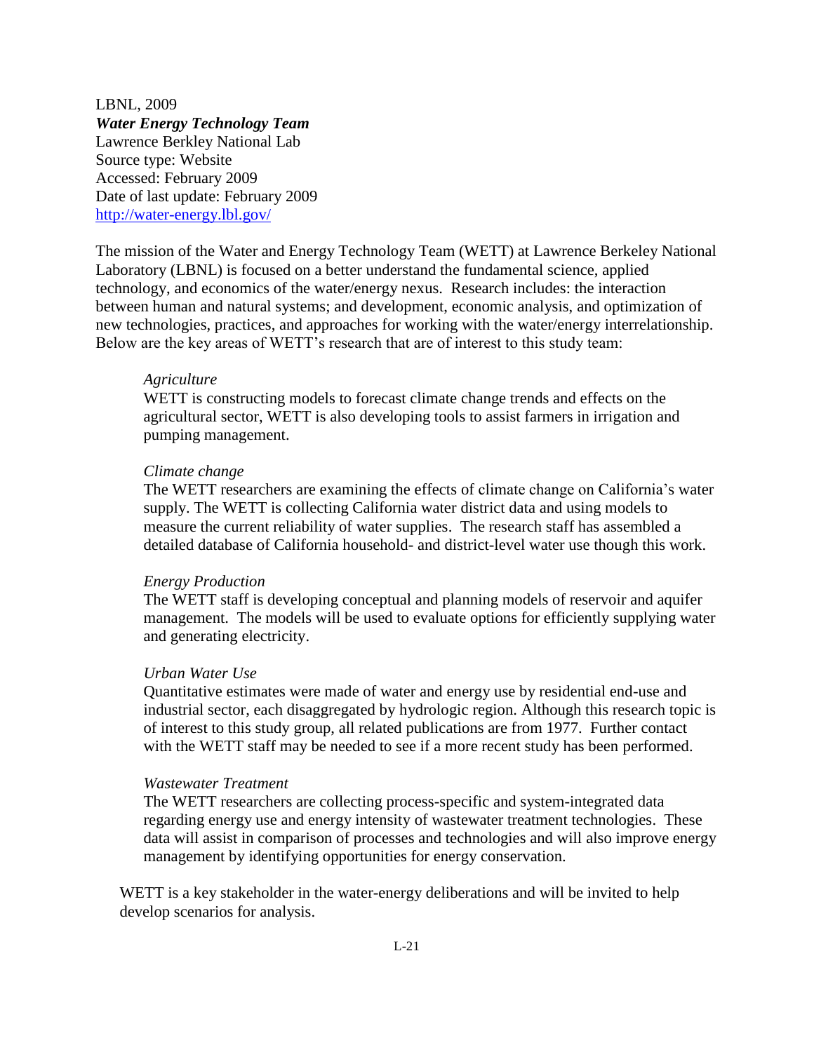LBNL, 2009

***Water Energy Technology Team***

Lawrence Berkley National Lab

Source type: Website

Accessed: February 2009

Date of last update: February 2009

[http://water-energy.lbl.gov/](http://water-energy.lbl.gov/)

The mission of the Water and Energy Technology Team (WETT) at Lawrence Berkeley National Laboratory (LBNL) is focused on a better understand the fundamental science, applied technology, and economics of the water/energy nexus. Research includes: the interaction between human and natural systems; and development, economic analysis, and optimization of new technologies, practices, and approaches for working with the water/energy interrelationship. Below are the key areas of WETT's research that are of interest to this study team:

*Agriculture*

WETT is constructing models to forecast climate change trends and effects on the agricultural sector, WETT is also developing tools to assist farmers in irrigation and pumping management.

*Climate change*

The WETT researchers are examining the effects of climate change on California's water supply. The WETT is collecting California water district data and using models to measure the current reliability of water supplies. The research staff has assembled a detailed database of California household- and district-level water use though this work.

*Energy Production*

The WETT staff is developing conceptual and planning models of reservoir and aquifer management. The models will be used to evaluate options for efficiently supplying water and generating electricity.

*Urban Water Use*

Quantitative estimates were made of water and energy use by residential end-use and industrial sector, each disaggregated by hydrologic region. Although this research topic is of interest to this study group, all related publications are from 1977. Further contact with the WETT staff may be needed to see if a more recent study has been performed.

*Wastewater Treatment*

The WETT researchers are collecting process-specific and system-integrated data regarding energy use and energy intensity of wastewater treatment technologies. These data will assist in comparison of processes and technologies and will also improve energy management by identifying opportunities for energy conservation.

WETT is a key stakeholder in the water-energy deliberations and will be invited to help develop scenarios for analysis.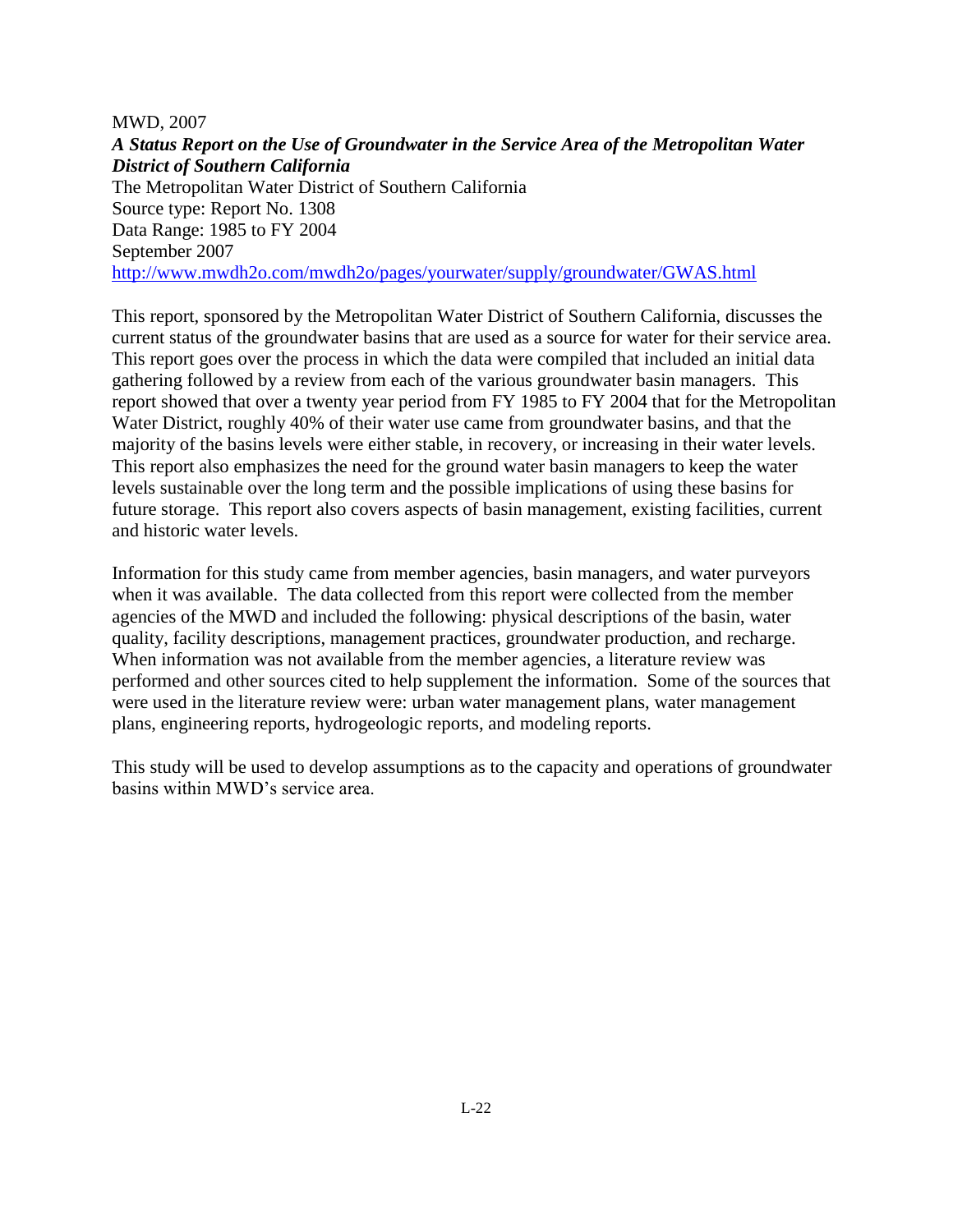MWD, 2007
***A Status Report on the Use of Groundwater in the Service Area of the Metropolitan Water District of Southern California***
The Metropolitan Water District of Southern California
Source type: Report No. 1308
Data Range: 1985 to FY 2004
September 2007
[http://www.mwdh2o.com/mwdh2o/pages/yourwater/supply/groundwater/GWAS.html](http://www.mwdh2o.com/mwdh2o/pages/yourwater/supply/groundwater/GWAS.html)

This report, sponsored by the Metropolitan Water District of Southern California, discusses the current status of the groundwater basins that are used as a source for water for their service area. This report goes over the process in which the data were compiled that included an initial data gathering followed by a review from each of the various groundwater basin managers. This report showed that over a twenty year period from FY 1985 to FY 2004 that for the Metropolitan Water District, roughly 40% of their water use came from groundwater basins, and that the majority of the basins levels were either stable, in recovery, or increasing in their water levels. This report also emphasizes the need for the ground water basin managers to keep the water levels sustainable over the long term and the possible implications of using these basins for future storage. This report also covers aspects of basin management, existing facilities, current and historic water levels.

Information for this study came from member agencies, basin managers, and water purveyors when it was available. The data collected from this report were collected from the member agencies of the MWD and included the following: physical descriptions of the basin, water quality, facility descriptions, management practices, groundwater production, and recharge. When information was not available from the member agencies, a literature review was performed and other sources cited to help supplement the information. Some of the sources that were used in the literature review were: urban water management plans, water management plans, engineering reports, hydrogeologic reports, and modeling reports.

This study will be used to develop assumptions as to the capacity and operations of groundwater basins within MWD's service area.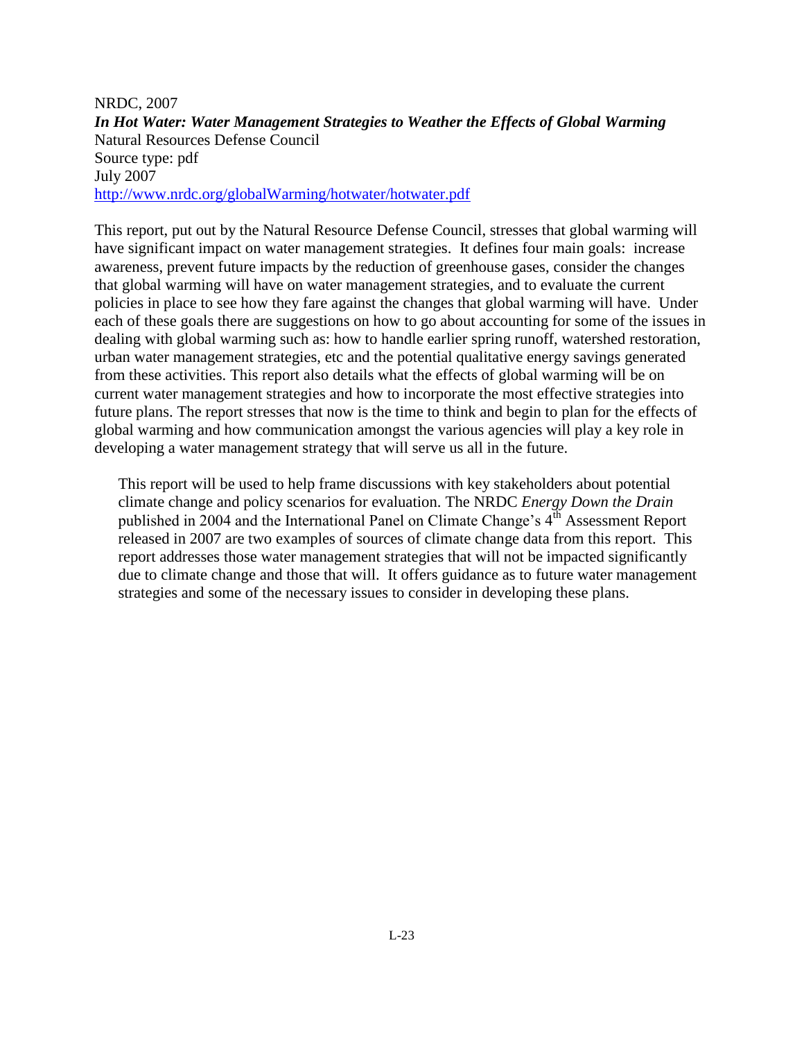NRDC, 2007
***In Hot Water: Water Management Strategies to Weather the Effects of Global Warming***
Natural Resources Defense Council
Source type: pdf
July 2007
[http://www.nrdc.org/globalWarming/hotwater/hotwater.pdf](http://www.nrdc.org/globalWarming/hotwater/hotwater.pdf)

This report, put out by the Natural Resource Defense Council, stresses that global warming will have significant impact on water management strategies. It defines four main goals: increase awareness, prevent future impacts by the reduction of greenhouse gases, consider the changes that global warming will have on water management strategies, and to evaluate the current policies in place to see how they fare against the changes that global warming will have. Under each of these goals there are suggestions on how to go about accounting for some of the issues in dealing with global warming such as: how to handle earlier spring runoff, watershed restoration, urban water management strategies, etc and the potential qualitative energy savings generated from these activities. This report also details what the effects of global warming will be on current water management strategies and how to incorporate the most effective strategies into future plans. The report stresses that now is the time to think and begin to plan for the effects of global warming and how communication amongst the various agencies will play a key role in developing a water management strategy that will serve us all in the future.

> This report will be used to help frame discussions with key stakeholders about potential climate change and policy scenarios for evaluation. The NRDC *Energy Down the Drain* published in 2004 and the International Panel on Climate Change's 4th Assessment Report released in 2007 are two examples of sources of climate change data from this report. This report addresses those water management strategies that will not be impacted significantly due to climate change and those that will. It offers guidance as to future water management strategies and some of the necessary issues to consider in developing these plans.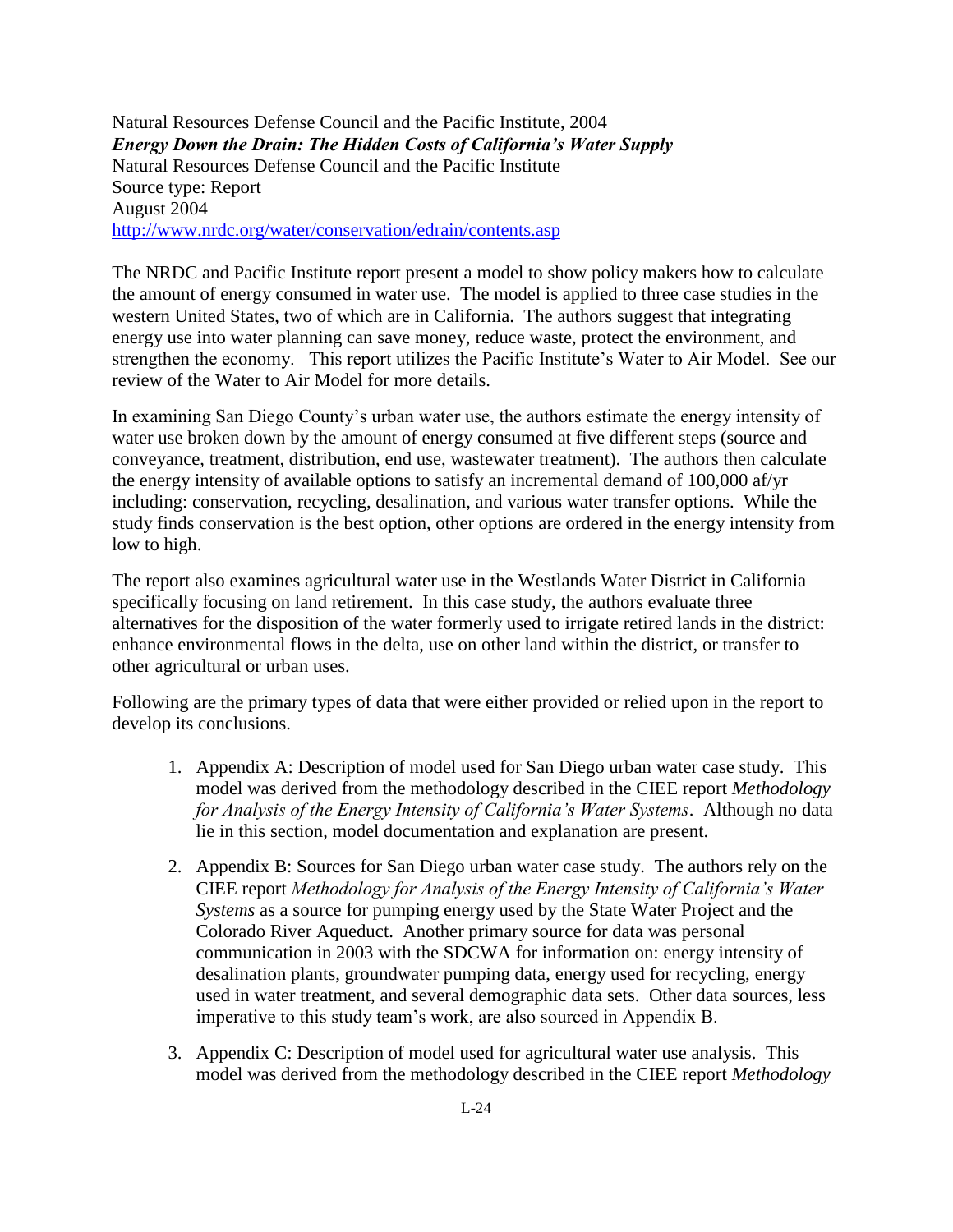Natural Resources Defense Council and the Pacific Institute, 2004
***Energy Down the Drain: The Hidden Costs of California's Water Supply***
Natural Resources Defense Council and the Pacific Institute
Source type: Report
August 2004
http://www.nrdc.org/water/conservation/edrain/contents.asp

The NRDC and Pacific Institute report present a model to show policy makers how to calculate the amount of energy consumed in water use. The model is applied to three case studies in the western United States, two of which are in California. The authors suggest that integrating energy use into water planning can save money, reduce waste, protect the environment, and strengthen the economy. This report utilizes the Pacific Institute's Water to Air Model. See our review of the Water to Air Model for more details.

In examining San Diego County's urban water use, the authors estimate the energy intensity of water use broken down by the amount of energy consumed at five different steps (source and conveyance, treatment, distribution, end use, wastewater treatment). The authors then calculate the energy intensity of available options to satisfy an incremental demand of 100,000 af/yr including: conservation, recycling, desalination, and various water transfer options. While the study finds conservation is the best option, other options are ordered in the energy intensity from low to high.

The report also examines agricultural water use in the Westlands Water District in California specifically focusing on land retirement. In this case study, the authors evaluate three alternatives for the disposition of the water formerly used to irrigate retired lands in the district: enhance environmental flows in the delta, use on other land within the district, or transfer to other agricultural or urban uses.

Following are the primary types of data that were either provided or relied upon in the report to develop its conclusions.

1. Appendix A: Description of model used for San Diego urban water case study. This model was derived from the methodology described in the CIEE report *Methodology for Analysis of the Energy Intensity of California's Water Systems*. Although no data lie in this section, model documentation and explanation are present.

2. Appendix B: Sources for San Diego urban water case study. The authors rely on the CIEE report *Methodology for Analysis of the Energy Intensity of California's Water Systems* as a source for pumping energy used by the State Water Project and the Colorado River Aqueduct. Another primary source for data was personal communication in 2003 with the SDCWA for information on: energy intensity of desalination plants, groundwater pumping data, energy used for recycling, energy used in water treatment, and several demographic data sets. Other data sources, less imperative to this study team's work, are also sourced in Appendix B.

3. Appendix C: Description of model used for agricultural water use analysis. This model was derived from the methodology described in the CIEE report *Methodology*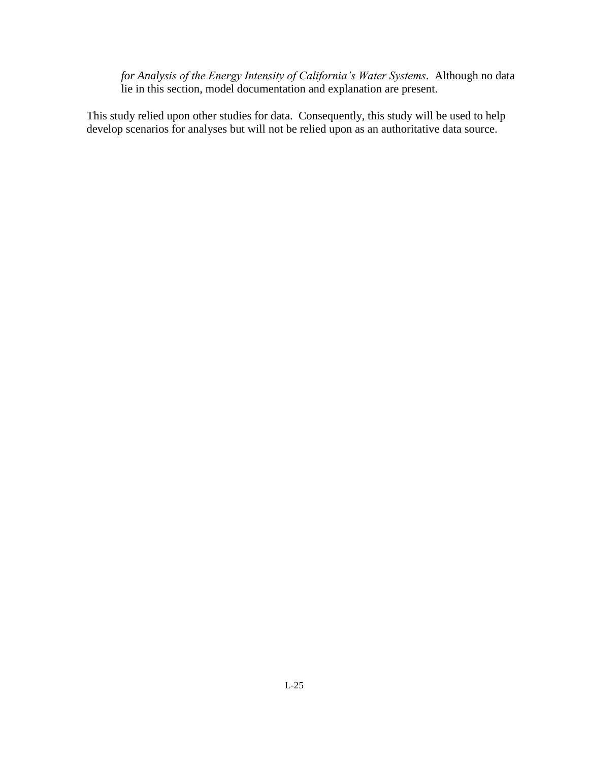*for Analysis of the Energy Intensity of California's Water Systems*. Although no data lie in this section, model documentation and explanation are present.

This study relied upon other studies for data. Consequently, this study will be used to help develop scenarios for analyses but will not be relied upon as an authoritative data source.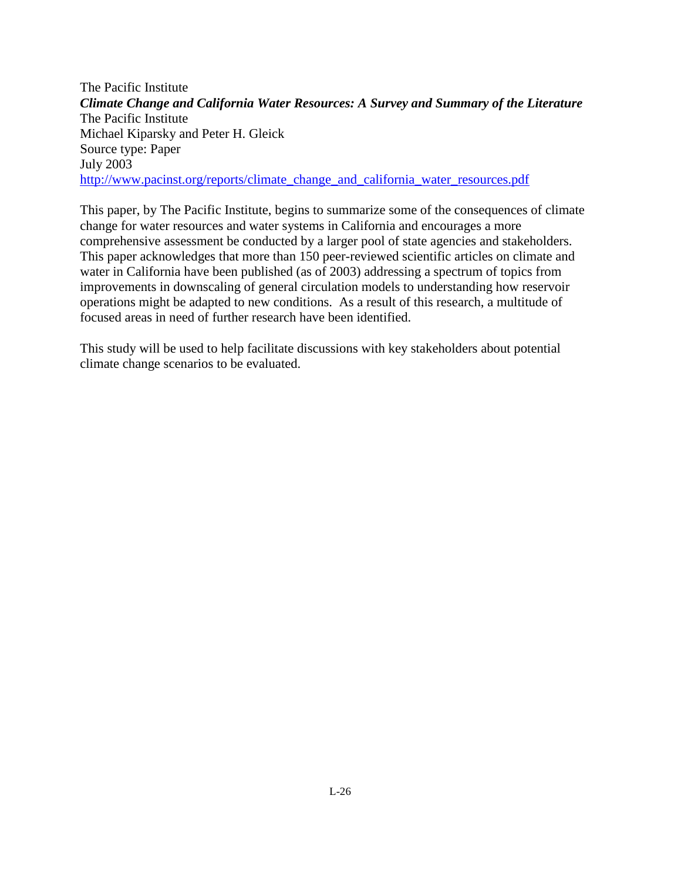The Pacific Institute
***Climate Change and California Water Resources: A Survey and Summary of the Literature***
The Pacific Institute
Michael Kiparsky and Peter H. Gleick
Source type: Paper
July 2003
http://www.pacinst.org/reports/climate_change_and_california_water_resources.pdf

This paper, by The Pacific Institute, begins to summarize some of the consequences of climate change for water resources and water systems in California and encourages a more comprehensive assessment be conducted by a larger pool of state agencies and stakeholders. This paper acknowledges that more than 150 peer-reviewed scientific articles on climate and water in California have been published (as of 2003) addressing a spectrum of topics from improvements in downscaling of general circulation models to understanding how reservoir operations might be adapted to new conditions. As a result of this research, a multitude of focused areas in need of further research have been identified.

This study will be used to help facilitate discussions with key stakeholders about potential climate change scenarios to be evaluated.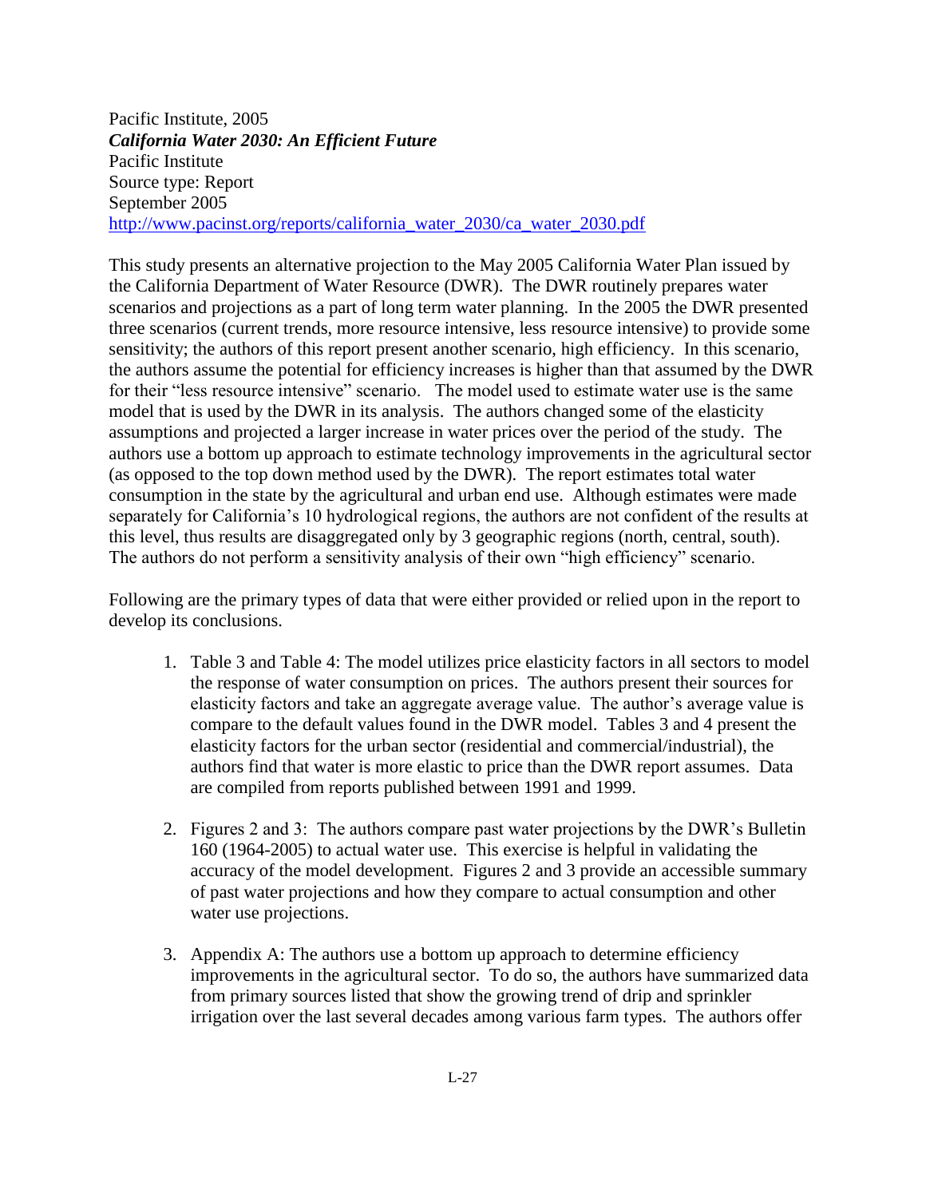Pacific Institute, 2005
***California Water 2030: An Efficient Future***
Pacific Institute
Source type: Report
September 2005
http://www.pacinst.org/reports/california_water_2030/ca_water_2030.pdf

This study presents an alternative projection to the May 2005 California Water Plan issued by the California Department of Water Resource (DWR). The DWR routinely prepares water scenarios and projections as a part of long term water planning. In the 2005 the DWR presented three scenarios (current trends, more resource intensive, less resource intensive) to provide some sensitivity; the authors of this report present another scenario, high efficiency. In this scenario, the authors assume the potential for efficiency increases is higher than that assumed by the DWR for their "less resource intensive" scenario. The model used to estimate water use is the same model that is used by the DWR in its analysis. The authors changed some of the elasticity assumptions and projected a larger increase in water prices over the period of the study. The authors use a bottom up approach to estimate technology improvements in the agricultural sector (as opposed to the top down method used by the DWR). The report estimates total water consumption in the state by the agricultural and urban end use. Although estimates were made separately for California's 10 hydrological regions, the authors are not confident of the results at this level, thus results are disaggregated only by 3 geographic regions (north, central, south). The authors do not perform a sensitivity analysis of their own "high efficiency" scenario.

Following are the primary types of data that were either provided or relied upon in the report to develop its conclusions.

1. Table 3 and Table 4: The model utilizes price elasticity factors in all sectors to model the response of water consumption on prices. The authors present their sources for elasticity factors and take an aggregate average value. The author's average value is compare to the default values found in the DWR model. Tables 3 and 4 present the elasticity factors for the urban sector (residential and commercial/industrial), the authors find that water is more elastic to price than the DWR report assumes. Data are compiled from reports published between 1991 and 1999.

2. Figures 2 and 3: The authors compare past water projections by the DWR's Bulletin 160 (1964-2005) to actual water use. This exercise is helpful in validating the accuracy of the model development. Figures 2 and 3 provide an accessible summary of past water projections and how they compare to actual consumption and other water use projections.

3. Appendix A: The authors use a bottom up approach to determine efficiency improvements in the agricultural sector. To do so, the authors have summarized data from primary sources listed that show the growing trend of drip and sprinkler irrigation over the last several decades among various farm types. The authors offer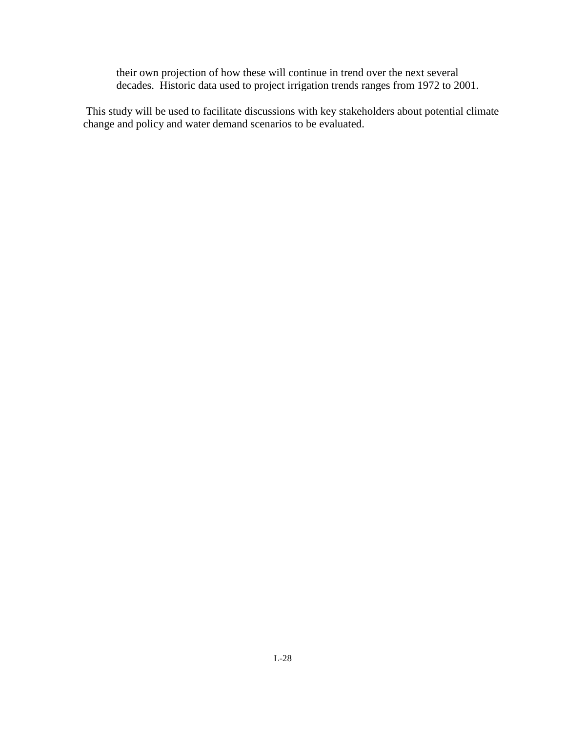their own projection of how these will continue in trend over the next several decades.  Historic data used to project irrigation trends ranges from 1972 to 2001.

This study will be used to facilitate discussions with key stakeholders about potential climate change and policy and water demand scenarios to be evaluated.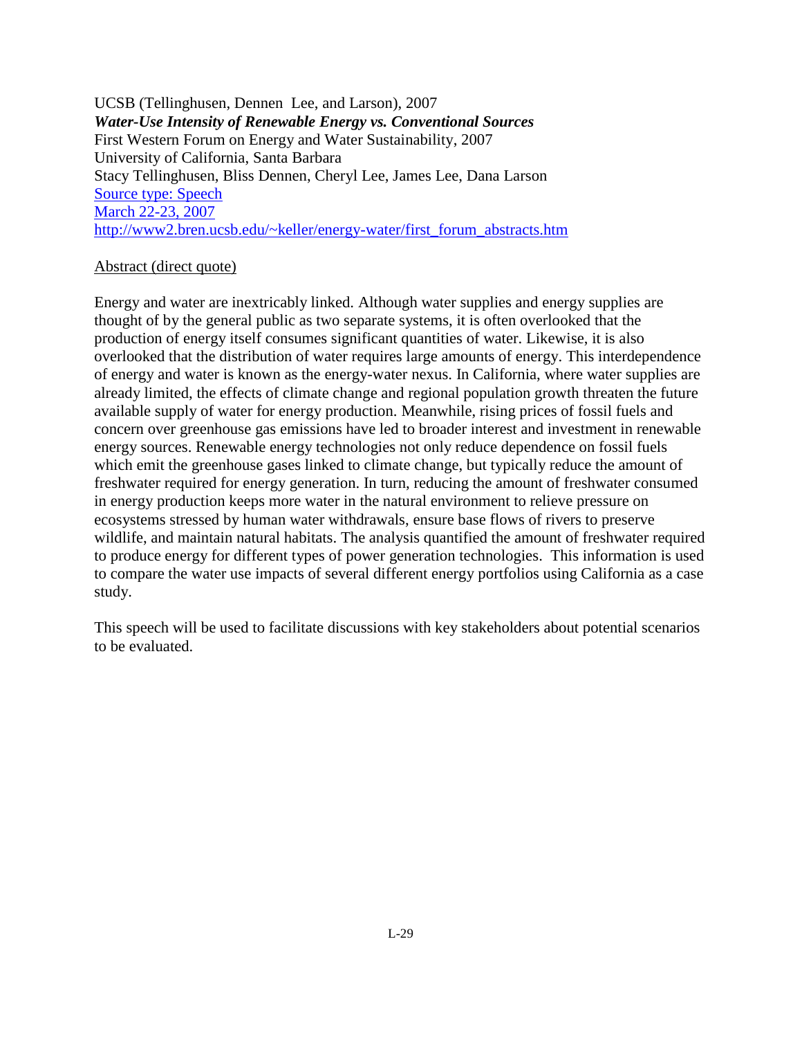UCSB (Tellinghusen, Dennen Lee, and Larson), 2007
***Water-Use Intensity of Renewable Energy vs. Conventional Sources***
First Western Forum on Energy and Water Sustainability, 2007
University of California, Santa Barbara
Stacy Tellinghusen, Bliss Dennen, Cheryl Lee, James Lee, Dana Larson
Source type: Speech
March 22-23, 2007
http://www2.bren.ucsb.edu/~keller/energy-water/first_forum_abstracts.htm

Abstract (direct quote)

Energy and water are inextricably linked. Although water supplies and energy supplies are thought of by the general public as two separate systems, it is often overlooked that the production of energy itself consumes significant quantities of water. Likewise, it is also overlooked that the distribution of water requires large amounts of energy. This interdependence of energy and water is known as the energy-water nexus. In California, where water supplies are already limited, the effects of climate change and regional population growth threaten the future available supply of water for energy production. Meanwhile, rising prices of fossil fuels and concern over greenhouse gas emissions have led to broader interest and investment in renewable energy sources. Renewable energy technologies not only reduce dependence on fossil fuels which emit the greenhouse gases linked to climate change, but typically reduce the amount of freshwater required for energy generation. In turn, reducing the amount of freshwater consumed in energy production keeps more water in the natural environment to relieve pressure on ecosystems stressed by human water withdrawals, ensure base flows of rivers to preserve wildlife, and maintain natural habitats. The analysis quantified the amount of freshwater required to produce energy for different types of power generation technologies. This information is used to compare the water use impacts of several different energy portfolios using California as a case study.

This speech will be used to facilitate discussions with key stakeholders about potential scenarios to be evaluated.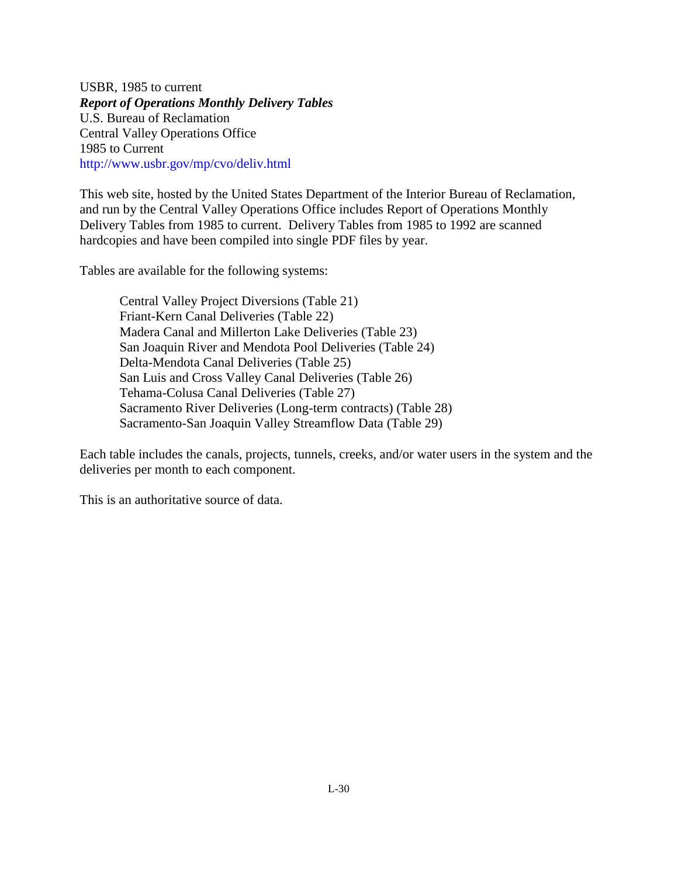USBR, 1985 to current
***Report of Operations Monthly Delivery Tables***
U.S. Bureau of Reclamation
Central Valley Operations Office
1985 to Current
http://www.usbr.gov/mp/cvo/deliv.html

This web site, hosted by the United States Department of the Interior Bureau of Reclamation, and run by the Central Valley Operations Office includes Report of Operations Monthly Delivery Tables from 1985 to current. Delivery Tables from 1985 to 1992 are scanned hardcopies and have been compiled into single PDF files by year.

Tables are available for the following systems:

- Central Valley Project Diversions (Table 21)
- Friant-Kern Canal Deliveries (Table 22)
- Madera Canal and Millerton Lake Deliveries (Table 23)
- San Joaquin River and Mendota Pool Deliveries (Table 24)
- Delta-Mendota Canal Deliveries (Table 25)
- San Luis and Cross Valley Canal Deliveries (Table 26)
- Tehama-Colusa Canal Deliveries (Table 27)
- Sacramento River Deliveries (Long-term contracts) (Table 28)
- Sacramento-San Joaquin Valley Streamflow Data (Table 29)

Each table includes the canals, projects, tunnels, creeks, and/or water users in the system and the deliveries per month to each component.

This is an authoritative source of data.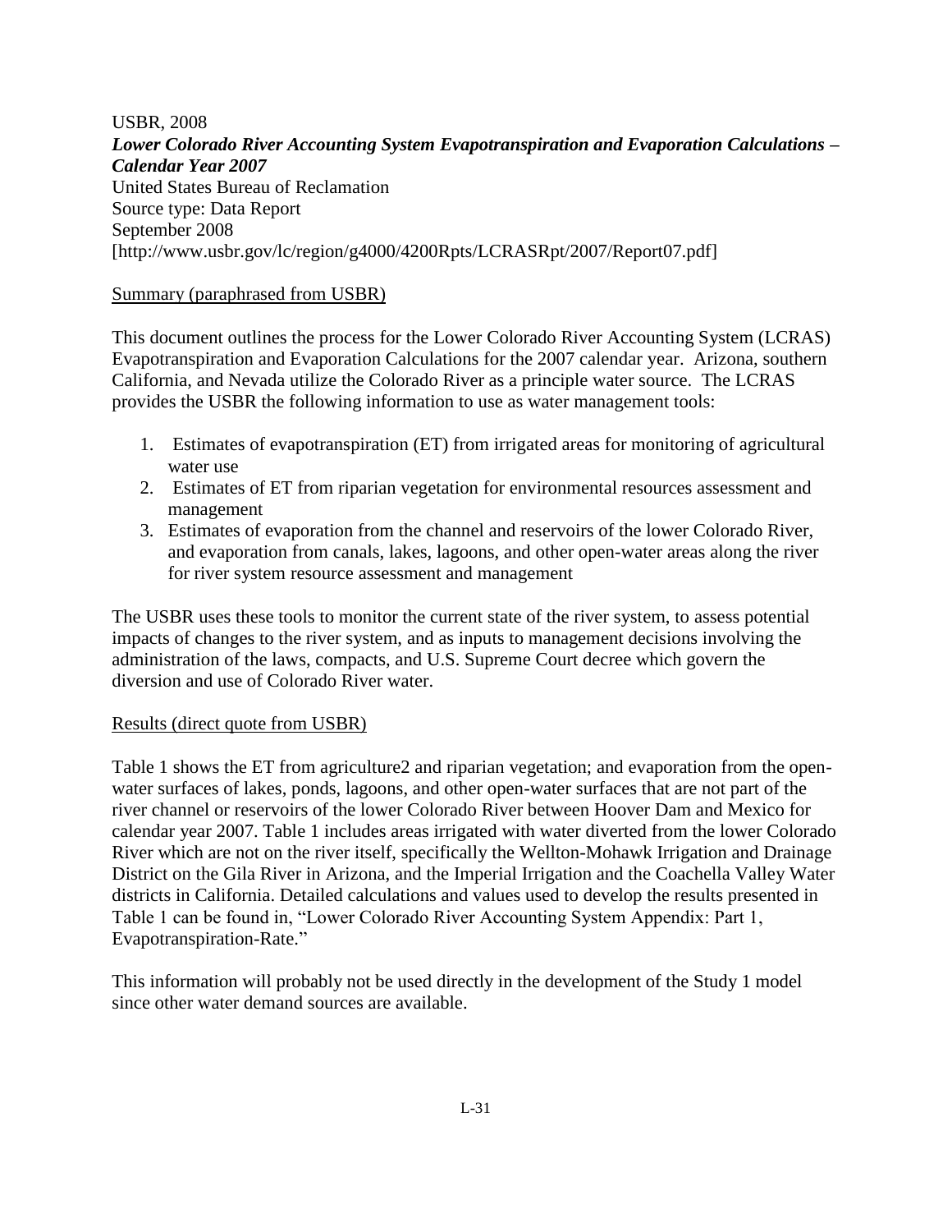USBR, 2008

***Lower Colorado River Accounting System Evapotranspiration and Evaporation Calculations – Calendar Year 2007***

United States Bureau of Reclamation

Source type: Data Report

September 2008

[http://www.usbr.gov/lc/region/g4000/4200Rpts/LCRASRpt/2007/Report07.pdf]

Summary (paraphrased from USBR)

This document outlines the process for the Lower Colorado River Accounting System (LCRAS) Evapotranspiration and Evaporation Calculations for the 2007 calendar year. Arizona, southern California, and Nevada utilize the Colorado River as a principle water source. The LCRAS provides the USBR the following information to use as water management tools:

1. Estimates of evapotranspiration (ET) from irrigated areas for monitoring of agricultural water use
2. Estimates of ET from riparian vegetation for environmental resources assessment and management
3. Estimates of evaporation from the channel and reservoirs of the lower Colorado River, and evaporation from canals, lakes, lagoons, and other open-water areas along the river for river system resource assessment and management

The USBR uses these tools to monitor the current state of the river system, to assess potential impacts of changes to the river system, and as inputs to management decisions involving the administration of the laws, compacts, and U.S. Supreme Court decree which govern the diversion and use of Colorado River water.

Results (direct quote from USBR)

Table 1 shows the ET from agriculture2 and riparian vegetation; and evaporation from the open-water surfaces of lakes, ponds, lagoons, and other open-water surfaces that are not part of the river channel or reservoirs of the lower Colorado River between Hoover Dam and Mexico for calendar year 2007. Table 1 includes areas irrigated with water diverted from the lower Colorado River which are not on the river itself, specifically the Wellton-Mohawk Irrigation and Drainage District on the Gila River in Arizona, and the Imperial Irrigation and the Coachella Valley Water districts in California. Detailed calculations and values used to develop the results presented in Table 1 can be found in, "Lower Colorado River Accounting System Appendix: Part 1, Evapotranspiration-Rate."

This information will probably not be used directly in the development of the Study 1 model since other water demand sources are available.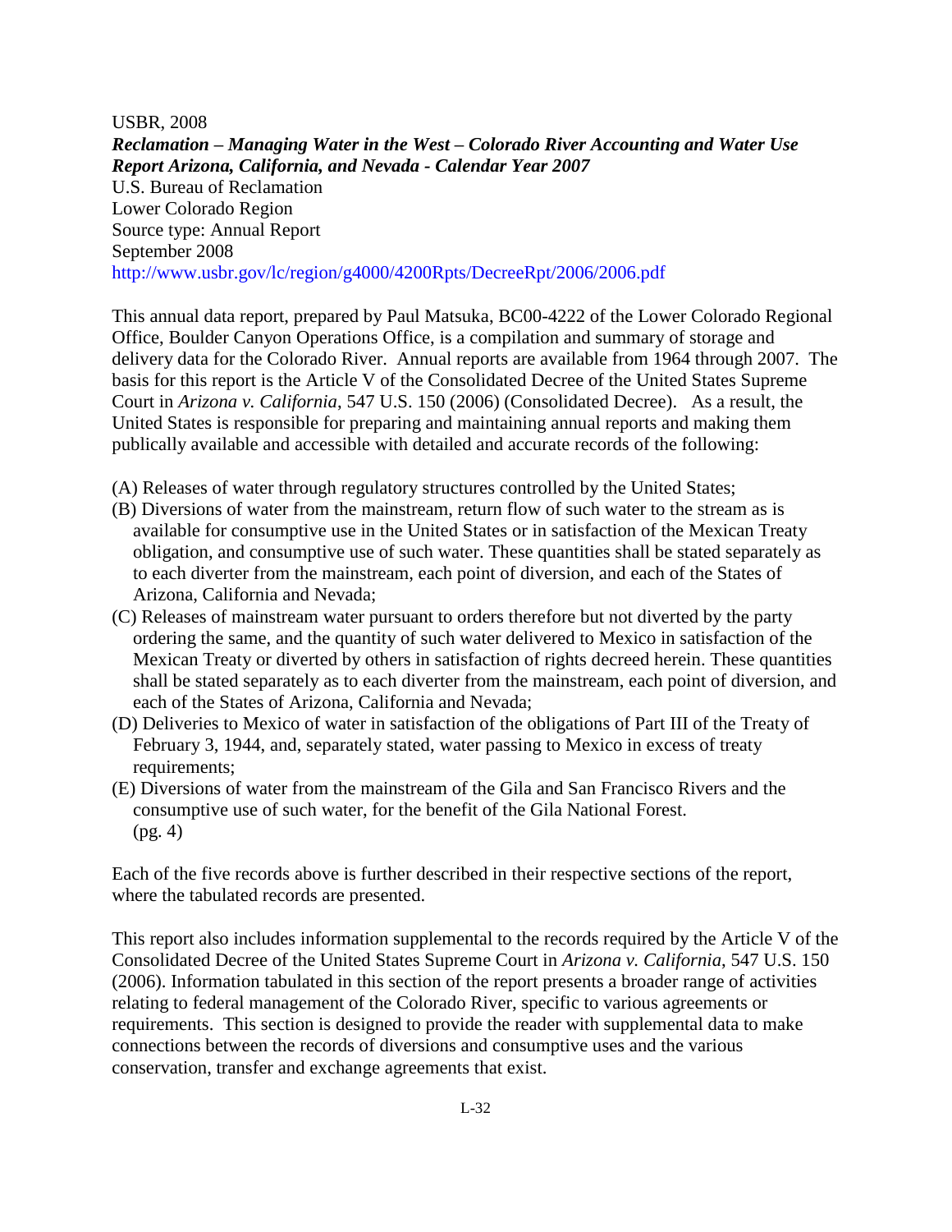USBR, 2008

***Reclamation – Managing Water in the West – Colorado River Accounting and Water Use Report Arizona, California, and Nevada - Calendar Year 2007***

U.S. Bureau of Reclamation

Lower Colorado Region

Source type: Annual Report

September 2008

http://www.usbr.gov/lc/region/g4000/4200Rpts/DecreeRpt/2006/2006.pdf

This annual data report, prepared by Paul Matsuka, BC00-4222 of the Lower Colorado Regional Office, Boulder Canyon Operations Office, is a compilation and summary of storage and delivery data for the Colorado River. Annual reports are available from 1964 through 2007. The basis for this report is the Article V of the Consolidated Decree of the United States Supreme Court in *Arizona v. California*, 547 U.S. 150 (2006) (Consolidated Decree). As a result, the United States is responsible for preparing and maintaining annual reports and making them publically available and accessible with detailed and accurate records of the following:

(A) Releases of water through regulatory structures controlled by the United States;
(B) Diversions of water from the mainstream, return flow of such water to the stream as is available for consumptive use in the United States or in satisfaction of the Mexican Treaty obligation, and consumptive use of such water. These quantities shall be stated separately as to each diverter from the mainstream, each point of diversion, and each of the States of Arizona, California and Nevada;
(C) Releases of mainstream water pursuant to orders therefore but not diverted by the party ordering the same, and the quantity of such water delivered to Mexico in satisfaction of the Mexican Treaty or diverted by others in satisfaction of rights decreed herein. These quantities shall be stated separately as to each diverter from the mainstream, each point of diversion, and each of the States of Arizona, California and Nevada;
(D) Deliveries to Mexico of water in satisfaction of the obligations of Part III of the Treaty of February 3, 1944, and, separately stated, water passing to Mexico in excess of treaty requirements;
(E) Diversions of water from the mainstream of the Gila and San Francisco Rivers and the consumptive use of such water, for the benefit of the Gila National Forest.
(pg. 4)

Each of the five records above is further described in their respective sections of the report, where the tabulated records are presented.

This report also includes information supplemental to the records required by the Article V of the Consolidated Decree of the United States Supreme Court in *Arizona v. California*, 547 U.S. 150 (2006). Information tabulated in this section of the report presents a broader range of activities relating to federal management of the Colorado River, specific to various agreements or requirements. This section is designed to provide the reader with supplemental data to make connections between the records of diversions and consumptive uses and the various conservation, transfer and exchange agreements that exist.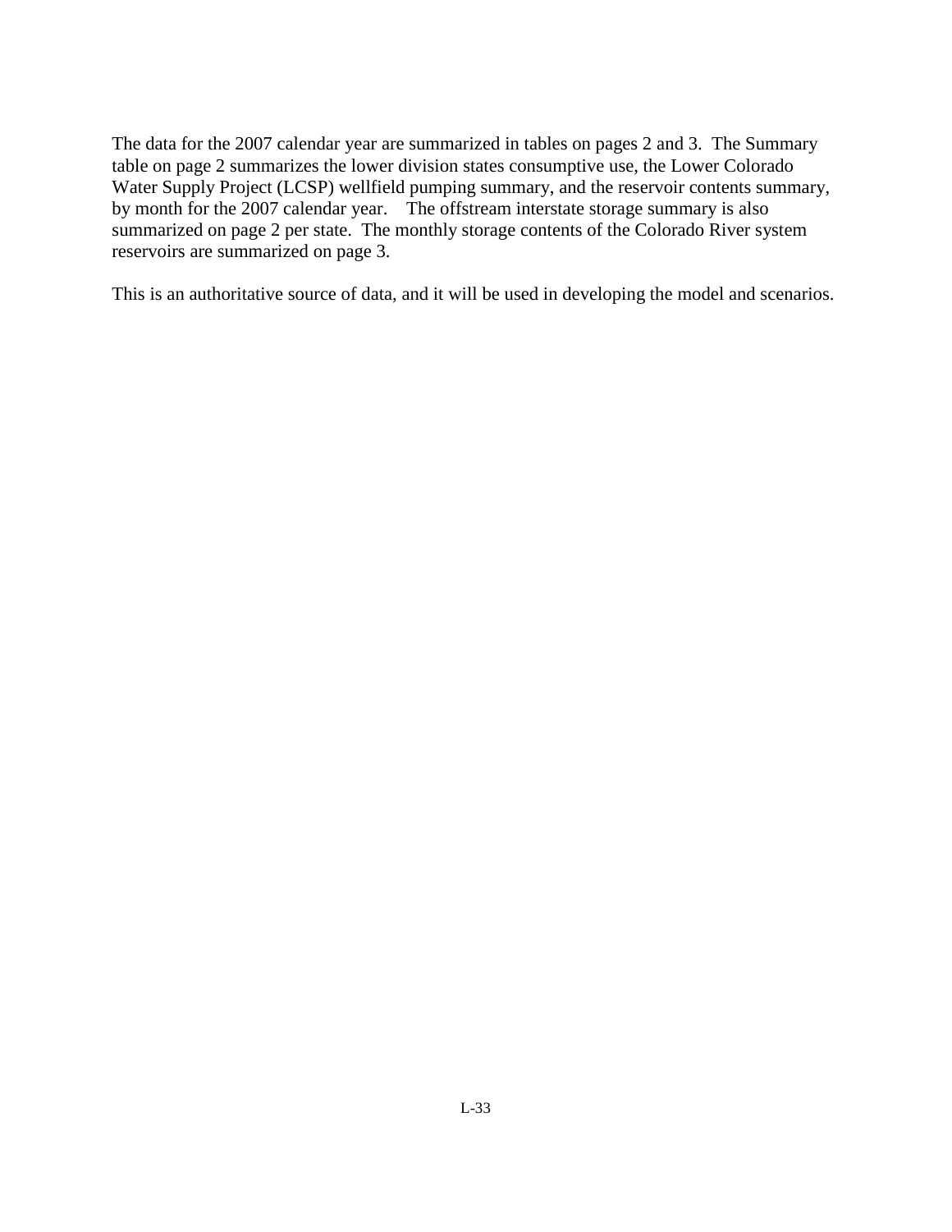The data for the 2007 calendar year are summarized in tables on pages 2 and 3. The Summary table on page 2 summarizes the lower division states consumptive use, the Lower Colorado Water Supply Project (LCSP) wellfield pumping summary, and the reservoir contents summary, by month for the 2007 calendar year. The offstream interstate storage summary is also summarized on page 2 per state. The monthly storage contents of the Colorado River system reservoirs are summarized on page 3.

This is an authoritative source of data, and it will be used in developing the model and scenarios.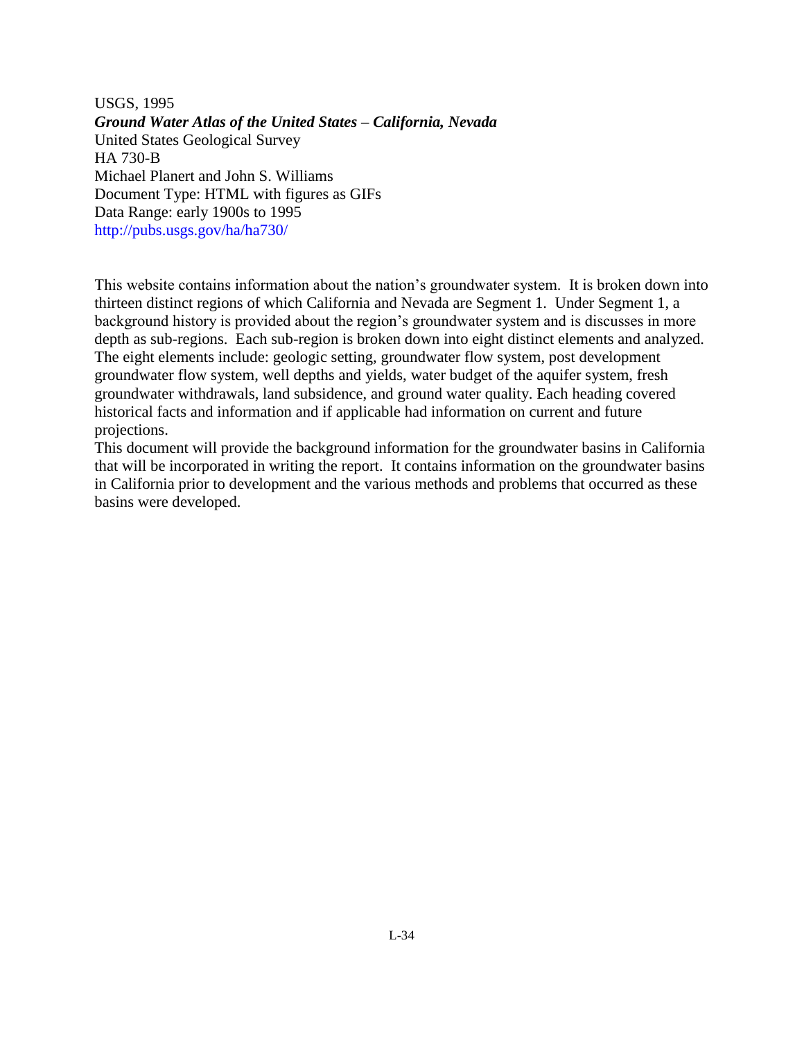USGS, 1995
***Ground Water Atlas of the United States – California, Nevada***
United States Geological Survey
HA 730-B
Michael Planert and John S. Williams
Document Type: HTML with figures as GIFs
Data Range: early 1900s to 1995
http://pubs.usgs.gov/ha/ha730/

This website contains information about the nation's groundwater system. It is broken down into thirteen distinct regions of which California and Nevada are Segment 1. Under Segment 1, a background history is provided about the region's groundwater system and is discusses in more depth as sub-regions. Each sub-region is broken down into eight distinct elements and analyzed. The eight elements include: geologic setting, groundwater flow system, post development groundwater flow system, well depths and yields, water budget of the aquifer system, fresh groundwater withdrawals, land subsidence, and ground water quality. Each heading covered historical facts and information and if applicable had information on current and future projections.

This document will provide the background information for the groundwater basins in California that will be incorporated in writing the report. It contains information on the groundwater basins in California prior to development and the various methods and problems that occurred as these basins were developed.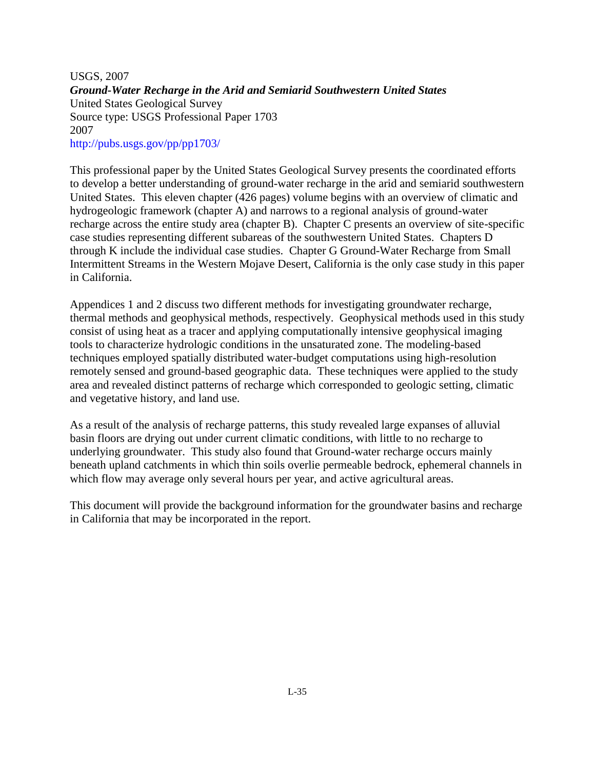USGS, 2007
***Ground-Water Recharge in the Arid and Semiarid Southwestern United States***
United States Geological Survey
Source type: USGS Professional Paper 1703
2007
http://pubs.usgs.gov/pp/pp1703/

This professional paper by the United States Geological Survey presents the coordinated efforts to develop a better understanding of ground-water recharge in the arid and semiarid southwestern United States. This eleven chapter (426 pages) volume begins with an overview of climatic and hydrogeologic framework (chapter A) and narrows to a regional analysis of ground-water recharge across the entire study area (chapter B). Chapter C presents an overview of site-specific case studies representing different subareas of the southwestern United States. Chapters D through K include the individual case studies. Chapter G Ground-Water Recharge from Small Intermittent Streams in the Western Mojave Desert, California is the only case study in this paper in California.

Appendices 1 and 2 discuss two different methods for investigating groundwater recharge, thermal methods and geophysical methods, respectively. Geophysical methods used in this study consist of using heat as a tracer and applying computationally intensive geophysical imaging tools to characterize hydrologic conditions in the unsaturated zone. The modeling-based techniques employed spatially distributed water-budget computations using high-resolution remotely sensed and ground-based geographic data. These techniques were applied to the study area and revealed distinct patterns of recharge which corresponded to geologic setting, climatic and vegetative history, and land use.

As a result of the analysis of recharge patterns, this study revealed large expanses of alluvial basin floors are drying out under current climatic conditions, with little to no recharge to underlying groundwater. This study also found that Ground-water recharge occurs mainly beneath upland catchments in which thin soils overlie permeable bedrock, ephemeral channels in which flow may average only several hours per year, and active agricultural areas.

This document will provide the background information for the groundwater basins and recharge in California that may be incorporated in the report.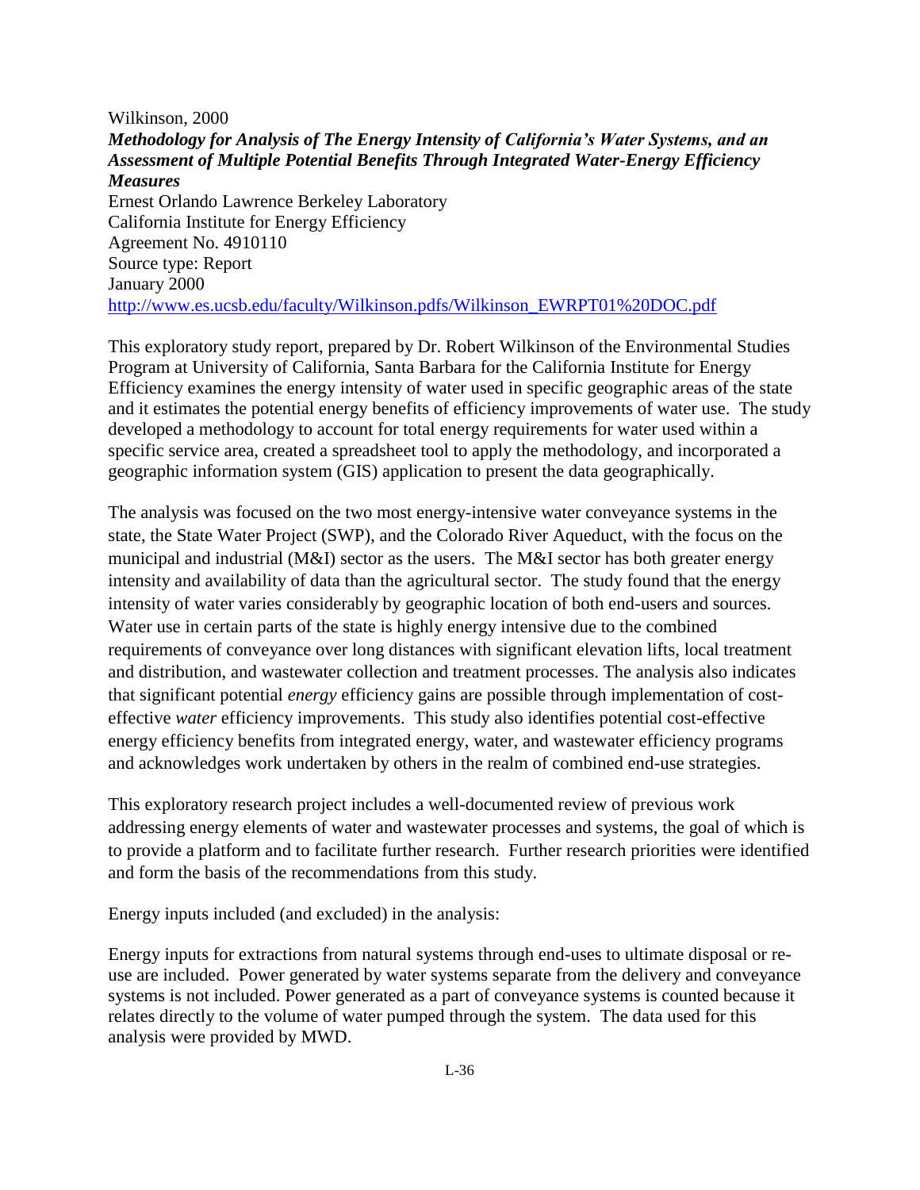Wilkinson, 2000

***Methodology for Analysis of The Energy Intensity of California's Water Systems, and an Assessment of Multiple Potential Benefits Through Integrated Water-Energy Efficiency Measures***

Ernest Orlando Lawrence Berkeley Laboratory
California Institute for Energy Efficiency
Agreement No. 4910110
Source type: Report
January 2000
http://www.es.ucsb.edu/faculty/Wilkinson.pdfs/Wilkinson_EWRPT01%20DOC.pdf

This exploratory study report, prepared by Dr. Robert Wilkinson of the Environmental Studies Program at University of California, Santa Barbara for the California Institute for Energy Efficiency examines the energy intensity of water used in specific geographic areas of the state and it estimates the potential energy benefits of efficiency improvements of water use. The study developed a methodology to account for total energy requirements for water used within a specific service area, created a spreadsheet tool to apply the methodology, and incorporated a geographic information system (GIS) application to present the data geographically.

The analysis was focused on the two most energy-intensive water conveyance systems in the state, the State Water Project (SWP), and the Colorado River Aqueduct, with the focus on the municipal and industrial (M&I) sector as the users. The M&I sector has both greater energy intensity and availability of data than the agricultural sector. The study found that the energy intensity of water varies considerably by geographic location of both end-users and sources. Water use in certain parts of the state is highly energy intensive due to the combined requirements of conveyance over long distances with significant elevation lifts, local treatment and distribution, and wastewater collection and treatment processes. The analysis also indicates that significant potential *energy* efficiency gains are possible through implementation of cost-effective *water* efficiency improvements. This study also identifies potential cost-effective energy efficiency benefits from integrated energy, water, and wastewater efficiency programs and acknowledges work undertaken by others in the realm of combined end-use strategies.

This exploratory research project includes a well-documented review of previous work addressing energy elements of water and wastewater processes and systems, the goal of which is to provide a platform and to facilitate further research. Further research priorities were identified and form the basis of the recommendations from this study.

Energy inputs included (and excluded) in the analysis:

Energy inputs for extractions from natural systems through end-uses to ultimate disposal or re-use are included. Power generated by water systems separate from the delivery and conveyance systems is not included. Power generated as a part of conveyance systems is counted because it relates directly to the volume of water pumped through the system. The data used for this analysis were provided by MWD.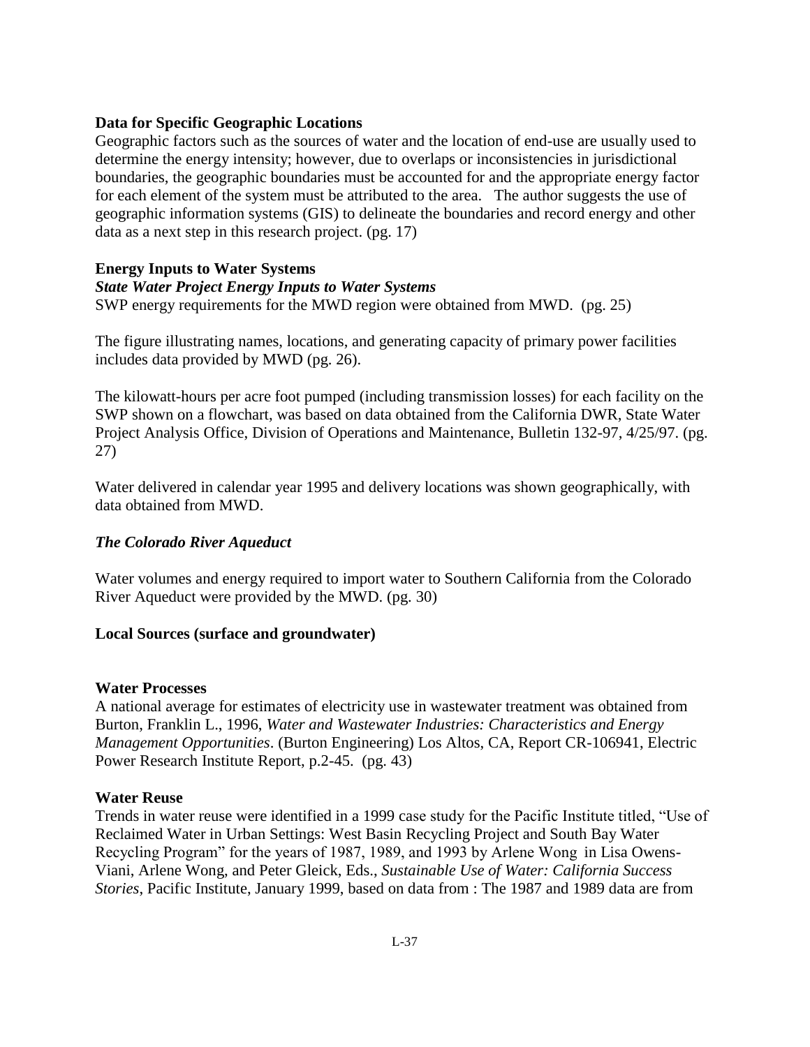### Data for Specific Geographic Locations

Geographic factors such as the sources of water and the location of end-use are usually used to determine the energy intensity; however, due to overlaps or inconsistencies in jurisdictional boundaries, the geographic boundaries must be accounted for and the appropriate energy factor for each element of the system must be attributed to the area. The author suggests the use of geographic information systems (GIS) to delineate the boundaries and record energy and other data as a next step in this research project. (pg. 17)

### Energy Inputs to Water Systems

#### *State Water Project Energy Inputs to Water Systems*

SWP energy requirements for the MWD region were obtained from MWD. (pg. 25)

The figure illustrating names, locations, and generating capacity of primary power facilities includes data provided by MWD (pg. 26).

The kilowatt-hours per acre foot pumped (including transmission losses) for each facility on the SWP shown on a flowchart, was based on data obtained from the California DWR, State Water Project Analysis Office, Division of Operations and Maintenance, Bulletin 132-97, 4/25/97. (pg. 27)

Water delivered in calendar year 1995 and delivery locations was shown geographically, with data obtained from MWD.

#### *The Colorado River Aqueduct*

Water volumes and energy required to import water to Southern California from the Colorado River Aqueduct were provided by the MWD. (pg. 30)

### Local Sources (surface and groundwater)

### Water Processes

A national average for estimates of electricity use in wastewater treatment was obtained from Burton, Franklin L., 1996, *Water and Wastewater Industries: Characteristics and Energy Management Opportunities*. (Burton Engineering) Los Altos, CA, Report CR-106941, Electric Power Research Institute Report, p.2-45. (pg. 43)

### Water Reuse

Trends in water reuse were identified in a 1999 case study for the Pacific Institute titled, "Use of Reclaimed Water in Urban Settings: West Basin Recycling Project and South Bay Water Recycling Program" for the years of 1987, 1989, and 1993 by Arlene Wong in Lisa Owens-Viani, Arlene Wong, and Peter Gleick, Eds., *Sustainable Use of Water: California Success Stories*, Pacific Institute, January 1999, based on data from : The 1987 and 1989 data are from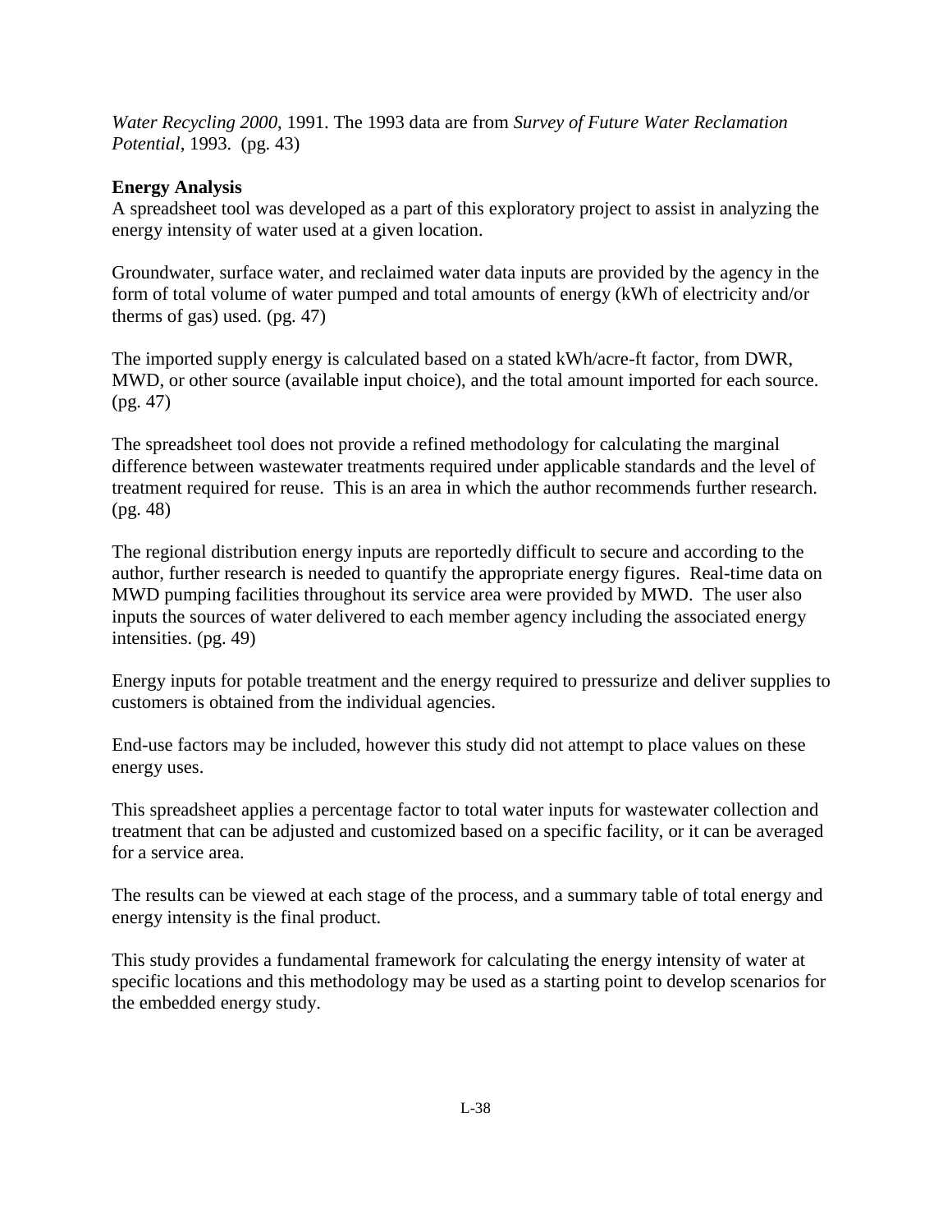*Water Recycling 2000*, 1991. The 1993 data are from *Survey of Future Water Reclamation Potential*, 1993. (pg. 43)

**Energy Analysis**
A spreadsheet tool was developed as a part of this exploratory project to assist in analyzing the energy intensity of water used at a given location.

Groundwater, surface water, and reclaimed water data inputs are provided by the agency in the form of total volume of water pumped and total amounts of energy (kWh of electricity and/or therms of gas) used. (pg. 47)

The imported supply energy is calculated based on a stated kWh/acre-ft factor, from DWR, MWD, or other source (available input choice), and the total amount imported for each source. (pg. 47)

The spreadsheet tool does not provide a refined methodology for calculating the marginal difference between wastewater treatments required under applicable standards and the level of treatment required for reuse. This is an area in which the author recommends further research. (pg. 48)

The regional distribution energy inputs are reportedly difficult to secure and according to the author, further research is needed to quantify the appropriate energy figures. Real-time data on MWD pumping facilities throughout its service area were provided by MWD. The user also inputs the sources of water delivered to each member agency including the associated energy intensities. (pg. 49)

Energy inputs for potable treatment and the energy required to pressurize and deliver supplies to customers is obtained from the individual agencies.

End-use factors may be included, however this study did not attempt to place values on these energy uses.

This spreadsheet applies a percentage factor to total water inputs for wastewater collection and treatment that can be adjusted and customized based on a specific facility, or it can be averaged for a service area.

The results can be viewed at each stage of the process, and a summary table of total energy and energy intensity is the final product.

This study provides a fundamental framework for calculating the energy intensity of water at specific locations and this methodology may be used as a starting point to develop scenarios for the embedded energy study.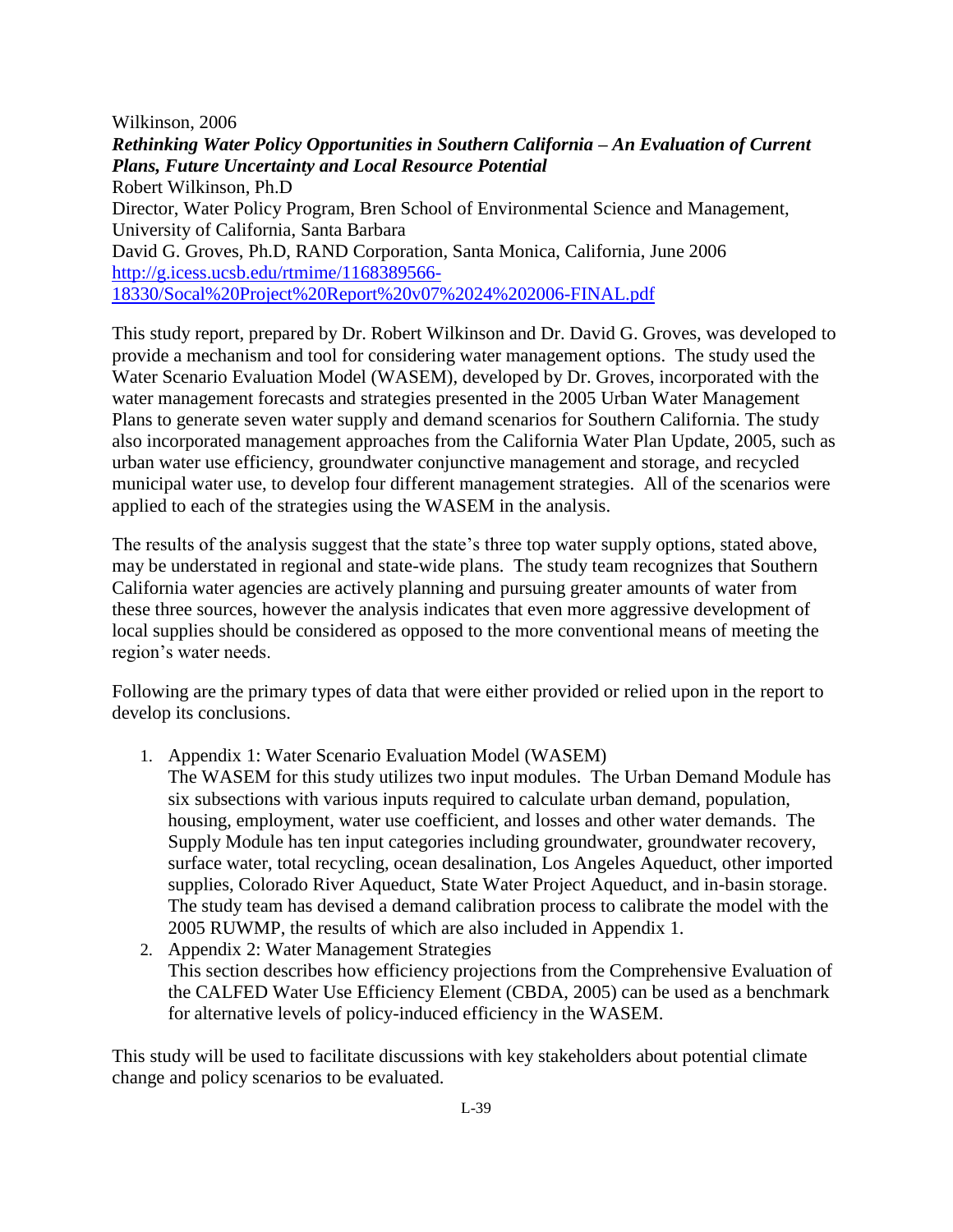Wilkinson, 2006

***Rethinking Water Policy Opportunities in Southern California – An Evaluation of Current Plans, Future Uncertainty and Local Resource Potential***

Robert Wilkinson, Ph.D

Director, Water Policy Program, Bren School of Environmental Science and Management, University of California, Santa Barbara

David G. Groves, Ph.D, RAND Corporation, Santa Monica, California, June 2006

[http://g.icess.ucsb.edu/rtmime/1168389566-18330/Socal%20Project%20Report%20v07%2024%202006-FINAL.pdf](http://g.icess.ucsb.edu/rtmime/1168389566-18330/Socal%20Project%20Report%20v07%2024%202006-FINAL.pdf)

This study report, prepared by Dr. Robert Wilkinson and Dr. David G. Groves, was developed to provide a mechanism and tool for considering water management options. The study used the Water Scenario Evaluation Model (WASEM), developed by Dr. Groves, incorporated with the water management forecasts and strategies presented in the 2005 Urban Water Management Plans to generate seven water supply and demand scenarios for Southern California. The study also incorporated management approaches from the California Water Plan Update, 2005, such as urban water use efficiency, groundwater conjunctive management and storage, and recycled municipal water use, to develop four different management strategies. All of the scenarios were applied to each of the strategies using the WASEM in the analysis.

The results of the analysis suggest that the state's three top water supply options, stated above, may be understated in regional and state-wide plans. The study team recognizes that Southern California water agencies are actively planning and pursuing greater amounts of water from these three sources, however the analysis indicates that even more aggressive development of local supplies should be considered as opposed to the more conventional means of meeting the region's water needs.

Following are the primary types of data that were either provided or relied upon in the report to develop its conclusions.

1. Appendix 1: Water Scenario Evaluation Model (WASEM)
   The WASEM for this study utilizes two input modules. The Urban Demand Module has six subsections with various inputs required to calculate urban demand, population, housing, employment, water use coefficient, and losses and other water demands. The Supply Module has ten input categories including groundwater, groundwater recovery, surface water, total recycling, ocean desalination, Los Angeles Aqueduct, other imported supplies, Colorado River Aqueduct, State Water Project Aqueduct, and in-basin storage. The study team has devised a demand calibration process to calibrate the model with the 2005 RUWMP, the results of which are also included in Appendix 1.
2. Appendix 2: Water Management Strategies
   This section describes how efficiency projections from the Comprehensive Evaluation of the CALFED Water Use Efficiency Element (CBDA, 2005) can be used as a benchmark for alternative levels of policy-induced efficiency in the WASEM.

This study will be used to facilitate discussions with key stakeholders about potential climate change and policy scenarios to be evaluated.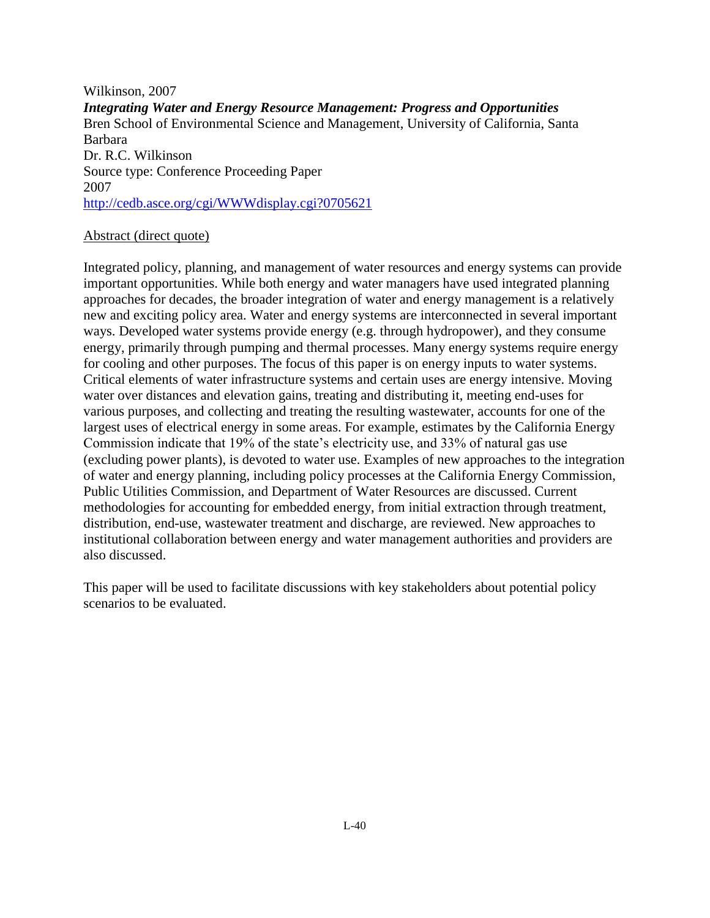Wilkinson, 2007

***Integrating Water and Energy Resource Management: Progress and Opportunities***

Bren School of Environmental Science and Management, University of California, Santa Barbara

Dr. R.C. Wilkinson

Source type: Conference Proceeding Paper

2007

http://cedb.asce.org/cgi/WWWdisplay.cgi?0705621

Abstract (direct quote)

Integrated policy, planning, and management of water resources and energy systems can provide important opportunities. While both energy and water managers have used integrated planning approaches for decades, the broader integration of water and energy management is a relatively new and exciting policy area. Water and energy systems are interconnected in several important ways. Developed water systems provide energy (e.g. through hydropower), and they consume energy, primarily through pumping and thermal processes. Many energy systems require energy for cooling and other purposes. The focus of this paper is on energy inputs to water systems. Critical elements of water infrastructure systems and certain uses are energy intensive. Moving water over distances and elevation gains, treating and distributing it, meeting end-uses for various purposes, and collecting and treating the resulting wastewater, accounts for one of the largest uses of electrical energy in some areas. For example, estimates by the California Energy Commission indicate that 19% of the state's electricity use, and 33% of natural gas use (excluding power plants), is devoted to water use. Examples of new approaches to the integration of water and energy planning, including policy processes at the California Energy Commission, Public Utilities Commission, and Department of Water Resources are discussed. Current methodologies for accounting for embedded energy, from initial extraction through treatment, distribution, end-use, wastewater treatment and discharge, are reviewed. New approaches to institutional collaboration between energy and water management authorities and providers are also discussed.

This paper will be used to facilitate discussions with key stakeholders about potential policy scenarios to be evaluated.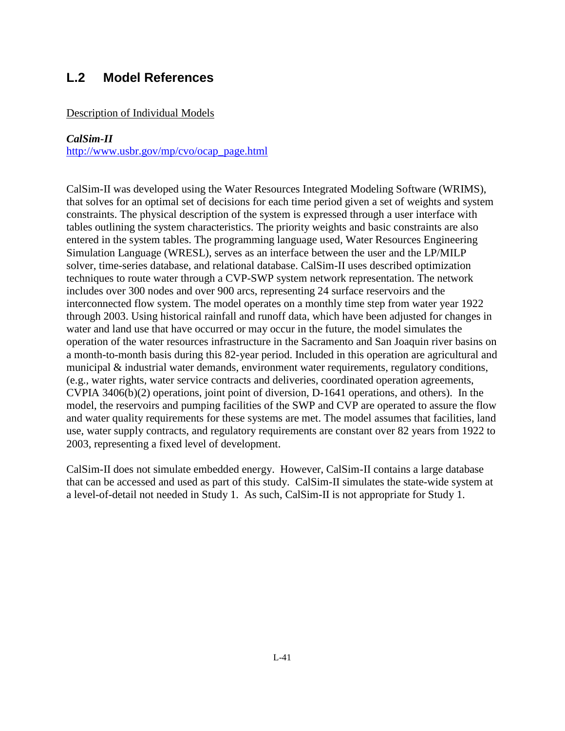## L.2 Model References

Description of Individual Models

***CalSim-II***
[http://www.usbr.gov/mp/cvo/ocap_page.html](http://www.usbr.gov/mp/cvo/ocap_page.html)

CalSim-II was developed using the Water Resources Integrated Modeling Software (WRIMS), that solves for an optimal set of decisions for each time period given a set of weights and system constraints. The physical description of the system is expressed through a user interface with tables outlining the system characteristics. The priority weights and basic constraints are also entered in the system tables. The programming language used, Water Resources Engineering Simulation Language (WRESL), serves as an interface between the user and the LP/MILP solver, time-series database, and relational database. CalSim-II uses described optimization techniques to route water through a CVP-SWP system network representation. The network includes over 300 nodes and over 900 arcs, representing 24 surface reservoirs and the interconnected flow system. The model operates on a monthly time step from water year 1922 through 2003. Using historical rainfall and runoff data, which have been adjusted for changes in water and land use that have occurred or may occur in the future, the model simulates the operation of the water resources infrastructure in the Sacramento and San Joaquin river basins on a month-to-month basis during this 82-year period. Included in this operation are agricultural and municipal & industrial water demands, environment water requirements, regulatory conditions, (e.g., water rights, water service contracts and deliveries, coordinated operation agreements, CVPIA 3406(b)(2) operations, joint point of diversion, D-1641 operations, and others). In the model, the reservoirs and pumping facilities of the SWP and CVP are operated to assure the flow and water quality requirements for these systems are met. The model assumes that facilities, land use, water supply contracts, and regulatory requirements are constant over 82 years from 1922 to 2003, representing a fixed level of development.

CalSim-II does not simulate embedded energy. However, CalSim-II contains a large database that can be accessed and used as part of this study. CalSim-II simulates the state-wide system at a level-of-detail not needed in Study 1. As such, CalSim-II is not appropriate for Study 1.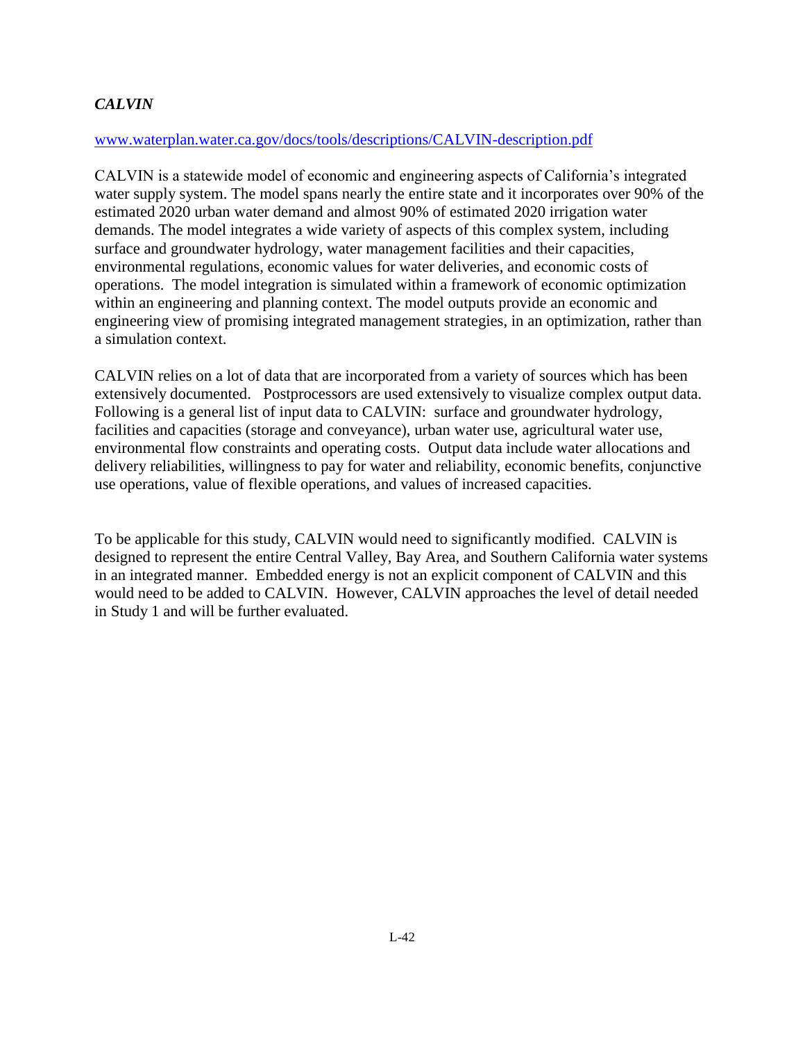### *CALVIN*

www.waterplan.water.ca.gov/docs/tools/descriptions/CALVIN-description.pdf

CALVIN is a statewide model of economic and engineering aspects of California's integrated water supply system. The model spans nearly the entire state and it incorporates over 90% of the estimated 2020 urban water demand and almost 90% of estimated 2020 irrigation water demands. The model integrates a wide variety of aspects of this complex system, including surface and groundwater hydrology, water management facilities and their capacities, environmental regulations, economic values for water deliveries, and economic costs of operations. The model integration is simulated within a framework of economic optimization within an engineering and planning context. The model outputs provide an economic and engineering view of promising integrated management strategies, in an optimization, rather than a simulation context.

CALVIN relies on a lot of data that are incorporated from a variety of sources which has been extensively documented. Postprocessors are used extensively to visualize complex output data. Following is a general list of input data to CALVIN: surface and groundwater hydrology, facilities and capacities (storage and conveyance), urban water use, agricultural water use, environmental flow constraints and operating costs. Output data include water allocations and delivery reliabilities, willingness to pay for water and reliability, economic benefits, conjunctive use operations, value of flexible operations, and values of increased capacities.

To be applicable for this study, CALVIN would need to significantly modified. CALVIN is designed to represent the entire Central Valley, Bay Area, and Southern California water systems in an integrated manner. Embedded energy is not an explicit component of CALVIN and this would need to be added to CALVIN. However, CALVIN approaches the level of detail needed in Study 1 and will be further evaluated.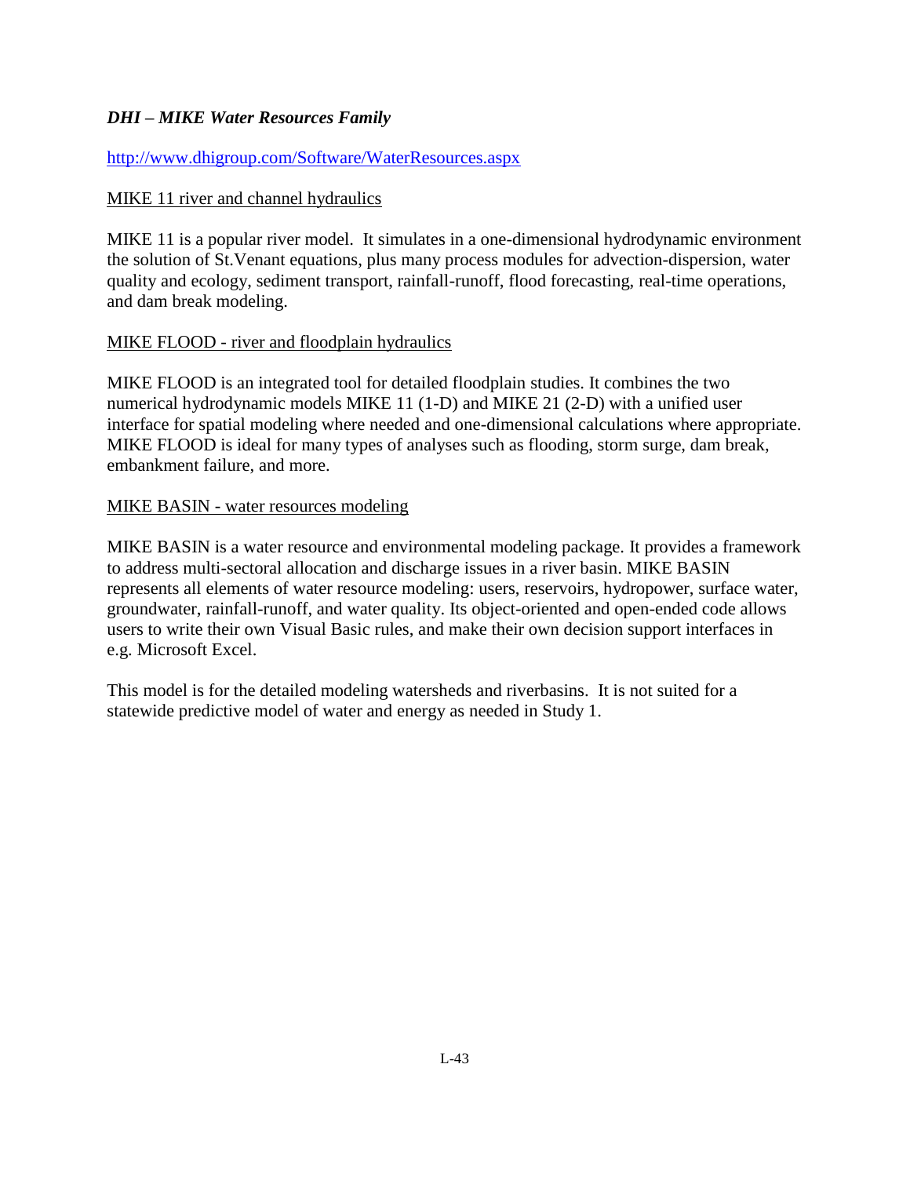*DHI – MIKE Water Resources Family*

http://www.dhigroup.com/Software/WaterResources.aspx

MIKE 11 river and channel hydraulics

MIKE 11 is a popular river model. It simulates in a one-dimensional hydrodynamic environment the solution of St.Venant equations, plus many process modules for advection-dispersion, water quality and ecology, sediment transport, rainfall-runoff, flood forecasting, real-time operations, and dam break modeling.

MIKE FLOOD - river and floodplain hydraulics

MIKE FLOOD is an integrated tool for detailed floodplain studies. It combines the two numerical hydrodynamic models MIKE 11 (1-D) and MIKE 21 (2-D) with a unified user interface for spatial modeling where needed and one-dimensional calculations where appropriate. MIKE FLOOD is ideal for many types of analyses such as flooding, storm surge, dam break, embankment failure, and more.

MIKE BASIN - water resources modeling

MIKE BASIN is a water resource and environmental modeling package. It provides a framework to address multi-sectoral allocation and discharge issues in a river basin. MIKE BASIN represents all elements of water resource modeling: users, reservoirs, hydropower, surface water, groundwater, rainfall-runoff, and water quality. Its object-oriented and open-ended code allows users to write their own Visual Basic rules, and make their own decision support interfaces in e.g. Microsoft Excel.

This model is for the detailed modeling watersheds and riverbasins. It is not suited for a statewide predictive model of water and energy as needed in Study 1.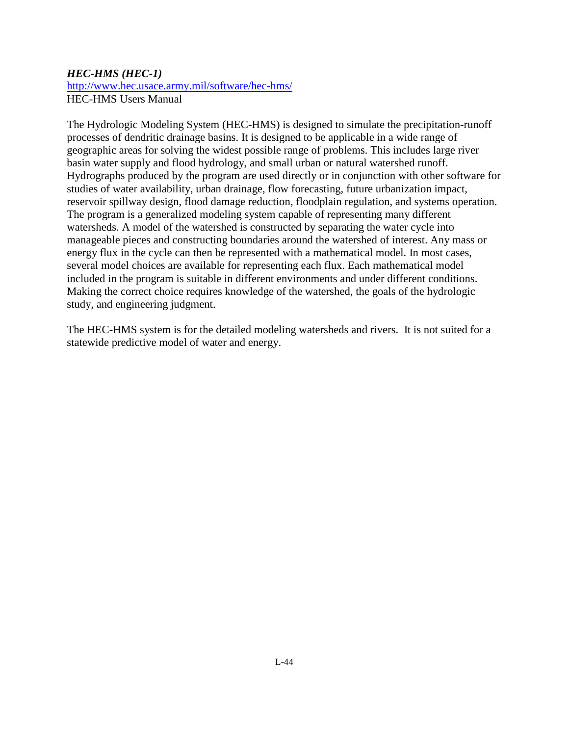***HEC-HMS (HEC-1)***

[http://www.hec.usace.army.mil/software/hec-hms/](http://www.hec.usace.army.mil/software/hec-hms/)

HEC-HMS Users Manual

The Hydrologic Modeling System (HEC-HMS) is designed to simulate the precipitation-runoff processes of dendritic drainage basins. It is designed to be applicable in a wide range of geographic areas for solving the widest possible range of problems. This includes large river basin water supply and flood hydrology, and small urban or natural watershed runoff. Hydrographs produced by the program are used directly or in conjunction with other software for studies of water availability, urban drainage, flow forecasting, future urbanization impact, reservoir spillway design, flood damage reduction, floodplain regulation, and systems operation. The program is a generalized modeling system capable of representing many different watersheds. A model of the watershed is constructed by separating the water cycle into manageable pieces and constructing boundaries around the watershed of interest. Any mass or energy flux in the cycle can then be represented with a mathematical model. In most cases, several model choices are available for representing each flux. Each mathematical model included in the program is suitable in different environments and under different conditions. Making the correct choice requires knowledge of the watershed, the goals of the hydrologic study, and engineering judgment.

The HEC-HMS system is for the detailed modeling watersheds and rivers. It is not suited for a statewide predictive model of water and energy.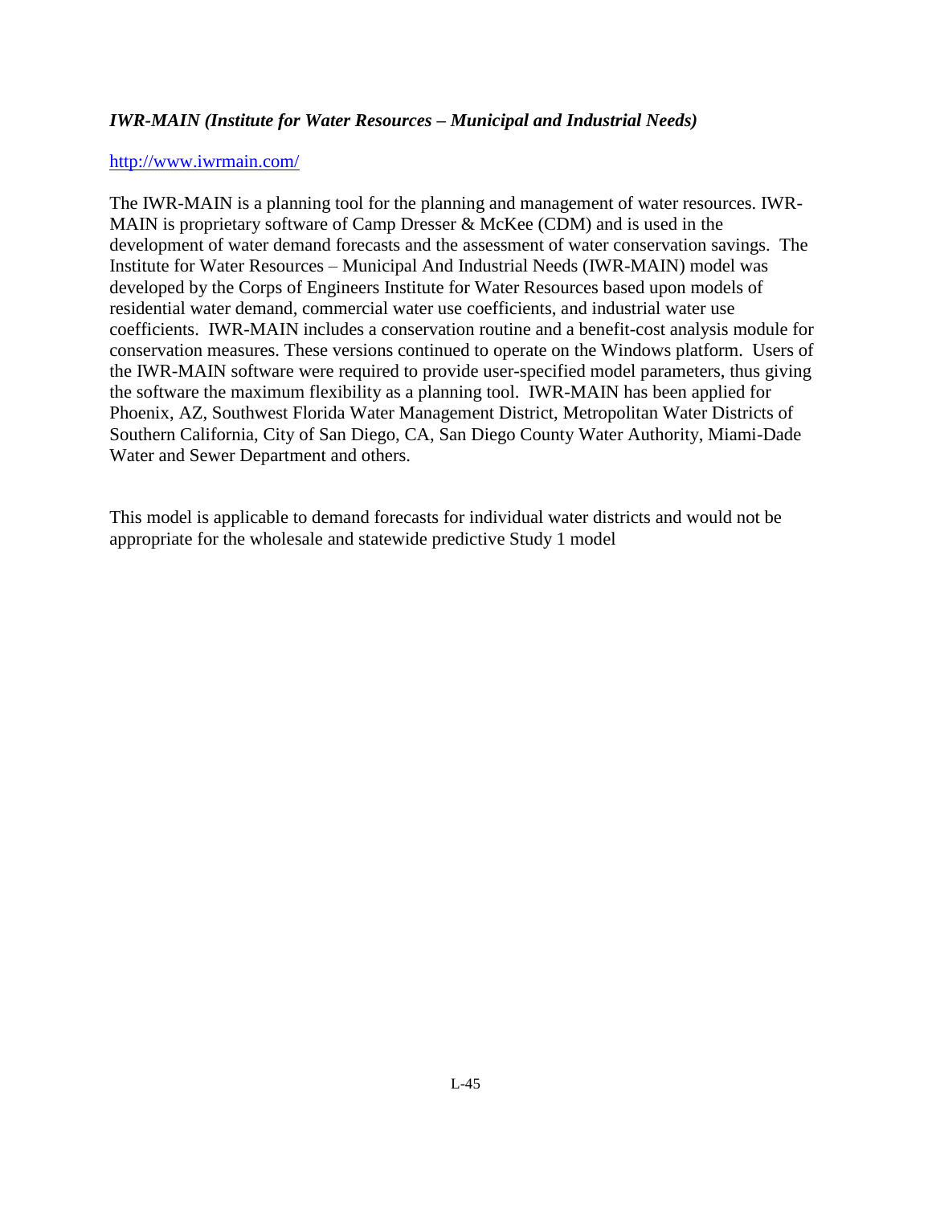*IWR-MAIN (Institute for Water Resources – Municipal and Industrial Needs)*

http://www.iwrmain.com/

The IWR-MAIN is a planning tool for the planning and management of water resources. IWR-MAIN is proprietary software of Camp Dresser & McKee (CDM) and is used in the development of water demand forecasts and the assessment of water conservation savings. The Institute for Water Resources – Municipal And Industrial Needs (IWR-MAIN) model was developed by the Corps of Engineers Institute for Water Resources based upon models of residential water demand, commercial water use coefficients, and industrial water use coefficients. IWR-MAIN includes a conservation routine and a benefit-cost analysis module for conservation measures. These versions continued to operate on the Windows platform. Users of the IWR-MAIN software were required to provide user-specified model parameters, thus giving the software the maximum flexibility as a planning tool. IWR-MAIN has been applied for Phoenix, AZ, Southwest Florida Water Management District, Metropolitan Water Districts of Southern California, City of San Diego, CA, San Diego County Water Authority, Miami-Dade Water and Sewer Department and others.

This model is applicable to demand forecasts for individual water districts and would not be appropriate for the wholesale and statewide predictive Study 1 model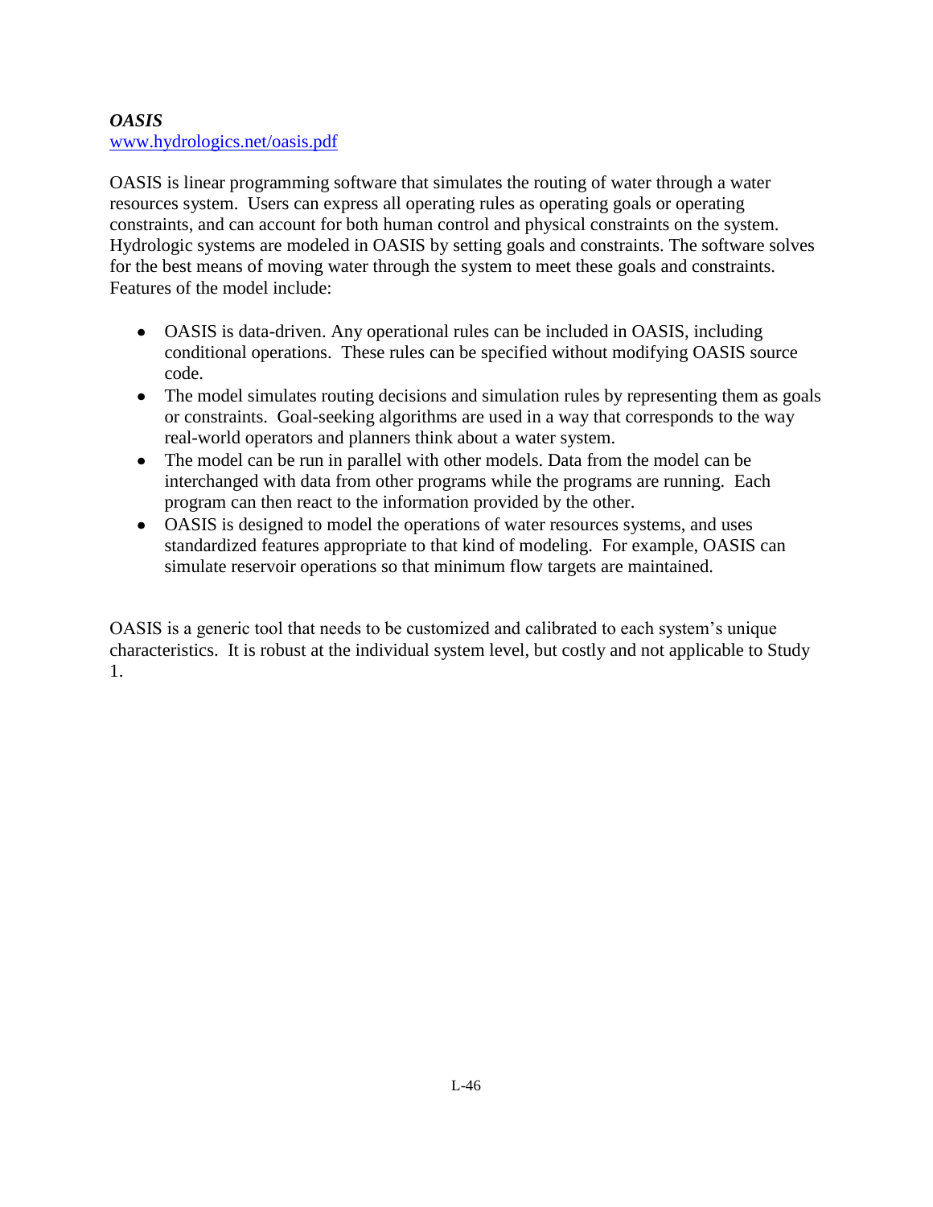***OASIS***

[www.hydrologics.net/oasis.pdf](www.hydrologics.net/oasis.pdf)

OASIS is linear programming software that simulates the routing of water through a water resources system. Users can express all operating rules as operating goals or operating constraints, and can account for both human control and physical constraints on the system. Hydrologic systems are modeled in OASIS by setting goals and constraints. The software solves for the best means of moving water through the system to meet these goals and constraints. Features of the model include:

- OASIS is data-driven. Any operational rules can be included in OASIS, including conditional operations. These rules can be specified without modifying OASIS source code.
- The model simulates routing decisions and simulation rules by representing them as goals or constraints. Goal-seeking algorithms are used in a way that corresponds to the way real-world operators and planners think about a water system.
- The model can be run in parallel with other models. Data from the model can be interchanged with data from other programs while the programs are running. Each program can then react to the information provided by the other.
- OASIS is designed to model the operations of water resources systems, and uses standardized features appropriate to that kind of modeling. For example, OASIS can simulate reservoir operations so that minimum flow targets are maintained.

OASIS is a generic tool that needs to be customized and calibrated to each system's unique characteristics. It is robust at the individual system level, but costly and not applicable to Study 1.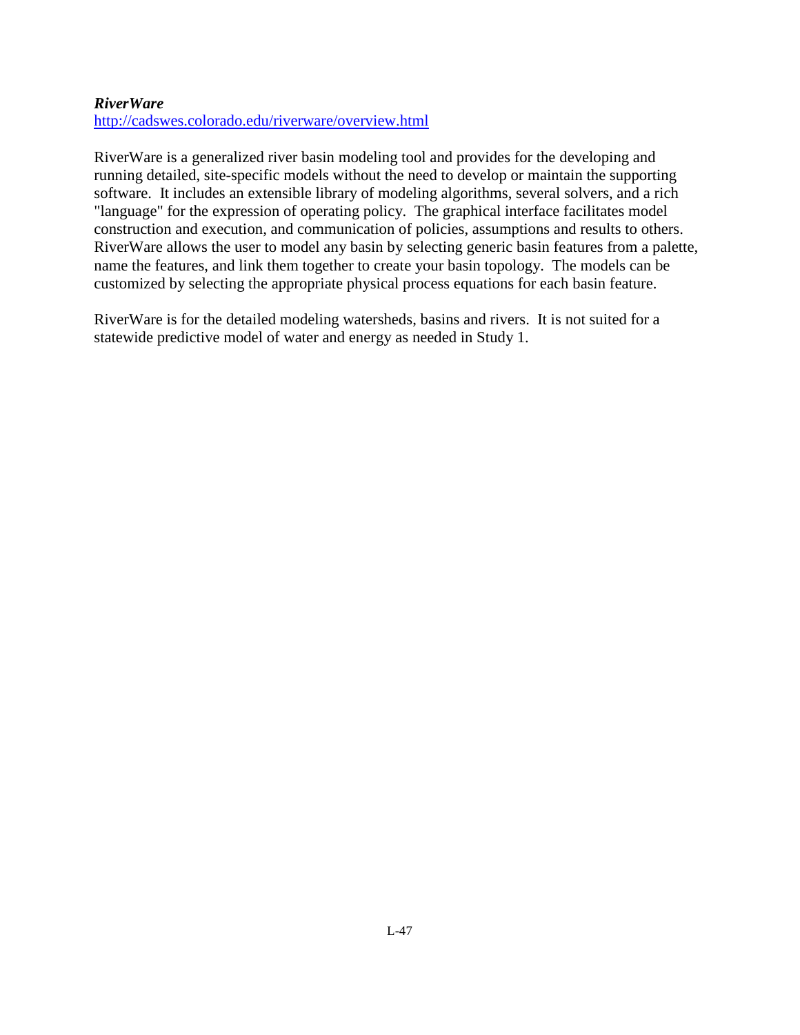***RiverWare***

http://cadswes.colorado.edu/riverware/overview.html

RiverWare is a generalized river basin modeling tool and provides for the developing and running detailed, site-specific models without the need to develop or maintain the supporting software. It includes an extensible library of modeling algorithms, several solvers, and a rich "language" for the expression of operating policy. The graphical interface facilitates model construction and execution, and communication of policies, assumptions and results to others. RiverWare allows the user to model any basin by selecting generic basin features from a palette, name the features, and link them together to create your basin topology. The models can be customized by selecting the appropriate physical process equations for each basin feature.

RiverWare is for the detailed modeling watersheds, basins and rivers. It is not suited for a statewide predictive model of water and energy as needed in Study 1.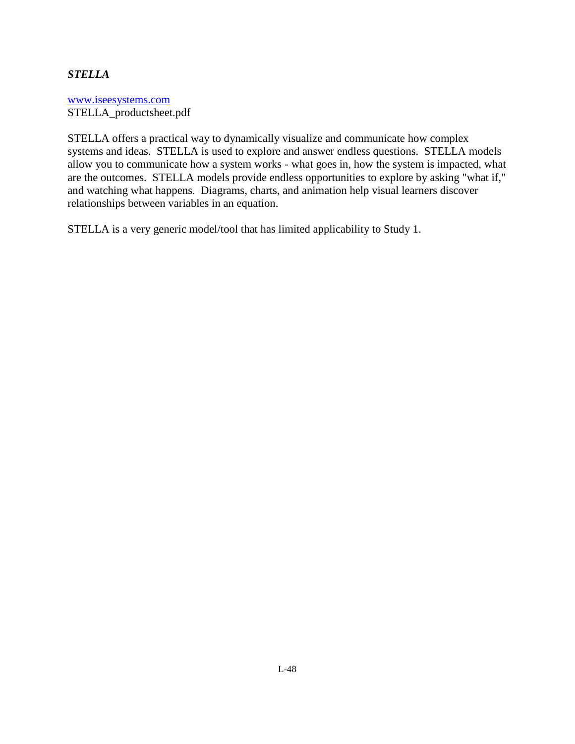***STELLA***

www.iseesystems.com
STELLA_productsheet.pdf

STELLA offers a practical way to dynamically visualize and communicate how complex systems and ideas. STELLA is used to explore and answer endless questions. STELLA models allow you to communicate how a system works - what goes in, how the system is impacted, what are the outcomes. STELLA models provide endless opportunities to explore by asking "what if," and watching what happens. Diagrams, charts, and animation help visual learners discover relationships between variables in an equation.

STELLA is a very generic model/tool that has limited applicability to Study 1.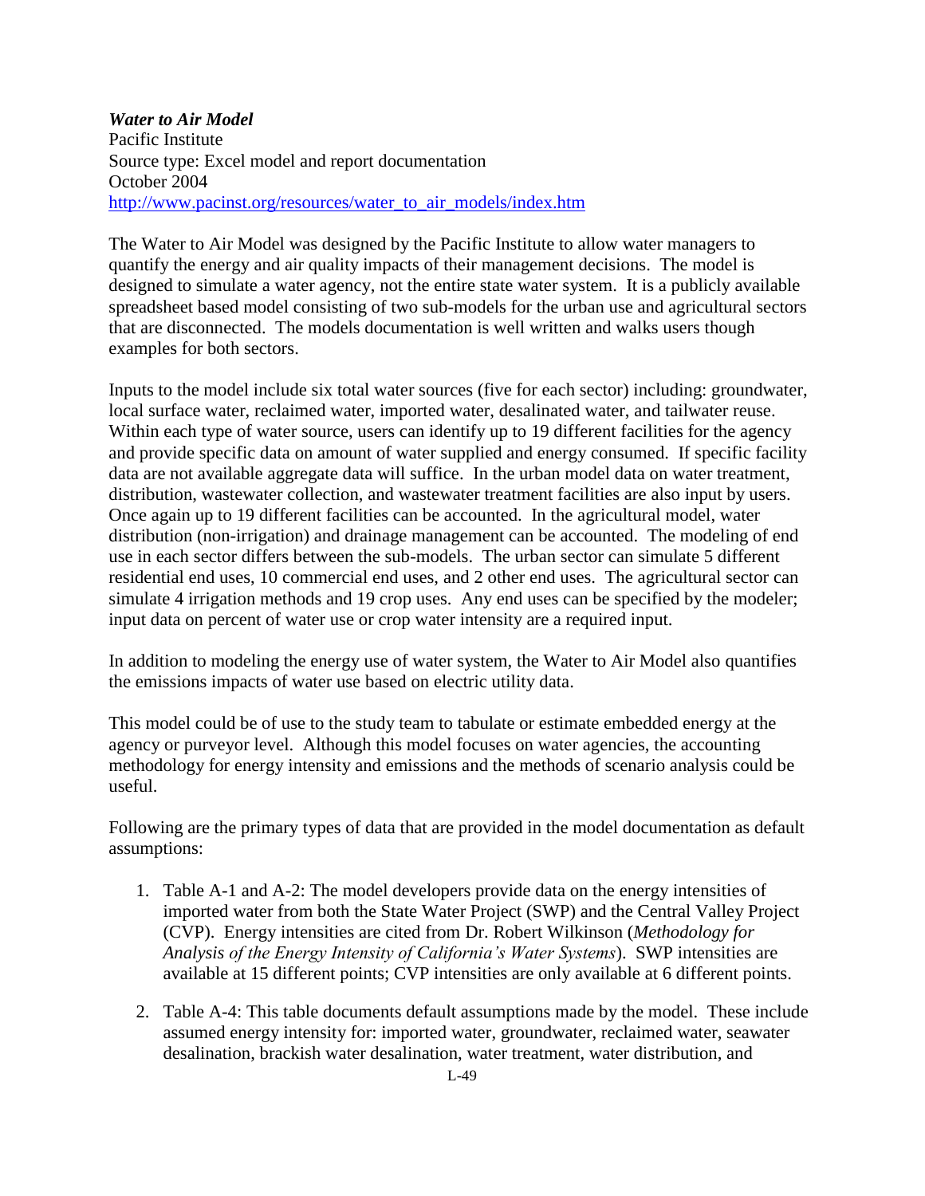***Water to Air Model***
Pacific Institute
Source type: Excel model and report documentation
October 2004
http://www.pacinst.org/resources/water_to_air_models/index.htm

The Water to Air Model was designed by the Pacific Institute to allow water managers to quantify the energy and air quality impacts of their management decisions. The model is designed to simulate a water agency, not the entire state water system. It is a publicly available spreadsheet based model consisting of two sub-models for the urban use and agricultural sectors that are disconnected. The models documentation is well written and walks users though examples for both sectors.

Inputs to the model include six total water sources (five for each sector) including: groundwater, local surface water, reclaimed water, imported water, desalinated water, and tailwater reuse. Within each type of water source, users can identify up to 19 different facilities for the agency and provide specific data on amount of water supplied and energy consumed. If specific facility data are not available aggregate data will suffice. In the urban model data on water treatment, distribution, wastewater collection, and wastewater treatment facilities are also input by users. Once again up to 19 different facilities can be accounted. In the agricultural model, water distribution (non-irrigation) and drainage management can be accounted. The modeling of end use in each sector differs between the sub-models. The urban sector can simulate 5 different residential end uses, 10 commercial end uses, and 2 other end uses. The agricultural sector can simulate 4 irrigation methods and 19 crop uses. Any end uses can be specified by the modeler; input data on percent of water use or crop water intensity are a required input.

In addition to modeling the energy use of water system, the Water to Air Model also quantifies the emissions impacts of water use based on electric utility data.

This model could be of use to the study team to tabulate or estimate embedded energy at the agency or purveyor level. Although this model focuses on water agencies, the accounting methodology for energy intensity and emissions and the methods of scenario analysis could be useful.

Following are the primary types of data that are provided in the model documentation as default assumptions:

1. Table A-1 and A-2: The model developers provide data on the energy intensities of imported water from both the State Water Project (SWP) and the Central Valley Project (CVP). Energy intensities are cited from Dr. Robert Wilkinson (*Methodology for Analysis of the Energy Intensity of California's Water Systems*). SWP intensities are available at 15 different points; CVP intensities are only available at 6 different points.

2. Table A-4: This table documents default assumptions made by the model. These include assumed energy intensity for: imported water, groundwater, reclaimed water, seawater desalination, brackish water desalination, water treatment, water distribution, and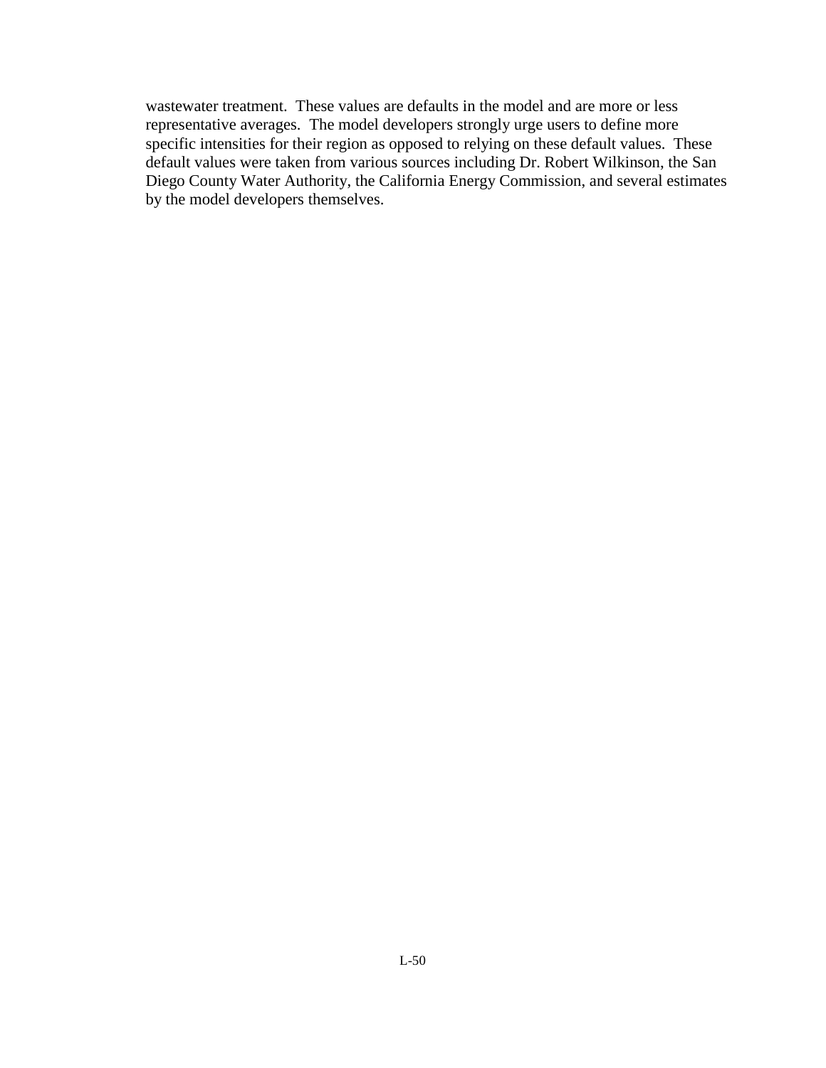wastewater treatment. These values are defaults in the model and are more or less representative averages. The model developers strongly urge users to define more specific intensities for their region as opposed to relying on these default values. These default values were taken from various sources including Dr. Robert Wilkinson, the San Diego County Water Authority, the California Energy Commission, and several estimates by the model developers themselves.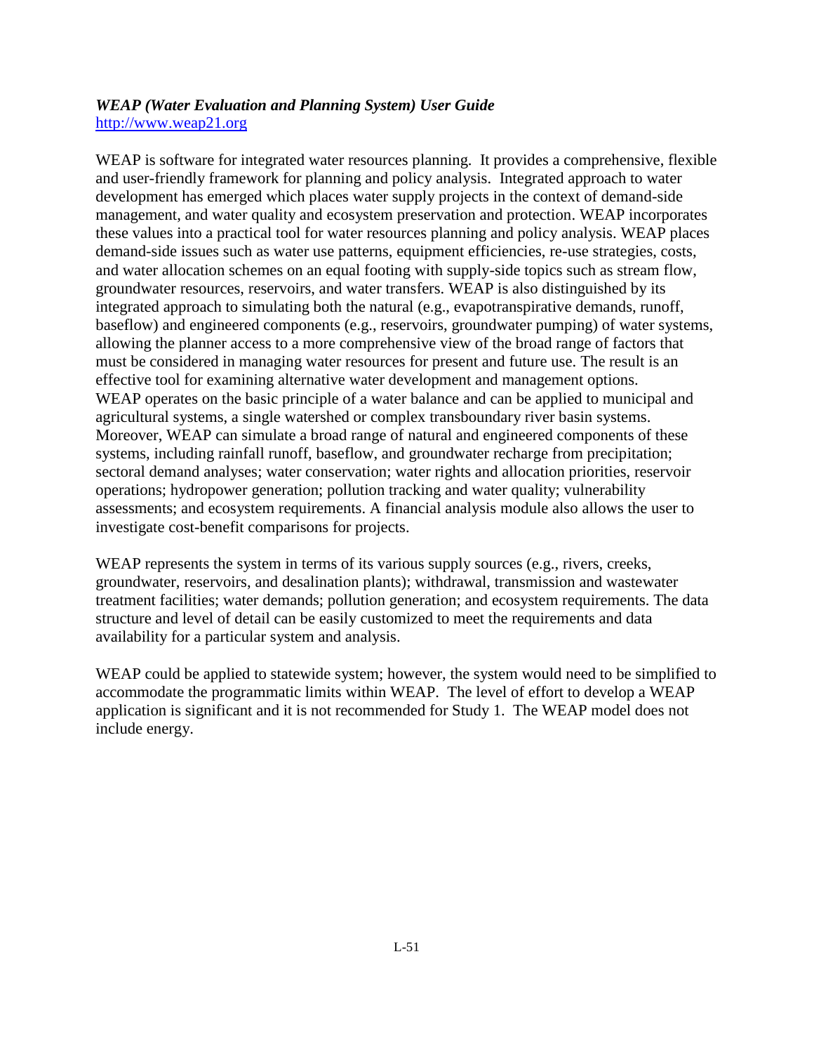***WEAP (Water Evaluation and Planning System) User Guide***
http://www.weap21.org

WEAP is software for integrated water resources planning. It provides a comprehensive, flexible and user-friendly framework for planning and policy analysis. Integrated approach to water development has emerged which places water supply projects in the context of demand-side management, and water quality and ecosystem preservation and protection. WEAP incorporates these values into a practical tool for water resources planning and policy analysis. WEAP places demand-side issues such as water use patterns, equipment efficiencies, re-use strategies, costs, and water allocation schemes on an equal footing with supply-side topics such as stream flow, groundwater resources, reservoirs, and water transfers. WEAP is also distinguished by its integrated approach to simulating both the natural (e.g., evapotranspirative demands, runoff, baseflow) and engineered components (e.g., reservoirs, groundwater pumping) of water systems, allowing the planner access to a more comprehensive view of the broad range of factors that must be considered in managing water resources for present and future use. The result is an effective tool for examining alternative water development and management options. WEAP operates on the basic principle of a water balance and can be applied to municipal and agricultural systems, a single watershed or complex transboundary river basin systems. Moreover, WEAP can simulate a broad range of natural and engineered components of these systems, including rainfall runoff, baseflow, and groundwater recharge from precipitation; sectoral demand analyses; water conservation; water rights and allocation priorities, reservoir operations; hydropower generation; pollution tracking and water quality; vulnerability assessments; and ecosystem requirements. A financial analysis module also allows the user to investigate cost-benefit comparisons for projects.

WEAP represents the system in terms of its various supply sources (e.g., rivers, creeks, groundwater, reservoirs, and desalination plants); withdrawal, transmission and wastewater treatment facilities; water demands; pollution generation; and ecosystem requirements. The data structure and level of detail can be easily customized to meet the requirements and data availability for a particular system and analysis.

WEAP could be applied to statewide system; however, the system would need to be simplified to accommodate the programmatic limits within WEAP. The level of effort to develop a WEAP application is significant and it is not recommended for Study 1. The WEAP model does not include energy.